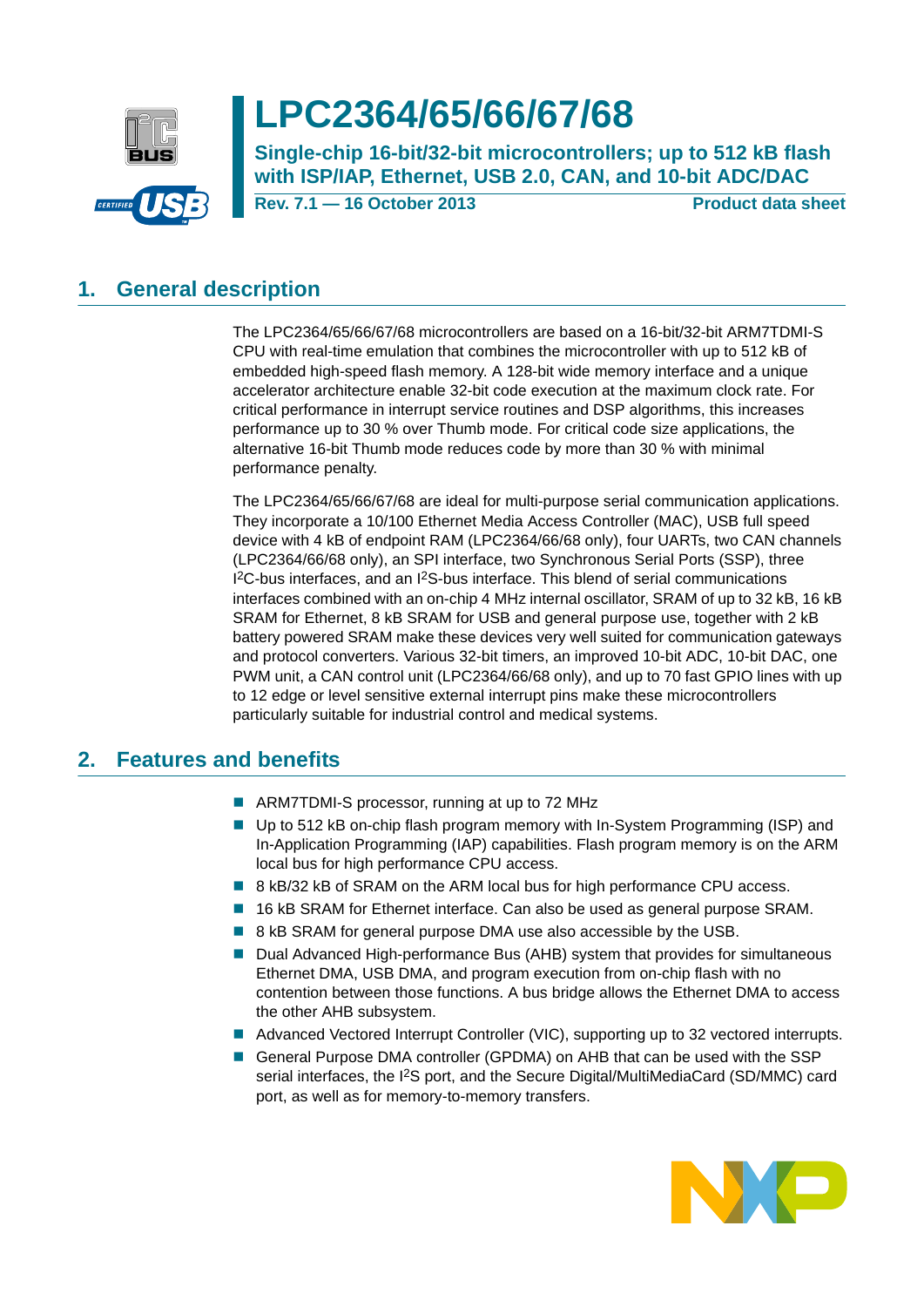# LPC2364/65/66/67/68

**Single-chip 16-bit/32-bit microcontrollers; up to 512 kB flash with ISP/IAP, Ethernet, USB 2.0, CAN, and 10-bit ADC/DAC**

**Rev. 7.1 — 16 October 2013** **Product data sheet**

## 1. General description

The LPC2364/65/66/67/68 microcontrollers are based on a 16-bit/32-bit ARM7TDMI-S CPU with real-time emulation that combines the microcontroller with up to 512 kB of embedded high-speed flash memory. A 128-bit wide memory interface and a unique accelerator architecture enable 32-bit code execution at the maximum clock rate. For critical performance in interrupt service routines and DSP algorithms, this increases performance up to 30 % over Thumb mode. For critical code size applications, the alternative 16-bit Thumb mode reduces code by more than 30 % with minimal performance penalty.

The LPC2364/65/66/67/68 are ideal for multi-purpose serial communication applications. They incorporate a 10/100 Ethernet Media Access Controller (MAC), USB full speed device with 4 kB of endpoint RAM (LPC2364/66/68 only), four UARTs, two CAN channels (LPC2364/66/68 only), an SPI interface, two Synchronous Serial Ports (SSP), three I²C-bus interfaces, and an I²S-bus interface. This blend of serial communications interfaces combined with an on-chip 4 MHz internal oscillator, SRAM of up to 32 kB, 16 kB SRAM for Ethernet, 8 kB SRAM for USB and general purpose use, together with 2 kB battery powered SRAM make these devices very well suited for communication gateways and protocol converters. Various 32-bit timers, an improved 10-bit ADC, 10-bit DAC, one PWM unit, a CAN control unit (LPC2364/66/68 only), and up to 70 fast GPIO lines with up to 12 edge or level sensitive external interrupt pins make these microcontrollers particularly suitable for industrial control and medical systems.

## 2. Features and benefits

- ARM7TDMI-S processor, running at up to 72 MHz
- Up to 512 kB on-chip flash program memory with In-System Programming (ISP) and In-Application Programming (IAP) capabilities. Flash program memory is on the ARM local bus for high performance CPU access.
- 8 kB/32 kB of SRAM on the ARM local bus for high performance CPU access.
- 16 kB SRAM for Ethernet interface. Can also be used as general purpose SRAM.
- 8 kB SRAM for general purpose DMA use also accessible by the USB.
- Dual Advanced High-performance Bus (AHB) system that provides for simultaneous Ethernet DMA, USB DMA, and program execution from on-chip flash with no contention between those functions. A bus bridge allows the Ethernet DMA to access the other AHB subsystem.
- Advanced Vectored Interrupt Controller (VIC), supporting up to 32 vectored interrupts.
- General Purpose DMA controller (GPDMA) on AHB that can be used with the SSP serial interfaces, the I²S port, and the Secure Digital/MultiMediaCard (SD/MMC) card port, as well as for memory-to-memory transfers.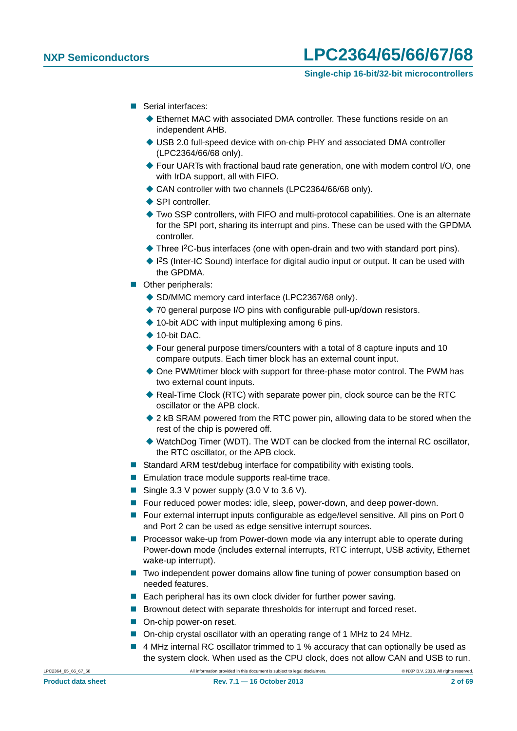- Serial interfaces:
  - Ethernet MAC with associated DMA controller. These functions reside on an independent AHB.
  - USB 2.0 full-speed device with on-chip PHY and associated DMA controller (LPC2364/66/68 only).
  - Four UARTs with fractional baud rate generation, one with modem control I/O, one with IrDA support, all with FIFO.
  - CAN controller with two channels (LPC2364/66/68 only).
  - SPI controller.
  - Two SSP controllers, with FIFO and multi-protocol capabilities. One is an alternate for the SPI port, sharing its interrupt and pins. These can be used with the GPDMA controller.
  - Three I$^2$C-bus interfaces (one with open-drain and two with standard port pins).
  - I$^2$S (Inter-IC Sound) interface for digital audio input or output. It can be used with the GPDMA.
- Other peripherals:
  - SD/MMC memory card interface (LPC2367/68 only).
  - 70 general purpose I/O pins with configurable pull-up/down resistors.
  - 10-bit ADC with input multiplexing among 6 pins.
  - 10-bit DAC.
  - Four general purpose timers/counters with a total of 8 capture inputs and 10 compare outputs. Each timer block has an external count input.
  - One PWM/timer block with support for three-phase motor control. The PWM has two external count inputs.
  - Real-Time Clock (RTC) with separate power pin, clock source can be the RTC oscillator or the APB clock.
  - 2 kB SRAM powered from the RTC power pin, allowing data to be stored when the rest of the chip is powered off.
  - WatchDog Timer (WDT). The WDT can be clocked from the internal RC oscillator, the RTC oscillator, or the APB clock.
- Standard ARM test/debug interface for compatibility with existing tools.
- Emulation trace module supports real-time trace.
- Single 3.3 V power supply (3.0 V to 3.6 V).
- Four reduced power modes: idle, sleep, power-down, and deep power-down.
- Four external interrupt inputs configurable as edge/level sensitive. All pins on Port 0 and Port 2 can be used as edge sensitive interrupt sources.
- Processor wake-up from Power-down mode via any interrupt able to operate during Power-down mode (includes external interrupts, RTC interrupt, USB activity, Ethernet wake-up interrupt).
- Two independent power domains allow fine tuning of power consumption based on needed features.
- Each peripheral has its own clock divider for further power saving.
- Brownout detect with separate thresholds for interrupt and forced reset.
- On-chip power-on reset.
- On-chip crystal oscillator with an operating range of 1 MHz to 24 MHz.
- 4 MHz internal RC oscillator trimmed to 1 % accuracy that can optionally be used as the system clock. When used as the CPU clock, does not allow CAN and USB to run.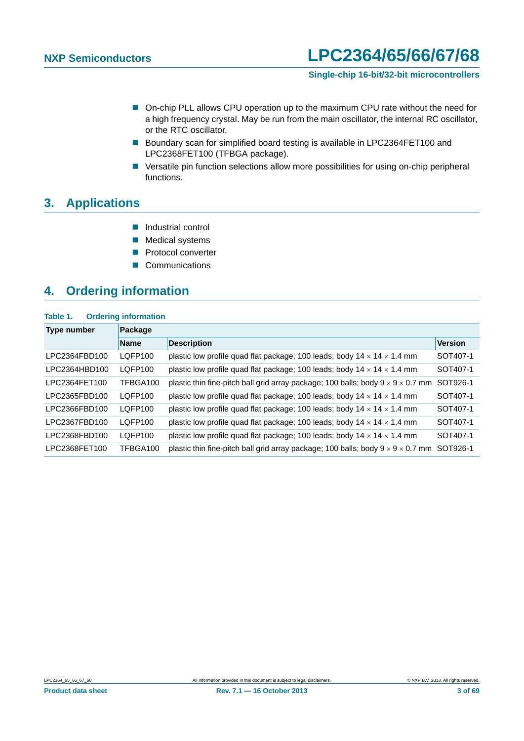- On-chip PLL allows CPU operation up to the maximum CPU rate without the need for a high frequency crystal. May be run from the main oscillator, the internal RC oscillator, or the RTC oscillator.
- Boundary scan for simplified board testing is available in LPC2364FET100 and LPC2368FET100 (TFBGA package).
- Versatile pin function selections allow more possibilities for using on-chip peripheral functions.

## 3. Applications

- Industrial control
- Medical systems
- Protocol converter
- Communications

## 4. Ordering information

**Table 1. Ordering information**

| Type number | Package | | |
|---|---|---|---|
| | **Name** | **Description** | **Version** |
| LPC2364FBD100 | LQFP100 | plastic low profile quad flat package; 100 leads; body 14 × 14 × 1.4 mm | SOT407-1 |
| LPC2364HBD100 | LQFP100 | plastic low profile quad flat package; 100 leads; body 14 × 14 × 1.4 mm | SOT407-1 |
| LPC2364FET100 | TFBGA100 | plastic thin fine-pitch ball grid array package; 100 balls; body 9 × 9 × 0.7 mm | SOT926-1 |
| LPC2365FBD100 | LQFP100 | plastic low profile quad flat package; 100 leads; body 14 × 14 × 1.4 mm | SOT407-1 |
| LPC2366FBD100 | LQFP100 | plastic low profile quad flat package; 100 leads; body 14 × 14 × 1.4 mm | SOT407-1 |
| LPC2367FBD100 | LQFP100 | plastic low profile quad flat package; 100 leads; body 14 × 14 × 1.4 mm | SOT407-1 |
| LPC2368FBD100 | LQFP100 | plastic low profile quad flat package; 100 leads; body 14 × 14 × 1.4 mm | SOT407-1 |
| LPC2368FET100 | TFBGA100 | plastic thin fine-pitch ball grid array package; 100 balls; body 9 × 9 × 0.7 mm | SOT926-1 |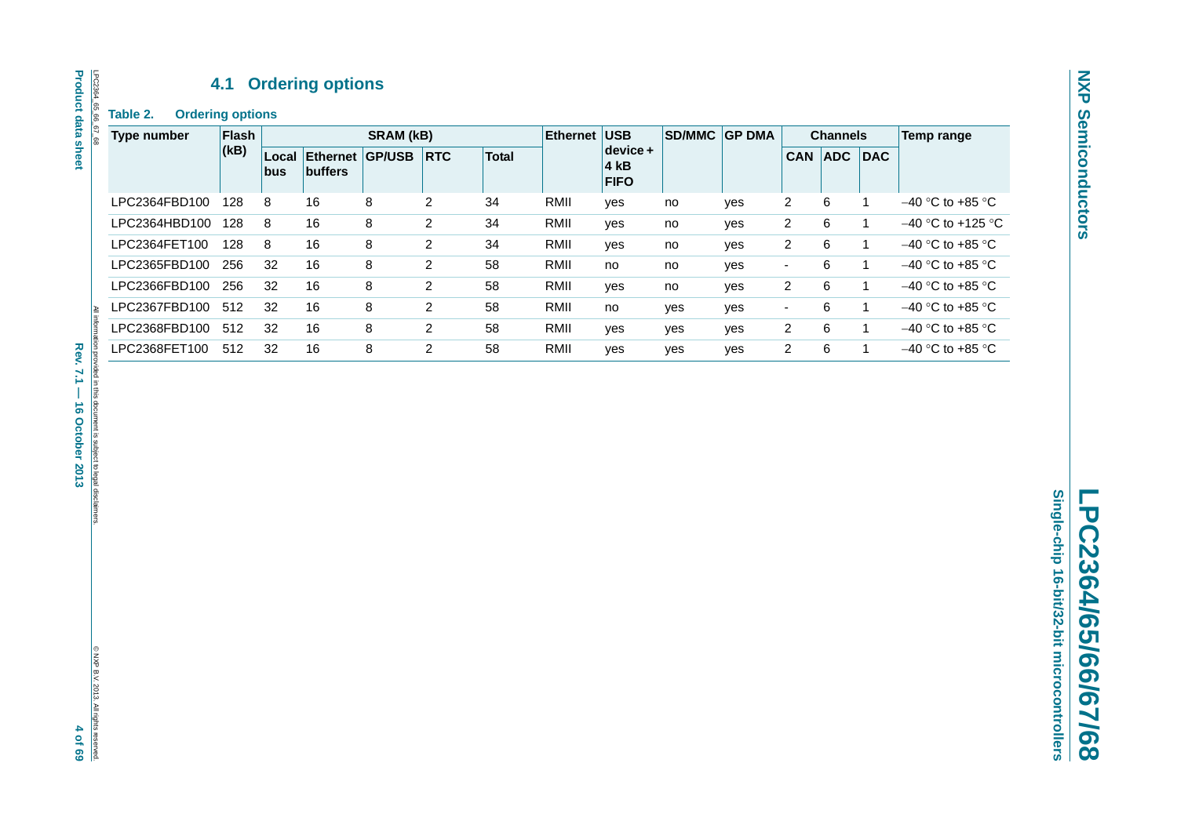### 4.1 Ordering options

**Table 2. Ordering options**

| Type number | Flash (kB) | SRAM (kB) | | | | | Ethernet | USB device + 4 kB FIFO | SD/MMC | GP DMA | Channels | | | Temp range |
|---|---|---|---|---|---|---|---|---|---|---|---|---|---|---|
| | | Local bus | Ethernet buffers | GP/USB | RTC | Total | | | | | CAN | ADC | DAC | |
| LPC2364FBD100 | 128 | 8 | 16 | 8 | 2 | 34 | RMII | yes | no | yes | 2 | 6 | 1 | −40 °C to +85 °C |
| LPC2364HBD100 | 128 | 8 | 16 | 8 | 2 | 34 | RMII | yes | no | yes | 2 | 6 | 1 | −40 °C to +125 °C |
| LPC2364FET100 | 128 | 8 | 16 | 8 | 2 | 34 | RMII | yes | no | yes | 2 | 6 | 1 | −40 °C to +85 °C |
| LPC2365FBD100 | 256 | 32 | 16 | 8 | 2 | 58 | RMII | no | no | yes | - | 6 | 1 | −40 °C to +85 °C |
| LPC2366FBD100 | 256 | 32 | 16 | 8 | 2 | 58 | RMII | yes | no | yes | 2 | 6 | 1 | −40 °C to +85 °C |
| LPC2367FBD100 | 512 | 32 | 16 | 8 | 2 | 58 | RMII | no | yes | yes | - | 6 | 1 | −40 °C to +85 °C |
| LPC2368FBD100 | 512 | 32 | 16 | 8 | 2 | 58 | RMII | yes | yes | yes | 2 | 6 | 1 | −40 °C to +85 °C |
| LPC2368FET100 | 512 | 32 | 16 | 8 | 2 | 58 | RMII | yes | yes | yes | 2 | 6 | 1 | −40 °C to +85 °C |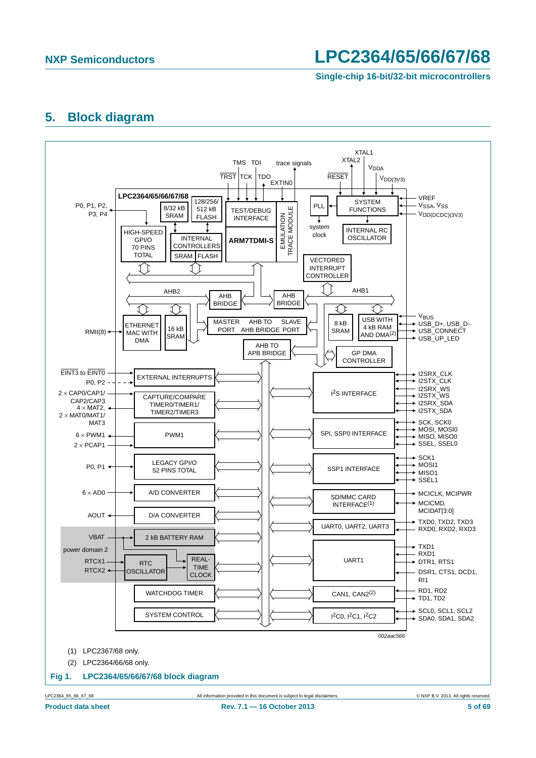## 5. Block diagram

(1) LPC2367/68 only.

(2) LPC2364/66/68 only.

**Fig 1. LPC2364/65/66/67/68 block diagram**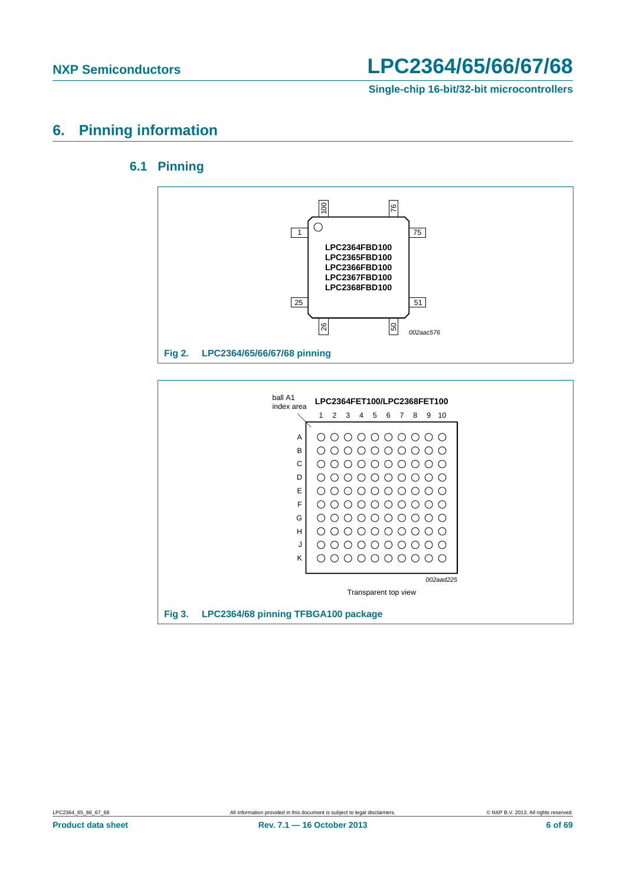# 6. Pinning information

## 6.1 Pinning

Fig 2. LPC2364/65/66/67/68 pinning

Fig 3. LPC2364/68 pinning TFBGA100 package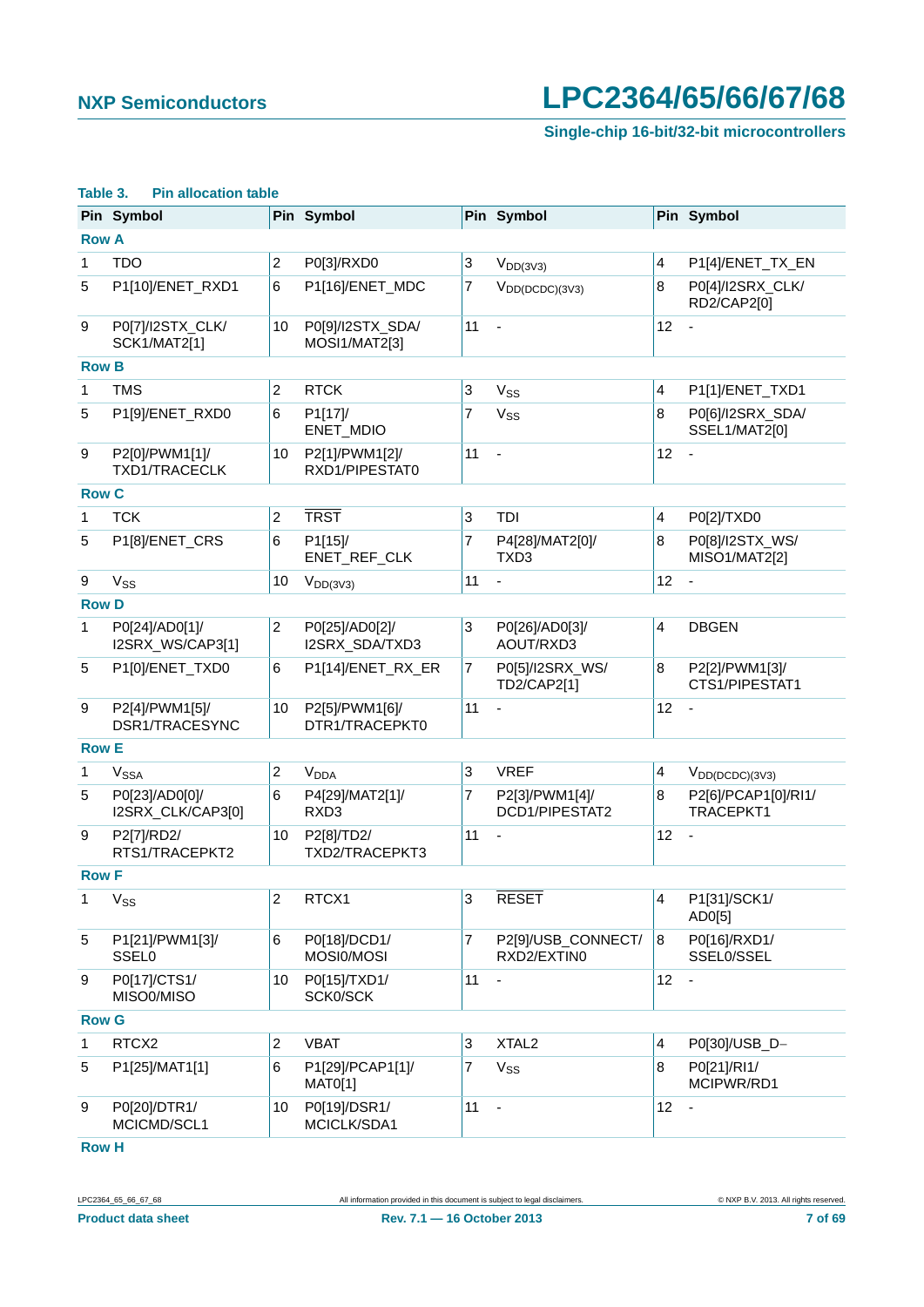**Table 3. Pin allocation table**

| Pin | Symbol | Pin | Symbol | Pin | Symbol | Pin | Symbol |
|---|---|---|---|---|---|---|---|
| **Row A** | | | | | | | |
| 1 | TDO | 2 | P0[3]/RXD0 | 3 | $V_{DD(3V3)}$ | 4 | P1[4]/ENET_TX_EN |
| 5 | P1[10]/ENET_RXD1 | 6 | P1[16]/ENET_MDC | 7 | $V_{DD(DCDC)(3V3)}$ | 8 | P0[4]/I2SRX_CLK/ RD2/CAP2[0] |
| 9 | P0[7]/I2STX_CLK/ SCK1/MAT2[1] | 10 | P0[9]/I2STX_SDA/ MOSI1/MAT2[3] | 11 | - | 12 | - |
| **Row B** | | | | | | | |
| 1 | TMS | 2 | RTCK | 3 | $V_{SS}$ | 4 | P1[1]/ENET_TXD1 |
| 5 | P1[9]/ENET_RXD0 | 6 | P1[17]/ ENET_MDIO | 7 | $V_{SS}$ | 8 | P0[6]/I2SRX_SDA/ SSEL1/MAT2[0] |
| 9 | P2[0]/PWM1[1]/ TXD1/TRACECLK | 10 | P2[1]/PWM1[2]/ RXD1/PIPESTAT0 | 11 | - | 12 | - |
| **Row C** | | | | | | | |
| 1 | TCK | 2 | $\overline{\text{TRST}}$ | 3 | TDI | 4 | P0[2]/TXD0 |
| 5 | P1[8]/ENET_CRS | 6 | P1[15]/ ENET_REF_CLK | 7 | P4[28]/MAT2[0]/ TXD3 | 8 | P0[8]/I2STX_WS/ MISO1/MAT2[2] |
| 9 | $V_{SS}$ | 10 | $V_{DD(3V3)}$ | 11 | - | 12 | - |
| **Row D** | | | | | | | |
| 1 | P0[24]/AD0[1]/ I2SRX_WS/CAP3[1] | 2 | P0[25]/AD0[2]/ I2SRX_SDA/TXD3 | 3 | P0[26]/AD0[3]/ AOUT/RXD3 | 4 | DBGEN |
| 5 | P1[0]/ENET_TXD0 | 6 | P1[14]/ENET_RX_ER | 7 | P0[5]/I2SRX_WS/ TD2/CAP2[1] | 8 | P2[2]/PWM1[3]/ CTS1/PIPESTAT1 |
| 9 | P2[4]/PWM1[5]/ DSR1/TRACESYNC | 10 | P2[5]/PWM1[6]/ DTR1/TRACEPKT0 | 11 | - | 12 | - |
| **Row E** | | | | | | | |
| 1 | $V_{SSA}$ | 2 | $V_{DDA}$ | 3 | VREF | 4 | $V_{DD(DCDC)(3V3)}$ |
| 5 | P0[23]/AD0[0]/ I2SRX_CLK/CAP3[0] | 6 | P4[29]/MAT2[1]/ RXD3 | 7 | P2[3]/PWM1[4]/ DCD1/PIPESTAT2 | 8 | P2[6]/PCAP1[0]/RI1/ TRACEPKT1 |
| 9 | P2[7]/RD2/ RTS1/TRACEPKT2 | 10 | P2[8]/TD2/ TXD2/TRACEPKT3 | 11 | - | 12 | - |
| **Row F** | | | | | | | |
| 1 | $V_{SS}$ | 2 | RTCX1 | 3 | $\overline{\text{RESET}}$ | 4 | P1[31]/SCK1/ AD0[5] |
| 5 | P1[21]/PWM1[3]/ SSEL0 | 6 | P0[18]/DCD1/ MOSI0/MOSI | 7 | P2[9]/USB_CONNECT/ RXD2/EXTIN0 | 8 | P0[16]/RXD1/ SSEL0/SSEL |
| 9 | P0[17]/CTS1/ MISO0/MISO | 10 | P0[15]/TXD1/ SCK0/SCK | 11 | - | 12 | - |
| **Row G** | | | | | | | |
| 1 | RTCX2 | 2 | VBAT | 3 | XTAL2 | 4 | P0[30]/USB_D− |
| 5 | P1[25]/MAT1[1] | 6 | P1[29]/PCAP1[1]/ MAT0[1] | 7 | $V_{SS}$ | 8 | P0[21]/RI1/ MCIPWR/RD1 |
| 9 | P0[20]/DTR1/ MCICMD/SCL1 | 10 | P0[19]/DSR1/ MCICLK/SDA1 | 11 | - | 12 | - |
| **Row H** | | | | | | | |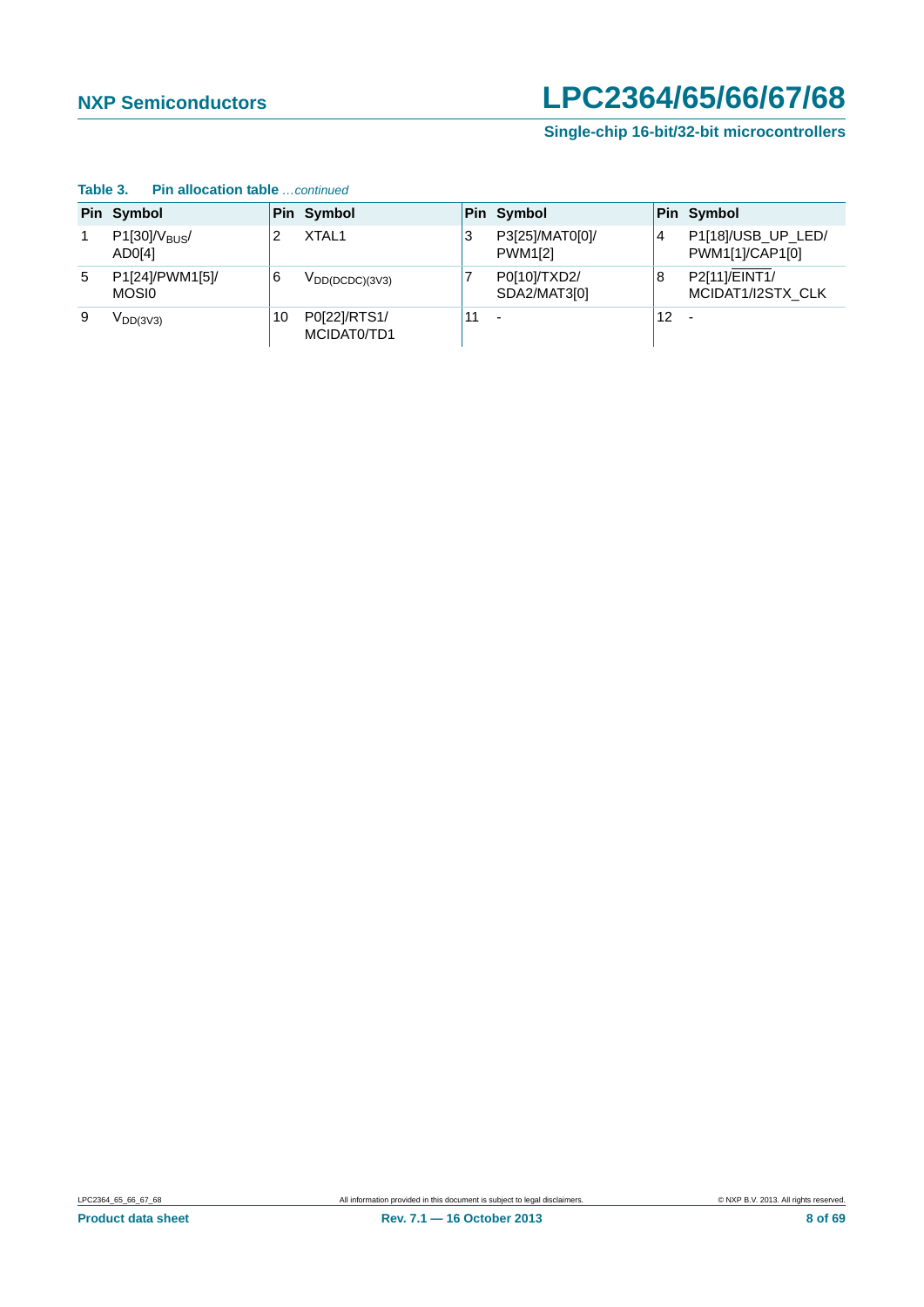**Table 3. Pin allocation table** *…continued*

| Pin | Symbol | Pin | Symbol | Pin | Symbol | Pin | Symbol |
|---|---|---|---|---|---|---|---|
| 1 | P1[30]/$V_{BUS}$/ AD0[4] | 2 | XTAL1 | 3 | P3[25]/MAT0[0]/ PWM1[2] | 4 | P1[18]/USB_UP_LED/ PWM1[1]/CAP1[0] |
| 5 | P1[24]/PWM1[5]/ MOSI0 | 6 | $V_{DD(DCDC)(3V3)}$ | 7 | P0[10]/TXD2/ SDA2/MAT3[0] | 8 | P2[11]/$\overline{EINT1}$/ MCIDAT1/I2STX_CLK |
| 9 | $V_{DD(3V3)}$ | 10 | P0[22]/RTS1/ MCIDAT0/TD1 | 11 | - | 12 | - |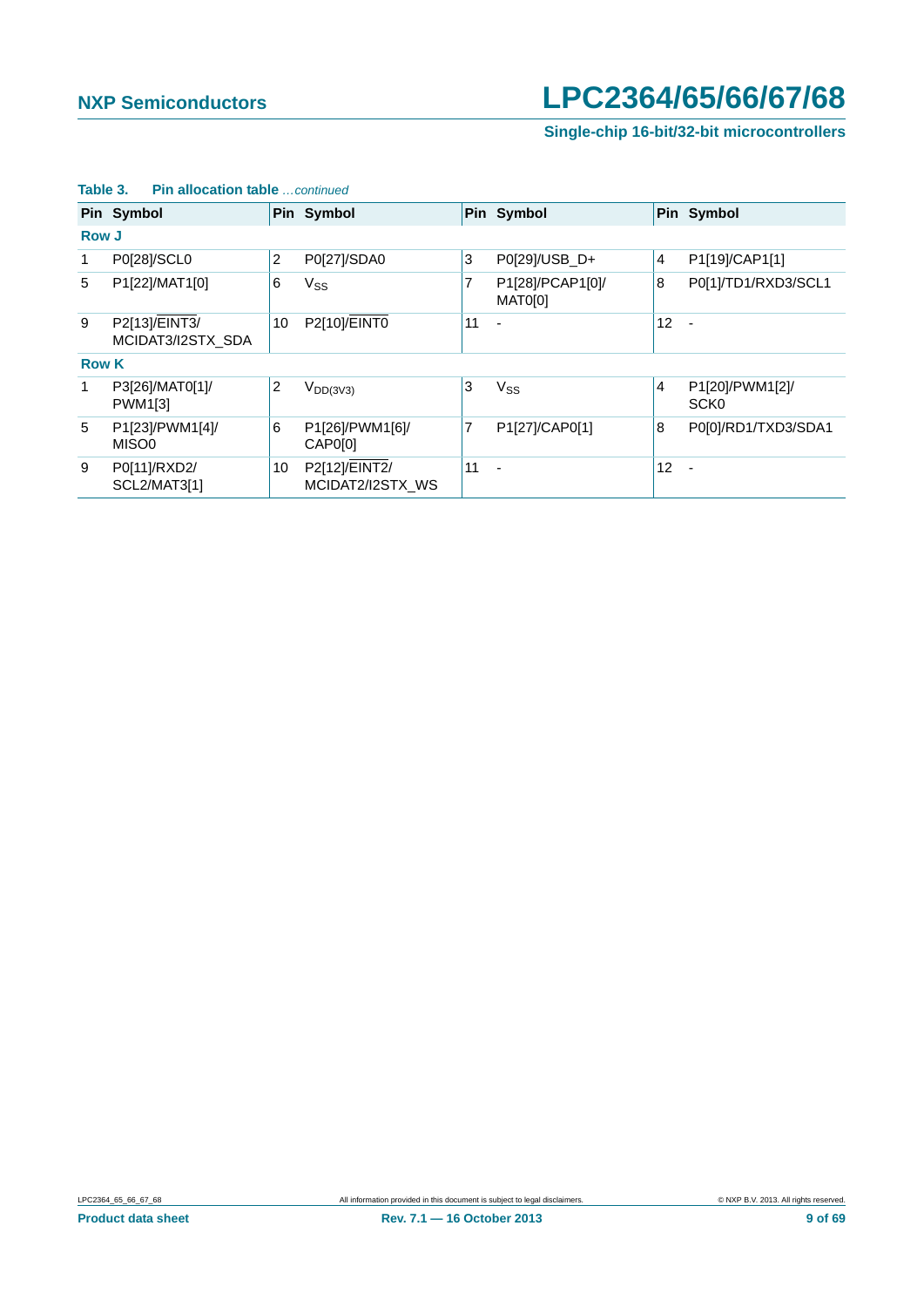**Table 3. Pin allocation table** *…continued*

| Pin | Symbol | Pin | Symbol | Pin | Symbol | Pin | Symbol |
|---|---|---|---|---|---|---|---|
| **Row J** | | | | | | | |
| 1 | P0[28]/SCL0 | 2 | P0[27]/SDA0 | 3 | P0[29]/USB_D+ | 4 | P1[19]/CAP1[1] |
| 5 | P1[22]/MAT1[0] | 6 | $V_{SS}$ | 7 | P1[28]/PCAP1[0]/ MAT0[0] | 8 | P0[1]/TD1/RXD3/SCL1 |
| 9 | P2[13]/$\overline{EINT3}$/ MCIDAT3/I2STX_SDA | 10 | P2[10]/$\overline{EINT0}$ | 11 | - | 12 | - |
| **Row K** | | | | | | | |
| 1 | P3[26]/MAT0[1]/ PWM1[3] | 2 | $V_{DD(3V3)}$ | 3 | $V_{SS}$ | 4 | P1[20]/PWM1[2]/ SCK0 |
| 5 | P1[23]/PWM1[4]/ MISO0 | 6 | P1[26]/PWM1[6]/ CAP0[0] | 7 | P1[27]/CAP0[1] | 8 | P0[0]/RD1/TXD3/SDA1 |
| 9 | P0[11]/RXD2/ SCL2/MAT3[1] | 10 | P2[12]/$\overline{EINT2}$/ MCIDAT2/I2STX_WS | 11 | - | 12 | - |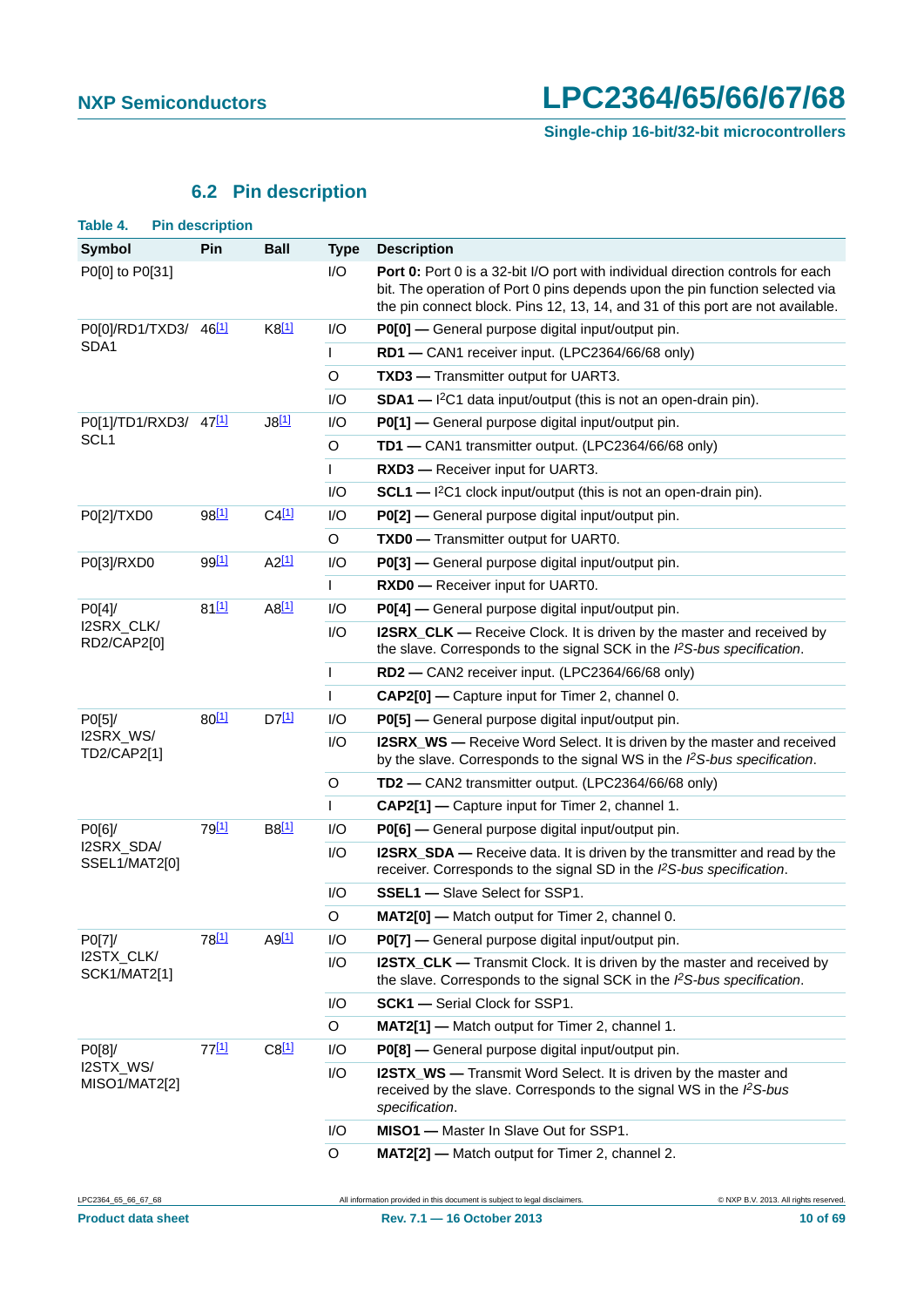## 6.2 Pin description

**Table 4. Pin description**

| Symbol | Pin | Ball | Type | Description |
|---|---|---|---|---|
| P0[0] to P0[31] | | | I/O | **Port 0:** Port 0 is a 32-bit I/O port with individual direction controls for each bit. The operation of Port 0 pins depends upon the pin function selected via the pin connect block. Pins 12, 13, 14, and 31 of this port are not available. |
| P0[0]/RD1/TXD3/ SDA1 | 46[1] | K8[1] | I/O | **P0[0] —** General purpose digital input/output pin. |
| | | | I | **RD1 —** CAN1 receiver input. (LPC2364/66/68 only) |
| | | | O | **TXD3 —** Transmitter output for UART3. |
| | | | I/O | **SDA1 —** $I^2C1$ data input/output (this is not an open-drain pin). |
| P0[1]/TD1/RXD3/ SCL1 | 47[1] | J8[1] | I/O | **P0[1] —** General purpose digital input/output pin. |
| | | | O | **TD1 —** CAN1 transmitter output. (LPC2364/66/68 only) |
| | | | I | **RXD3 —** Receiver input for UART3. |
| | | | I/O | **SCL1 —** $I^2C1$ clock input/output (this is not an open-drain pin). |
| P0[2]/TXD0 | 98[1] | C4[1] | I/O | **P0[2] —** General purpose digital input/output pin. |
| | | | O | **TXD0 —** Transmitter output for UART0. |
| P0[3]/RXD0 | 99[1] | A2[1] | I/O | **P0[3] —** General purpose digital input/output pin. |
| | | | I | **RXD0 —** Receiver input for UART0. |
| P0[4]/ I2SRX_CLK/ RD2/CAP2[0] | 81[1] | A8[1] | I/O | **P0[4] —** General purpose digital input/output pin. |
| | | | I/O | **I2SRX_CLK —** Receive Clock. It is driven by the master and received by the slave. Corresponds to the signal SCK in the *$I^2S$-bus specification*. |
| | | | I | **RD2 —** CAN2 receiver input. (LPC2364/66/68 only) |
| | | | I | **CAP2[0] —** Capture input for Timer 2, channel 0. |
| P0[5]/ I2SRX_WS/ TD2/CAP2[1] | 80[1] | D7[1] | I/O | **P0[5] —** General purpose digital input/output pin. |
| | | | I/O | **I2SRX_WS —** Receive Word Select. It is driven by the master and received by the slave. Corresponds to the signal WS in the *$I^2S$-bus specification*. |
| | | | O | **TD2 —** CAN2 transmitter output. (LPC2364/66/68 only) |
| | | | I | **CAP2[1] —** Capture input for Timer 2, channel 1. |
| P0[6]/ I2SRX_SDA/ SSEL1/MAT2[0] | 79[1] | B8[1] | I/O | **P0[6] —** General purpose digital input/output pin. |
| | | | I/O | **I2SRX_SDA —** Receive data. It is driven by the transmitter and read by the receiver. Corresponds to the signal SD in the *$I^2S$-bus specification*. |
| | | | I/O | **SSEL1 —** Slave Select for SSP1. |
| | | | O | **MAT2[0] —** Match output for Timer 2, channel 0. |
| P0[7]/ I2STX_CLK/ SCK1/MAT2[1] | 78[1] | A9[1] | I/O | **P0[7] —** General purpose digital input/output pin. |
| | | | I/O | **I2STX_CLK —** Transmit Clock. It is driven by the master and received by the slave. Corresponds to the signal SCK in the *$I^2S$-bus specification*. |
| | | | I/O | **SCK1 —** Serial Clock for SSP1. |
| | | | O | **MAT2[1] —** Match output for Timer 2, channel 1. |
| P0[8]/ I2STX_WS/ MISO1/MAT2[2] | 77[1] | C8[1] | I/O | **P0[8] —** General purpose digital input/output pin. |
| | | | I/O | **I2STX_WS —** Transmit Word Select. It is driven by the master and received by the slave. Corresponds to the signal WS in the *$I^2S$-bus specification*. |
| | | | I/O | **MISO1 —** Master In Slave Out for SSP1. |
| | | | O | **MAT2[2] —** Match output for Timer 2, channel 2. |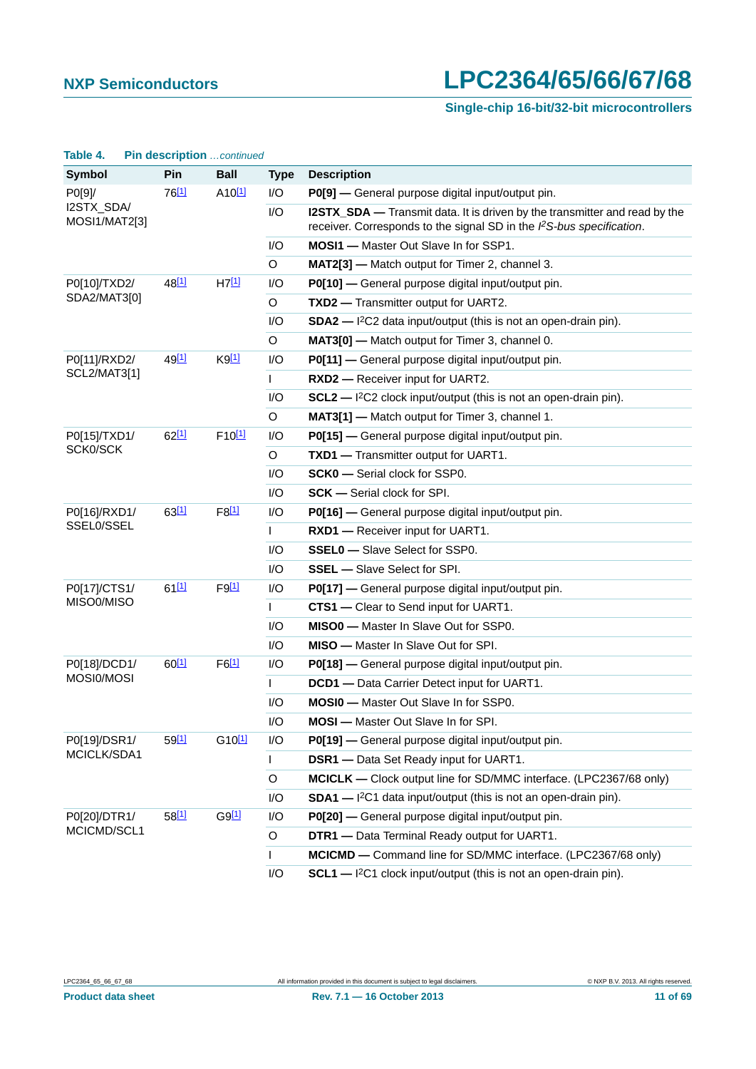**Table 4. Pin description** *...continued*

| Symbol | Pin | Ball | Type | Description |
|---|---|---|---|---|
| P0[9]/ I2STX_SDA/ MOSI1/MAT2[3] | 76[1] | A10[1] | I/O | **P0[9] —** General purpose digital input/output pin. |
| | | | I/O | **I2STX_SDA —** Transmit data. It is driven by the transmitter and read by the receiver. Corresponds to the signal SD in the *I²S-bus specification*. |
| | | | I/O | **MOSI1 —** Master Out Slave In for SSP1. |
| | | | O | **MAT2[3] —** Match output for Timer 2, channel 3. |
| P0[10]/TXD2/ SDA2/MAT3[0] | 48[1] | H7[1] | I/O | **P0[10] —** General purpose digital input/output pin. |
| | | | O | **TXD2 —** Transmitter output for UART2. |
| | | | I/O | **SDA2 —** I²C2 data input/output (this is not an open-drain pin). |
| | | | O | **MAT3[0] —** Match output for Timer 3, channel 0. |
| P0[11]/RXD2/ SCL2/MAT3[1] | 49[1] | K9[1] | I/O | **P0[11] —** General purpose digital input/output pin. |
| | | | I | **RXD2 —** Receiver input for UART2. |
| | | | I/O | **SCL2 —** I²C2 clock input/output (this is not an open-drain pin). |
| | | | O | **MAT3[1] —** Match output for Timer 3, channel 1. |
| P0[15]/TXD1/ SCK0/SCK | 62[1] | F10[1] | I/O | **P0[15] —** General purpose digital input/output pin. |
| | | | O | **TXD1 —** Transmitter output for UART1. |
| | | | I/O | **SCK0 —** Serial clock for SSP0. |
| | | | I/O | **SCK —** Serial clock for SPI. |
| P0[16]/RXD1/ SSEL0/SSEL | 63[1] | F8[1] | I/O | **P0[16] —** General purpose digital input/output pin. |
| | | | I | **RXD1 —** Receiver input for UART1. |
| | | | I/O | **SSEL0 —** Slave Select for SSP0. |
| | | | I/O | **SSEL —** Slave Select for SPI. |
| P0[17]/CTS1/ MISO0/MISO | 61[1] | F9[1] | I/O | **P0[17] —** General purpose digital input/output pin. |
| | | | I | **CTS1 —** Clear to Send input for UART1. |
| | | | I/O | **MISO0 —** Master In Slave Out for SSP0. |
| | | | I/O | **MISO —** Master In Slave Out for SPI. |
| P0[18]/DCD1/ MOSI0/MOSI | 60[1] | F6[1] | I/O | **P0[18] —** General purpose digital input/output pin. |
| | | | I | **DCD1 —** Data Carrier Detect input for UART1. |
| | | | I/O | **MOSI0 —** Master Out Slave In for SSP0. |
| | | | I/O | **MOSI —** Master Out Slave In for SPI. |
| P0[19]/DSR1/ MCICLK/SDA1 | 59[1] | G10[1] | I/O | **P0[19] —** General purpose digital input/output pin. |
| | | | I | **DSR1 —** Data Set Ready input for UART1. |
| | | | O | **MCICLK —** Clock output line for SD/MMC interface. (LPC2367/68 only) |
| | | | I/O | **SDA1 —** I²C1 data input/output (this is not an open-drain pin). |
| P0[20]/DTR1/ MCICMD/SCL1 | 58[1] | G9[1] | I/O | **P0[20] —** General purpose digital input/output pin. |
| | | | O | **DTR1 —** Data Terminal Ready output for UART1. |
| | | | I | **MCICMD —** Command line for SD/MMC interface. (LPC2367/68 only) |
| | | | I/O | **SCL1 —** I²C1 clock input/output (this is not an open-drain pin). |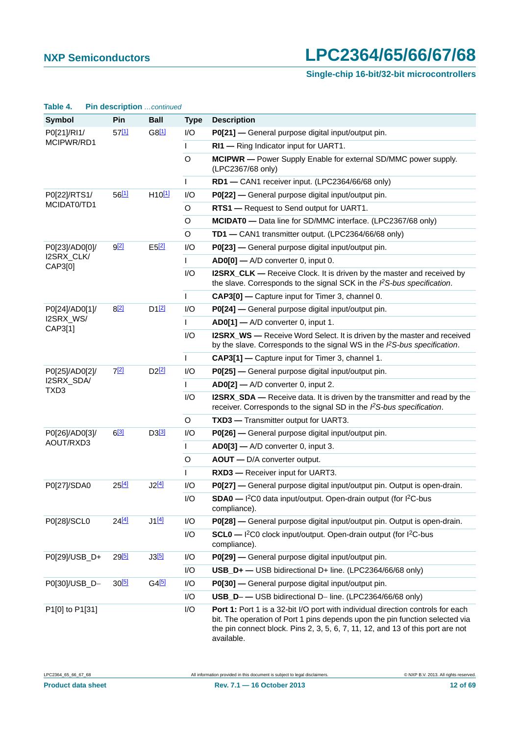**Table 4. Pin description** *...continued*

| Symbol | Pin | Ball | Type | Description |
|---|---|---|---|---|
| P0[21]/RI1/ MCIPWR/RD1 | 57[1] | G8[1] | I/O | **P0[21] —** General purpose digital input/output pin. |
| | | | I | **RI1 —** Ring Indicator input for UART1. |
| | | | O | **MCIPWR —** Power Supply Enable for external SD/MMC power supply. (LPC2367/68 only) |
| | | | I | **RD1 —** CAN1 receiver input. (LPC2364/66/68 only) |
| P0[22]/RTS1/ MCIDAT0/TD1 | 56[1] | H10[1] | I/O | **P0[22] —** General purpose digital input/output pin. |
| | | | O | **RTS1 —** Request to Send output for UART1. |
| | | | O | **MCIDAT0 —** Data line for SD/MMC interface. (LPC2367/68 only) |
| | | | O | **TD1 —** CAN1 transmitter output. (LPC2364/66/68 only) |
| P0[23]/AD0[0]/ I2SRX_CLK/ CAP3[0] | 9[2] | E5[2] | I/O | **P0[23] —** General purpose digital input/output pin. |
| | | | I | **AD0[0] —** A/D converter 0, input 0. |
| | | | I/O | **I2SRX_CLK —** Receive Clock. It is driven by the master and received by the slave. Corresponds to the signal SCK in the *I²S-bus specification*. |
| | | | I | **CAP3[0] —** Capture input for Timer 3, channel 0. |
| P0[24]/AD0[1]/ I2SRX_WS/ CAP3[1] | 8[2] | D1[2] | I/O | **P0[24] —** General purpose digital input/output pin. |
| | | | I | **AD0[1] —** A/D converter 0, input 1. |
| | | | I/O | **I2SRX_WS —** Receive Word Select. It is driven by the master and received by the slave. Corresponds to the signal WS in the *I²S-bus specification*. |
| | | | I | **CAP3[1] —** Capture input for Timer 3, channel 1. |
| P0[25]/AD0[2]/ I2SRX_SDA/ TXD3 | 7[2] | D2[2] | I/O | **P0[25] —** General purpose digital input/output pin. |
| | | | I | **AD0[2] —** A/D converter 0, input 2. |
| | | | I/O | **I2SRX_SDA —** Receive data. It is driven by the transmitter and read by the receiver. Corresponds to the signal SD in the *I²S-bus specification*. |
| | | | O | **TXD3 —** Transmitter output for UART3. |
| P0[26]/AD0[3]/ AOUT/RXD3 | 6[3] | D3[3] | I/O | **P0[26] —** General purpose digital input/output pin. |
| | | | I | **AD0[3] —** A/D converter 0, input 3. |
| | | | O | **AOUT —** D/A converter output. |
| | | | I | **RXD3 —** Receiver input for UART3. |
| P0[27]/SDA0 | 25[4] | J2[4] | I/O | **P0[27] —** General purpose digital input/output pin. Output is open-drain. |
| | | | I/O | **SDA0 —** I²C0 data input/output. Open-drain output (for I²C-bus compliance). |
| P0[28]/SCL0 | 24[4] | J1[4] | I/O | **P0[28] —** General purpose digital input/output pin. Output is open-drain. |
| | | | I/O | **SCL0 —** I²C0 clock input/output. Open-drain output (for I²C-bus compliance). |
| P0[29]/USB_D+ | 29[5] | J3[5] | I/O | **P0[29] —** General purpose digital input/output pin. |
| | | | I/O | **USB_D+ —** USB bidirectional D+ line. (LPC2364/66/68 only) |
| P0[30]/USB_D− | 30[5] | G4[5] | I/O | **P0[30] —** General purpose digital input/output pin. |
| | | | I/O | **USB_D− —** USB bidirectional D− line. (LPC2364/66/68 only) |
| P1[0] to P1[31] | | | I/O | **Port 1:** Port 1 is a 32-bit I/O port with individual direction controls for each bit. The operation of Port 1 pins depends upon the pin function selected via the pin connect block. Pins 2, 3, 5, 6, 7, 11, 12, and 13 of this port are not available. |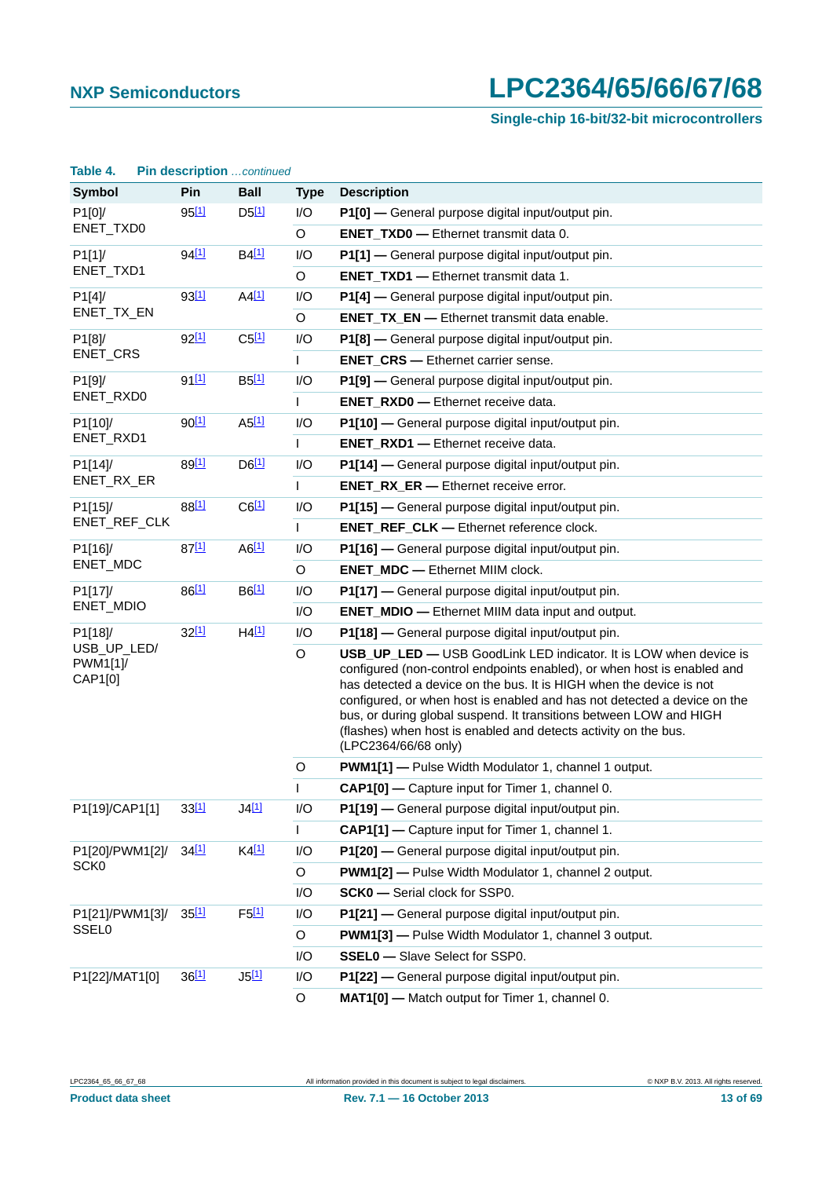**Table 4. Pin description** *...continued*

| Symbol | Pin | Ball | Type | Description |
|---|---|---|---|---|
| P1[0]/ ENET_TXD0 | 95[1] | D5[1] | I/O | **P1[0] —** General purpose digital input/output pin. |
| | | | O | **ENET_TXD0 —** Ethernet transmit data 0. |
| P1[1]/ ENET_TXD1 | 94[1] | B4[1] | I/O | **P1[1] —** General purpose digital input/output pin. |
| | | | O | **ENET_TXD1 —** Ethernet transmit data 1. |
| P1[4]/ ENET_TX_EN | 93[1] | A4[1] | I/O | **P1[4] —** General purpose digital input/output pin. |
| | | | O | **ENET_TX_EN —** Ethernet transmit data enable. |
| P1[8]/ ENET_CRS | 92[1] | C5[1] | I/O | **P1[8] —** General purpose digital input/output pin. |
| | | | I | **ENET_CRS —** Ethernet carrier sense. |
| P1[9]/ ENET_RXD0 | 91[1] | B5[1] | I/O | **P1[9] —** General purpose digital input/output pin. |
| | | | I | **ENET_RXD0 —** Ethernet receive data. |
| P1[10]/ ENET_RXD1 | 90[1] | A5[1] | I/O | **P1[10] —** General purpose digital input/output pin. |
| | | | I | **ENET_RXD1 —** Ethernet receive data. |
| P1[14]/ ENET_RX_ER | 89[1] | D6[1] | I/O | **P1[14] —** General purpose digital input/output pin. |
| | | | I | **ENET_RX_ER —** Ethernet receive error. |
| P1[15]/ ENET_REF_CLK | 88[1] | C6[1] | I/O | **P1[15] —** General purpose digital input/output pin. |
| | | | I | **ENET_REF_CLK —** Ethernet reference clock. |
| P1[16]/ ENET_MDC | 87[1] | A6[1] | I/O | **P1[16] —** General purpose digital input/output pin. |
| | | | O | **ENET_MDC —** Ethernet MIIM clock. |
| P1[17]/ ENET_MDIO | 86[1] | B6[1] | I/O | **P1[17] —** General purpose digital input/output pin. |
| | | | I/O | **ENET_MDIO —** Ethernet MIIM data input and output. |
| P1[18]/ USB_UP_LED/ PWM1[1]/ CAP1[0] | 32[1] | H4[1] | I/O | **P1[18] —** General purpose digital input/output pin. |
| | | | O | **USB_UP_LED —** USB GoodLink LED indicator. It is LOW when device is configured (non-control endpoints enabled), or when host is enabled and has detected a device on the bus. It is HIGH when the device is not configured, or when host is enabled and has not detected a device on the bus, or during global suspend. It transitions between LOW and HIGH (flashes) when host is enabled and detects activity on the bus. (LPC2364/66/68 only) |
| | | | O | **PWM1[1] —** Pulse Width Modulator 1, channel 1 output. |
| | | | I | **CAP1[0] —** Capture input for Timer 1, channel 0. |
| P1[19]/CAP1[1] | 33[1] | J4[1] | I/O | **P1[19] —** General purpose digital input/output pin. |
| | | | I | **CAP1[1] —** Capture input for Timer 1, channel 1. |
| P1[20]/PWM1[2]/ SCK0 | 34[1] | K4[1] | I/O | **P1[20] —** General purpose digital input/output pin. |
| | | | O | **PWM1[2] —** Pulse Width Modulator 1, channel 2 output. |
| | | | I/O | **SCK0 —** Serial clock for SSP0. |
| P1[21]/PWM1[3]/ SSEL0 | 35[1] | F5[1] | I/O | **P1[21] —** General purpose digital input/output pin. |
| | | | O | **PWM1[3] —** Pulse Width Modulator 1, channel 3 output. |
| | | | I/O | **SSEL0 —** Slave Select for SSP0. |
| P1[22]/MAT1[0] | 36[1] | J5[1] | I/O | **P1[22] —** General purpose digital input/output pin. |
| | | | O | **MAT1[0] —** Match output for Timer 1, channel 0. |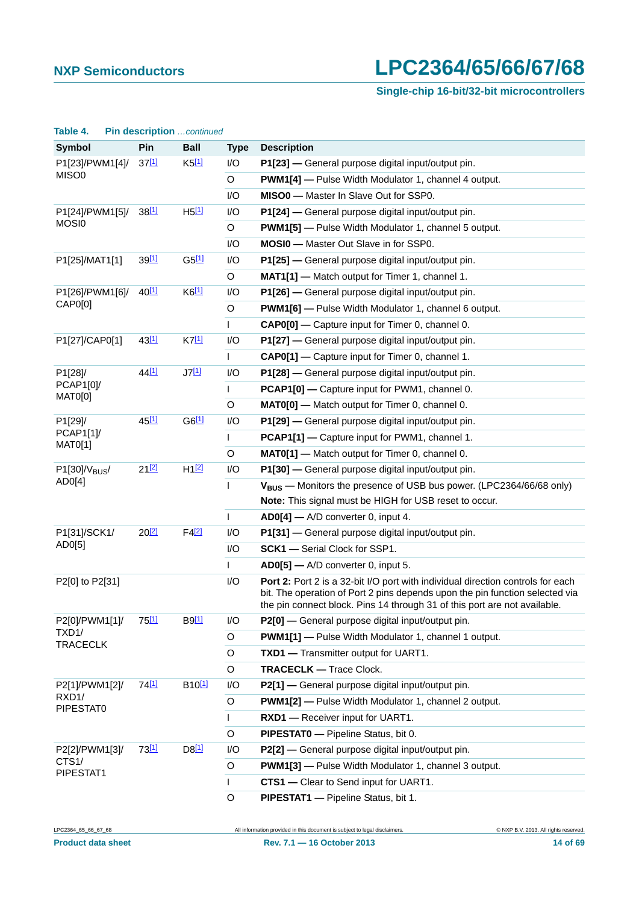**Table 4. Pin description** *...continued*

| Symbol | Pin | Ball | Type | Description |
|---|---|---|---|---|
| P1[23]/PWM1[4]/ MISO0 | 37[1] | K5[1] | I/O | **P1[23] —** General purpose digital input/output pin. |
| | | | O | **PWM1[4] —** Pulse Width Modulator 1, channel 4 output. |
| | | | I/O | **MISO0 —** Master In Slave Out for SSP0. |
| P1[24]/PWM1[5]/ MOSI0 | 38[1] | H5[1] | I/O | **P1[24] —** General purpose digital input/output pin. |
| | | | O | **PWM1[5] —** Pulse Width Modulator 1, channel 5 output. |
| | | | I/O | **MOSI0 —** Master Out Slave in for SSP0. |
| P1[25]/MAT1[1] | 39[1] | G5[1] | I/O | **P1[25] —** General purpose digital input/output pin. |
| | | | O | **MAT1[1] —** Match output for Timer 1, channel 1. |
| P1[26]/PWM1[6]/ CAP0[0] | 40[1] | K6[1] | I/O | **P1[26] —** General purpose digital input/output pin. |
| | | | O | **PWM1[6] —** Pulse Width Modulator 1, channel 6 output. |
| | | | I | **CAP0[0] —** Capture input for Timer 0, channel 0. |
| P1[27]/CAP0[1] | 43[1] | K7[1] | I/O | **P1[27] —** General purpose digital input/output pin. |
| | | | I | **CAP0[1] —** Capture input for Timer 0, channel 1. |
| P1[28]/ PCAP1[0]/ MAT0[0] | 44[1] | J7[1] | I/O | **P1[28] —** General purpose digital input/output pin. |
| | | | I | **PCAP1[0] —** Capture input for PWM1, channel 0. |
| | | | O | **MAT0[0] —** Match output for Timer 0, channel 0. |
| P1[29]/ PCAP1[1]/ MAT0[1] | 45[1] | G6[1] | I/O | **P1[29] —** General purpose digital input/output pin. |
| | | | I | **PCAP1[1] —** Capture input for PWM1, channel 1. |
| | | | O | **MAT0[1] —** Match output for Timer 0, channel 0. |
| P1[30]/$V_{BUS}$/ AD0[4] | 21[2] | H1[2] | I/O | **P1[30] —** General purpose digital input/output pin. |
| | | | I | **$V_{BUS}$ —** Monitors the presence of USB bus power. (LPC2364/66/68 only) **Note:** This signal must be HIGH for USB reset to occur. |
| | | | I | **AD0[4] —** A/D converter 0, input 4. |
| P1[31]/SCK1/ AD0[5] | 20[2] | F4[2] | I/O | **P1[31] —** General purpose digital input/output pin. |
| | | | I/O | **SCK1 —** Serial Clock for SSP1. |
| | | | I | **AD0[5] —** A/D converter 0, input 5. |
| P2[0] to P2[31] | | | I/O | **Port 2:** Port 2 is a 32-bit I/O port with individual direction controls for each bit. The operation of Port 2 pins depends upon the pin function selected via the pin connect block. Pins 14 through 31 of this port are not available. |
| P2[0]/PWM1[1]/ TXD1/ TRACECLK | 75[1] | B9[1] | I/O | **P2[0] —** General purpose digital input/output pin. |
| | | | O | **PWM1[1] —** Pulse Width Modulator 1, channel 1 output. |
| | | | O | **TXD1 —** Transmitter output for UART1. |
| | | | O | **TRACECLK —** Trace Clock. |
| P2[1]/PWM1[2]/ RXD1/ PIPESTAT0 | 74[1] | B10[1] | I/O | **P2[1] —** General purpose digital input/output pin. |
| | | | O | **PWM1[2] —** Pulse Width Modulator 1, channel 2 output. |
| | | | I | **RXD1 —** Receiver input for UART1. |
| | | | O | **PIPESTAT0 —** Pipeline Status, bit 0. |
| P2[2]/PWM1[3]/ CTS1/ PIPESTAT1 | 73[1] | D8[1] | I/O | **P2[2] —** General purpose digital input/output pin. |
| | | | O | **PWM1[3] —** Pulse Width Modulator 1, channel 3 output. |
| | | | I | **CTS1 —** Clear to Send input for UART1. |
| | | | O | **PIPESTAT1 —** Pipeline Status, bit 1. |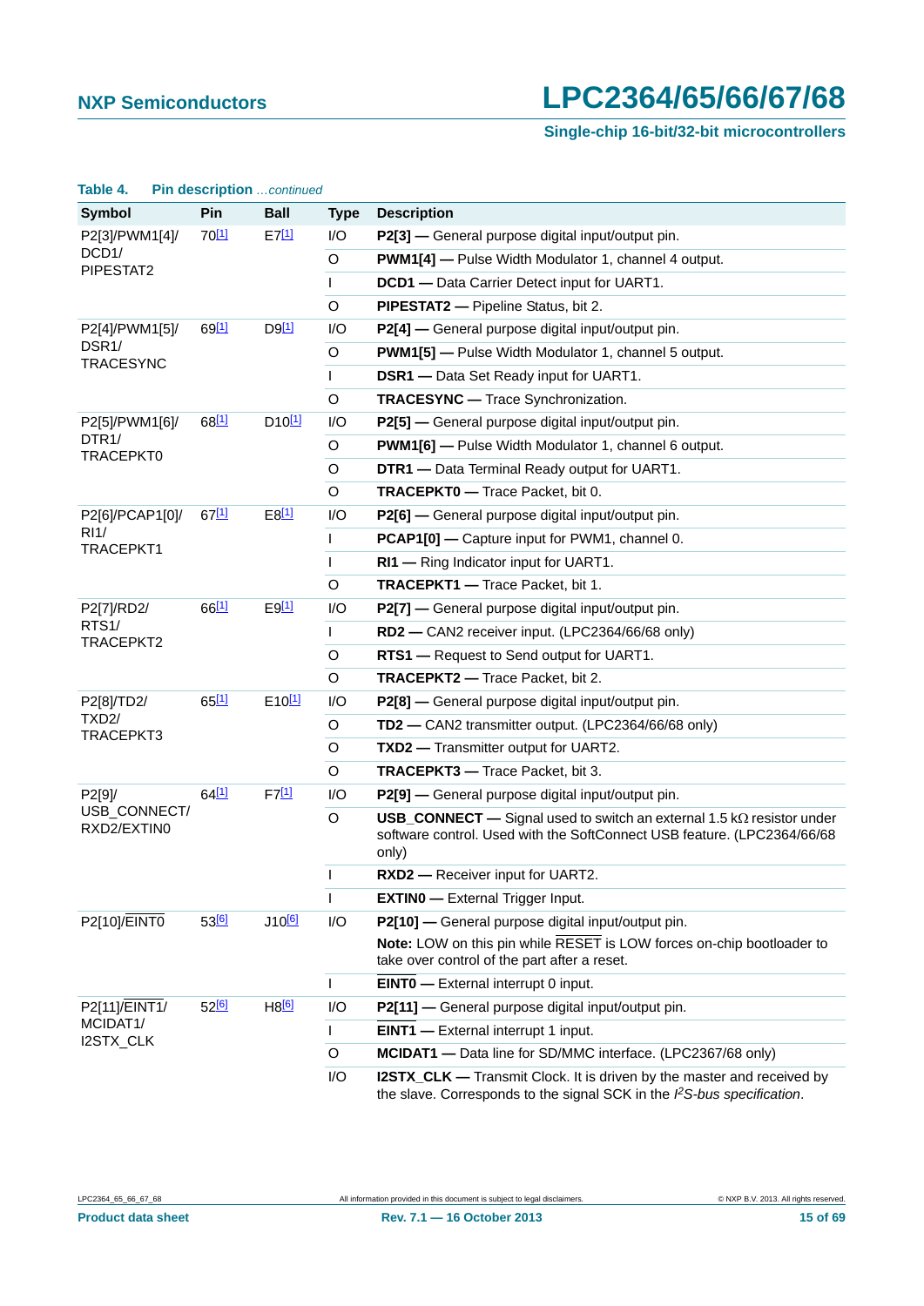**Table 4. Pin description** *...continued*

| Symbol | Pin | Ball | Type | Description |
|---|---|---|---|---|
| P2[3]/PWM1[4]/ DCD1/ PIPESTAT2 | 70[1] | E7[1] | I/O | **P2[3]** — General purpose digital input/output pin. |
| | | | O | **PWM1[4]** — Pulse Width Modulator 1, channel 4 output. |
| | | | I | **DCD1** — Data Carrier Detect input for UART1. |
| | | | O | **PIPESTAT2** — Pipeline Status, bit 2. |
| P2[4]/PWM1[5]/ DSR1/ TRACESYNC | 69[1] | D9[1] | I/O | **P2[4]** — General purpose digital input/output pin. |
| | | | O | **PWM1[5]** — Pulse Width Modulator 1, channel 5 output. |
| | | | I | **DSR1** — Data Set Ready input for UART1. |
| | | | O | **TRACESYNC** — Trace Synchronization. |
| P2[5]/PWM1[6]/ DTR1/ TRACEPKT0 | 68[1] | D10[1] | I/O | **P2[5]** — General purpose digital input/output pin. |
| | | | O | **PWM1[6]** — Pulse Width Modulator 1, channel 6 output. |
| | | | O | **DTR1** — Data Terminal Ready output for UART1. |
| | | | O | **TRACEPKT0** — Trace Packet, bit 0. |
| P2[6]/PCAP1[0]/ RI1/ TRACEPKT1 | 67[1] | E8[1] | I/O | **P2[6]** — General purpose digital input/output pin. |
| | | | I | **PCAP1[0]** — Capture input for PWM1, channel 0. |
| | | | I | **RI1** — Ring Indicator input for UART1. |
| | | | O | **TRACEPKT1** — Trace Packet, bit 1. |
| P2[7]/RD2/ RTS1/ TRACEPKT2 | 66[1] | E9[1] | I/O | **P2[7]** — General purpose digital input/output pin. |
| | | | I | **RD2** — CAN2 receiver input. (LPC2364/66/68 only) |
| | | | O | **RTS1** — Request to Send output for UART1. |
| | | | O | **TRACEPKT2** — Trace Packet, bit 2. |
| P2[8]/TD2/ TXD2/ TRACEPKT3 | 65[1] | E10[1] | I/O | **P2[8]** — General purpose digital input/output pin. |
| | | | O | **TD2** — CAN2 transmitter output. (LPC2364/66/68 only) |
| | | | O | **TXD2** — Transmitter output for UART2. |
| | | | O | **TRACEPKT3** — Trace Packet, bit 3. |
| P2[9]/ USB_CONNECT/ RXD2/EXTIN0 | 64[1] | F7[1] | I/O | **P2[9]** — General purpose digital input/output pin. |
| | | | O | **USB_CONNECT** — Signal used to switch an external 1.5 kΩ resistor under software control. Used with the SoftConnect USB feature. (LPC2364/66/68 only) |
| | | | I | **RXD2** — Receiver input for UART2. |
| | | | I | **EXTIN0** — External Trigger Input. |
| P2[10]/$\overline{\text{EINT0}}$ | 53[6] | J10[6] | I/O | **P2[10]** — General purpose digital input/output pin. **Note:** LOW on this pin while $\overline{\text{RESET}}$ is LOW forces on-chip bootloader to take over control of the part after a reset. |
| | | | I | **$\overline{\text{EINT0}}$** — External interrupt 0 input. |
| P2[11]/$\overline{\text{EINT1}}$/ MCIDAT1/ I2STX_CLK | 52[6] | H8[6] | I/O | **P2[11]** — General purpose digital input/output pin. |
| | | | I | **$\overline{\text{EINT1}}$** — External interrupt 1 input. |
| | | | O | **MCIDAT1** — Data line for SD/MMC interface. (LPC2367/68 only) |
| | | | I/O | **I2STX_CLK** — Transmit Clock. It is driven by the master and received by the slave. Corresponds to the signal SCK in the *$I^2S$-bus specification*. |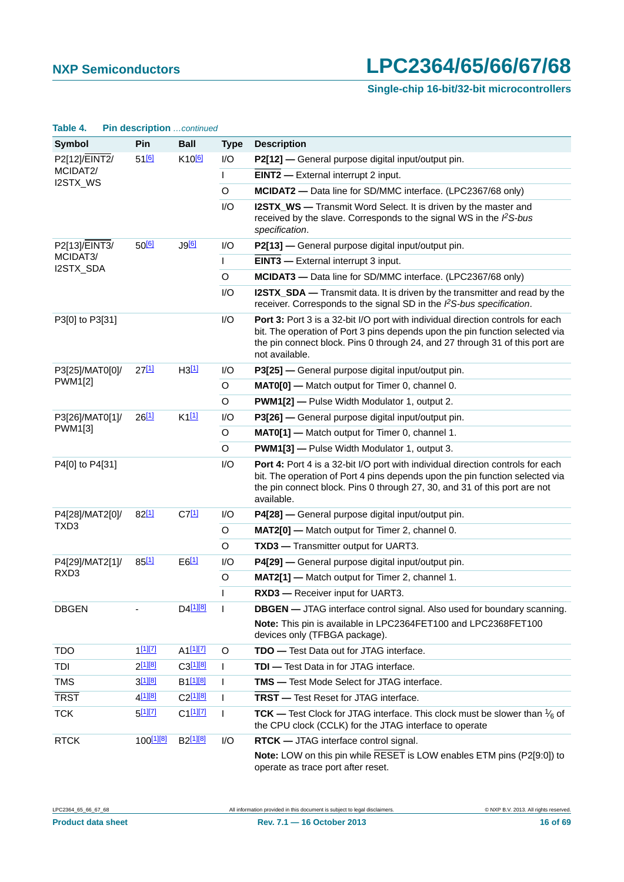**Table 4. Pin description** *...continued*

| Symbol | Pin | Ball | Type | Description |
|---|---|---|---|---|
| P2[12]/EINT2/ MCIDAT2/ I2STX_WS | 51[6] | K10[6] | I/O | **P2[12] —** General purpose digital input/output pin. |
| | | | I | **EINT2 —** External interrupt 2 input. |
| | | | O | **MCIDAT2 —** Data line for SD/MMC interface. (LPC2367/68 only) |
| | | | I/O | **I2STX_WS —** Transmit Word Select. It is driven by the master and received by the slave. Corresponds to the signal WS in the *I²S-bus specification*. |
| P2[13]/EINT3/ MCIDAT3/ I2STX_SDA | 50[6] | J9[6] | I/O | **P2[13] —** General purpose digital input/output pin. |
| | | | I | **EINT3 —** External interrupt 3 input. |
| | | | O | **MCIDAT3 —** Data line for SD/MMC interface. (LPC2367/68 only) |
| | | | I/O | **I2STX_SDA —** Transmit data. It is driven by the transmitter and read by the receiver. Corresponds to the signal SD in the *I²S-bus specification*. |
| P3[0] to P3[31] | | | I/O | **Port 3:** Port 3 is a 32-bit I/O port with individual direction controls for each bit. The operation of Port 3 pins depends upon the pin function selected via the pin connect block. Pins 0 through 24, and 27 through 31 of this port are not available. |
| P3[25]/MAT0[0]/ PWM1[2] | 27[1] | H3[1] | I/O | **P3[25] —** General purpose digital input/output pin. |
| | | | O | **MAT0[0] —** Match output for Timer 0, channel 0. |
| | | | O | **PWM1[2] —** Pulse Width Modulator 1, output 2. |
| P3[26]/MAT0[1]/ PWM1[3] | 26[1] | K1[1] | I/O | **P3[26] —** General purpose digital input/output pin. |
| | | | O | **MAT0[1] —** Match output for Timer 0, channel 1. |
| | | | O | **PWM1[3] —** Pulse Width Modulator 1, output 3. |
| P4[0] to P4[31] | | | I/O | **Port 4:** Port 4 is a 32-bit I/O port with individual direction controls for each bit. The operation of Port 4 pins depends upon the pin function selected via the pin connect block. Pins 0 through 27, 30, and 31 of this port are not available. |
| P4[28]/MAT2[0]/ TXD3 | 82[1] | C7[1] | I/O | **P4[28] —** General purpose digital input/output pin. |
| | | | O | **MAT2[0] —** Match output for Timer 2, channel 0. |
| | | | O | **TXD3 —** Transmitter output for UART3. |
| P4[29]/MAT2[1]/ RXD3 | 85[1] | E6[1] | I/O | **P4[29] —** General purpose digital input/output pin. |
| | | | O | **MAT2[1] —** Match output for Timer 2, channel 1. |
| | | | I | **RXD3 —** Receiver input for UART3. |
| DBGEN | - | D4[1][8] | I | **DBGEN —** JTAG interface control signal. Also used for boundary scanning. **Note:** This pin is available in LPC2364FET100 and LPC2368FET100 devices only (TFBGA package). |
| TDO | 1[1][7] | A1[1][7] | O | **TDO —** Test Data out for JTAG interface. |
| TDI | 2[1][8] | C3[1][8] | I | **TDI —** Test Data in for JTAG interface. |
| TMS | 3[1][8] | B1[1][8] | I | **TMS —** Test Mode Select for JTAG interface. |
| TRST | 4[1][8] | C2[1][8] | I | **TRST —** Test Reset for JTAG interface. |
| TCK | 5[1][7] | C1[1][7] | I | **TCK —** Test Clock for JTAG interface. This clock must be slower than $\frac{1}{6}$ of the CPU clock (CCLK) for the JTAG interface to operate |
| RTCK | 100[1][8] | B2[1][8] | I/O | **RTCK —** JTAG interface control signal. **Note:** LOW on this pin while RESET is LOW enables ETM pins (P2[9:0]) to operate as trace port after reset. |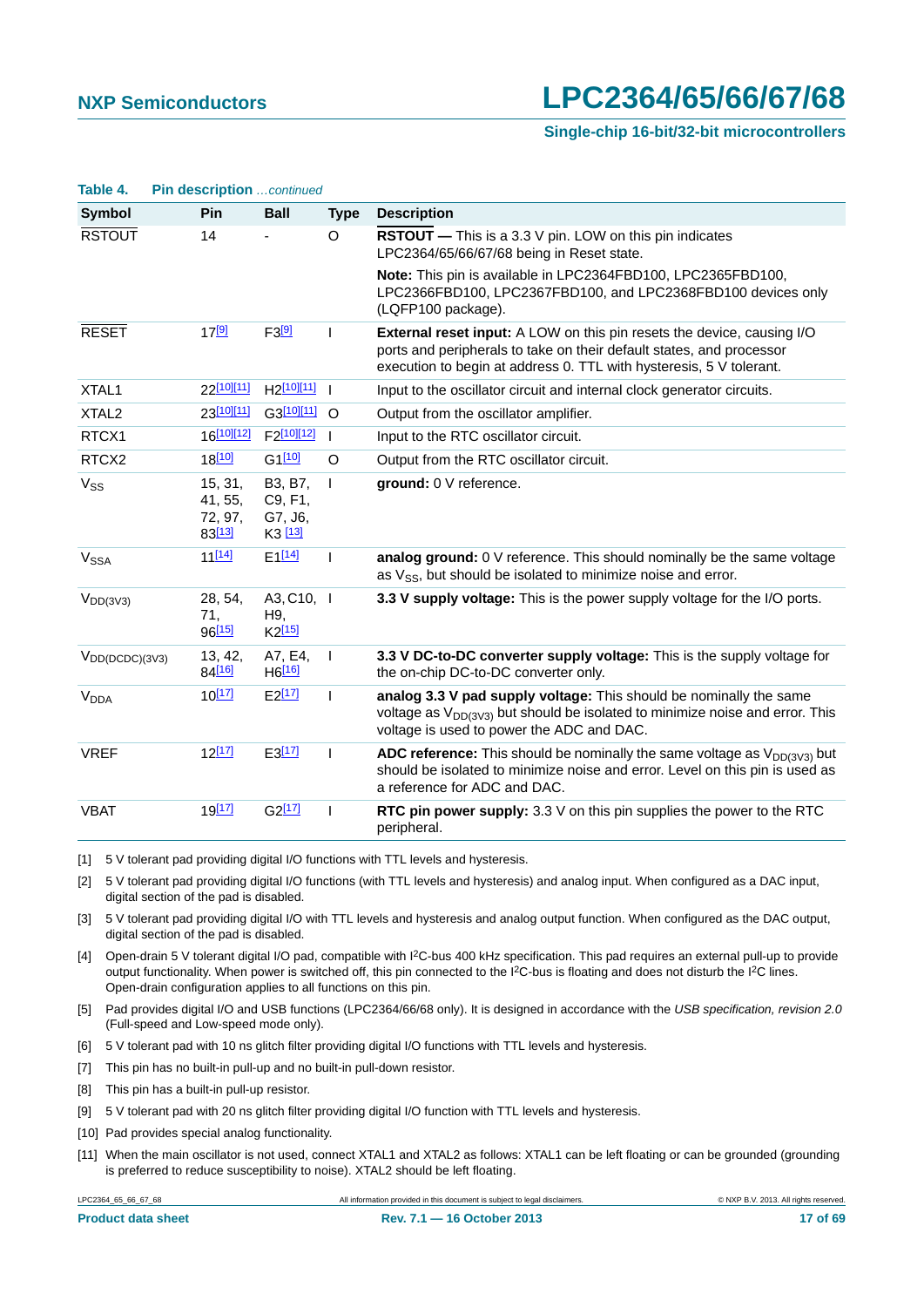**Table 4. Pin description** *...continued*

| Symbol | Pin | Ball | Type | Description |
|---|---|---|---|---|
| RSTOUT | 14 | - | O | **RSTOUT —** This is a 3.3 V pin. LOW on this pin indicates LPC2364/65/66/67/68 being in Reset state.<br><br>**Note:** This pin is available in LPC2364FBD100, LPC2365FBD100, LPC2366FBD100, LPC2367FBD100, and LPC2368FBD100 devices only (LQFP100 package). |
| RESET | 17[9] | F3[9] | I | **External reset input:** A LOW on this pin resets the device, causing I/O ports and peripherals to take on their default states, and processor execution to begin at address 0. TTL with hysteresis, 5 V tolerant. |
| XTAL1 | 22[10][11] | H2[10][11] | I | Input to the oscillator circuit and internal clock generator circuits. |
| XTAL2 | 23[10][11] | G3[10][11] | O | Output from the oscillator amplifier. |
| RTCX1 | 16[10][12] | F2[10][12] | I | Input to the RTC oscillator circuit. |
| RTCX2 | 18[10] | G1[10] | O | Output from the RTC oscillator circuit. |
| $V_{SS}$ | 15, 31, 41, 55, 72, 97, 83[13] | B3, B7, C9, F1, G7, J6, K3 [13] | I | **ground:** 0 V reference. |
| $V_{SSA}$ | 11[14] | E1[14] | I | **analog ground:** 0 V reference. This should nominally be the same voltage as $V_{SS}$, but should be isolated to minimize noise and error. |
| $V_{DD(3V3)}$ | 28, 54, 71, 96[15] | A3, C10, H9, K2[15] | I | **3.3 V supply voltage:** This is the power supply voltage for the I/O ports. |
| $V_{DD(DCDC)(3V3)}$ | 13, 42, 84[16] | A7, E4, H6[16] | I | **3.3 V DC-to-DC converter supply voltage:** This is the supply voltage for the on-chip DC-to-DC converter only. |
| $V_{DDA}$ | 10[17] | E2[17] | I | **analog 3.3 V pad supply voltage:** This should be nominally the same voltage as $V_{DD(3V3)}$ but should be isolated to minimize noise and error. This voltage is used to power the ADC and DAC. |
| VREF | 12[17] | E3[17] | I | **ADC reference:** This should be nominally the same voltage as $V_{DD(3V3)}$ but should be isolated to minimize noise and error. Level on this pin is used as a reference for ADC and DAC. |
| VBAT | 19[17] | G2[17] | I | **RTC pin power supply:** 3.3 V on this pin supplies the power to the RTC peripheral. |

[1] 5 V tolerant pad providing digital I/O functions with TTL levels and hysteresis.

[2] 5 V tolerant pad providing digital I/O functions (with TTL levels and hysteresis) and analog input. When configured as a DAC input, digital section of the pad is disabled.

[3] 5 V tolerant pad providing digital I/O with TTL levels and hysteresis and analog output function. When configured as the DAC output, digital section of the pad is disabled.

[4] Open-drain 5 V tolerant digital I/O pad, compatible with $I^2C$-bus 400 kHz specification. This pad requires an external pull-up to provide output functionality. When power is switched off, this pin connected to the $I^2C$-bus is floating and does not disturb the $I^2C$ lines. Open-drain configuration applies to all functions on this pin.

[5] Pad provides digital I/O and USB functions (LPC2364/66/68 only). It is designed in accordance with the *USB specification, revision 2.0* (Full-speed and Low-speed mode only).

[6] 5 V tolerant pad with 10 ns glitch filter providing digital I/O functions with TTL levels and hysteresis.

[7] This pin has no built-in pull-up and no built-in pull-down resistor.

[8] This pin has a built-in pull-up resistor.

[9] 5 V tolerant pad with 20 ns glitch filter providing digital I/O function with TTL levels and hysteresis.

[10] Pad provides special analog functionality.

[11] When the main oscillator is not used, connect XTAL1 and XTAL2 as follows: XTAL1 can be left floating or can be grounded (grounding is preferred to reduce susceptibility to noise). XTAL2 should be left floating.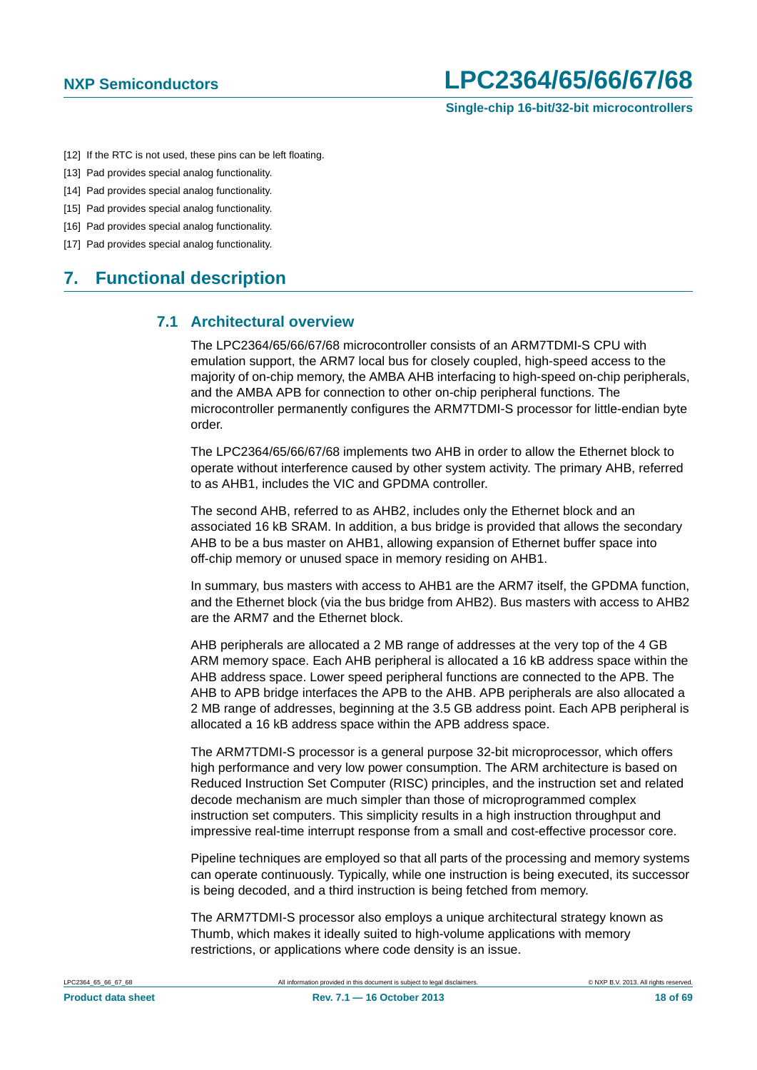[12] If the RTC is not used, these pins can be left floating.

[13] Pad provides special analog functionality.

[14] Pad provides special analog functionality.

[15] Pad provides special analog functionality.

[16] Pad provides special analog functionality.

[17] Pad provides special analog functionality.

# 7. Functional description

## 7.1 Architectural overview

The LPC2364/65/66/67/68 microcontroller consists of an ARM7TDMI-S CPU with emulation support, the ARM7 local bus for closely coupled, high-speed access to the majority of on-chip memory, the AMBA AHB interfacing to high-speed on-chip peripherals, and the AMBA APB for connection to other on-chip peripheral functions. The microcontroller permanently configures the ARM7TDMI-S processor for little-endian byte order.

The LPC2364/65/66/67/68 implements two AHB in order to allow the Ethernet block to operate without interference caused by other system activity. The primary AHB, referred to as AHB1, includes the VIC and GPDMA controller.

The second AHB, referred to as AHB2, includes only the Ethernet block and an associated 16 kB SRAM. In addition, a bus bridge is provided that allows the secondary AHB to be a bus master on AHB1, allowing expansion of Ethernet buffer space into off-chip memory or unused space in memory residing on AHB1.

In summary, bus masters with access to AHB1 are the ARM7 itself, the GPDMA function, and the Ethernet block (via the bus bridge from AHB2). Bus masters with access to AHB2 are the ARM7 and the Ethernet block.

AHB peripherals are allocated a 2 MB range of addresses at the very top of the 4 GB ARM memory space. Each AHB peripheral is allocated a 16 kB address space within the AHB address space. Lower speed peripheral functions are connected to the APB. The AHB to APB bridge interfaces the APB to the AHB. APB peripherals are also allocated a 2 MB range of addresses, beginning at the 3.5 GB address point. Each APB peripheral is allocated a 16 kB address space within the APB address space.

The ARM7TDMI-S processor is a general purpose 32-bit microprocessor, which offers high performance and very low power consumption. The ARM architecture is based on Reduced Instruction Set Computer (RISC) principles, and the instruction set and related decode mechanism are much simpler than those of microprogrammed complex instruction set computers. This simplicity results in a high instruction throughput and impressive real-time interrupt response from a small and cost-effective processor core.

Pipeline techniques are employed so that all parts of the processing and memory systems can operate continuously. Typically, while one instruction is being executed, its successor is being decoded, and a third instruction is being fetched from memory.

The ARM7TDMI-S processor also employs a unique architectural strategy known as Thumb, which makes it ideally suited to high-volume applications with memory restrictions, or applications where code density is an issue.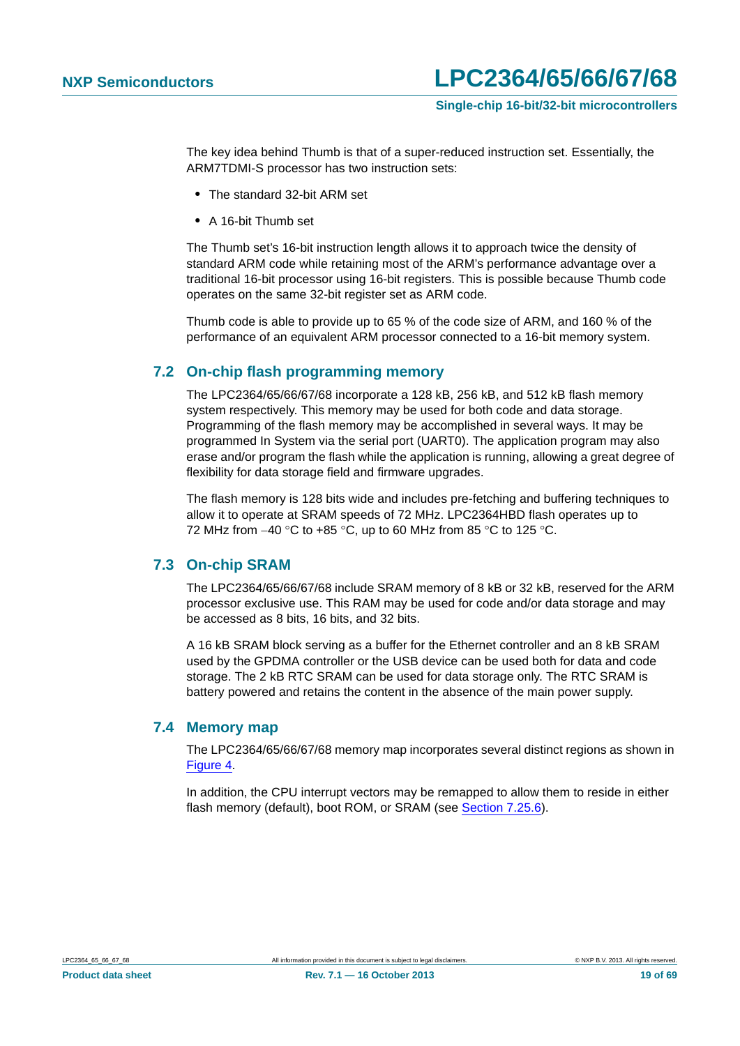The key idea behind Thumb is that of a super-reduced instruction set. Essentially, the ARM7TDMI-S processor has two instruction sets:

- The standard 32-bit ARM set
- A 16-bit Thumb set

The Thumb set’s 16-bit instruction length allows it to approach twice the density of standard ARM code while retaining most of the ARM’s performance advantage over a traditional 16-bit processor using 16-bit registers. This is possible because Thumb code operates on the same 32-bit register set as ARM code.

Thumb code is able to provide up to 65 % of the code size of ARM, and 160 % of the performance of an equivalent ARM processor connected to a 16-bit memory system.

## 7.2 On-chip flash programming memory

The LPC2364/65/66/67/68 incorporate a 128 kB, 256 kB, and 512 kB flash memory system respectively. This memory may be used for both code and data storage. Programming of the flash memory may be accomplished in several ways. It may be programmed In System via the serial port (UART0). The application program may also erase and/or program the flash while the application is running, allowing a great degree of flexibility for data storage field and firmware upgrades.

The flash memory is 128 bits wide and includes pre-fetching and buffering techniques to allow it to operate at SRAM speeds of 72 MHz. LPC2364HBD flash operates up to 72 MHz from −40 °C to +85 °C, up to 60 MHz from 85 °C to 125 °C.

## 7.3 On-chip SRAM

The LPC2364/65/66/67/68 include SRAM memory of 8 kB or 32 kB, reserved for the ARM processor exclusive use. This RAM may be used for code and/or data storage and may be accessed as 8 bits, 16 bits, and 32 bits.

A 16 kB SRAM block serving as a buffer for the Ethernet controller and an 8 kB SRAM used by the GPDMA controller or the USB device can be used both for data and code storage. The 2 kB RTC SRAM can be used for data storage only. The RTC SRAM is battery powered and retains the content in the absence of the main power supply.

## 7.4 Memory map

The LPC2364/65/66/67/68 memory map incorporates several distinct regions as shown in Figure 4.

In addition, the CPU interrupt vectors may be remapped to allow them to reside in either flash memory (default), boot ROM, or SRAM (see Section 7.25.6).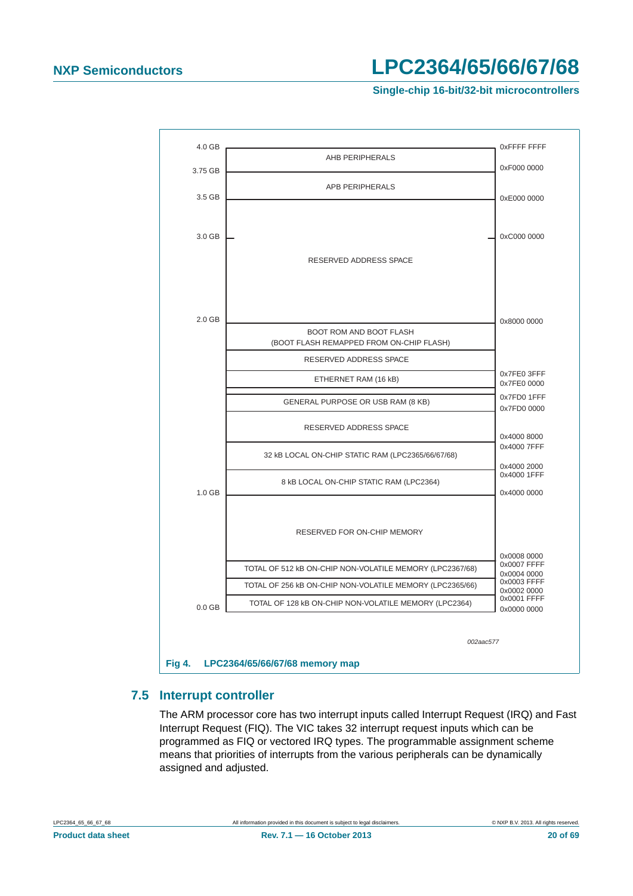| GB | Region | Address |
|---|---|---|
| 4.0 GB | | 0xFFFF FFFF |
| | AHB PERIPHERALS | |
| 3.75 GB | | 0xF000 0000 |
| | APB PERIPHERALS | |
| 3.5 GB | | 0xE000 0000 |
| 3.0 GB | | 0xC000 0000 |
| | RESERVED ADDRESS SPACE | |
| 2.0 GB | | 0x8000 0000 |
| | BOOT ROM AND BOOT FLASH (BOOT FLASH REMAPPED FROM ON-CHIP FLASH) | |
| | RESERVED ADDRESS SPACE | |
| | | 0x7FE0 3FFF |
| | ETHERNET RAM (16 kB) | |
| | | 0x7FE0 0000 |
| | | 0x7FD0 1FFF |
| | GENERAL PURPOSE OR USB RAM (8 KB) | |
| | | 0x7FD0 0000 |
| | RESERVED ADDRESS SPACE | |
| | | 0x4000 8000 |
| | | 0x4000 7FFF |
| | 32 kB LOCAL ON-CHIP STATIC RAM (LPC2365/66/67/68) | |
| | | 0x4000 2000 |
| | | 0x4000 1FFF |
| | 8 kB LOCAL ON-CHIP STATIC RAM (LPC2364) | |
| 1.0 GB | | 0x4000 0000 |
| | RESERVED FOR ON-CHIP MEMORY | |
| | | 0x0008 0000 |
| | | 0x0007 FFFF |
| | TOTAL OF 512 kB ON-CHIP NON-VOLATILE MEMORY (LPC2367/68) | |
| | | 0x0004 0000 |
| | | 0x0003 FFFF |
| | TOTAL OF 256 kB ON-CHIP NON-VOLATILE MEMORY (LPC2365/66) | |
| | | 0x0002 0000 |
| | | 0x0001 FFFF |
| | TOTAL OF 128 kB ON-CHIP NON-VOLATILE MEMORY (LPC2364) | |
| 0.0 GB | | 0x0000 0000 |

002aac577

**Fig 4. LPC2364/65/66/67/68 memory map**

## 7.5 Interrupt controller

The ARM processor core has two interrupt inputs called Interrupt Request (IRQ) and Fast Interrupt Request (FIQ). The VIC takes 32 interrupt request inputs which can be programmed as FIQ or vectored IRQ types. The programmable assignment scheme means that priorities of interrupts from the various peripherals can be dynamically assigned and adjusted.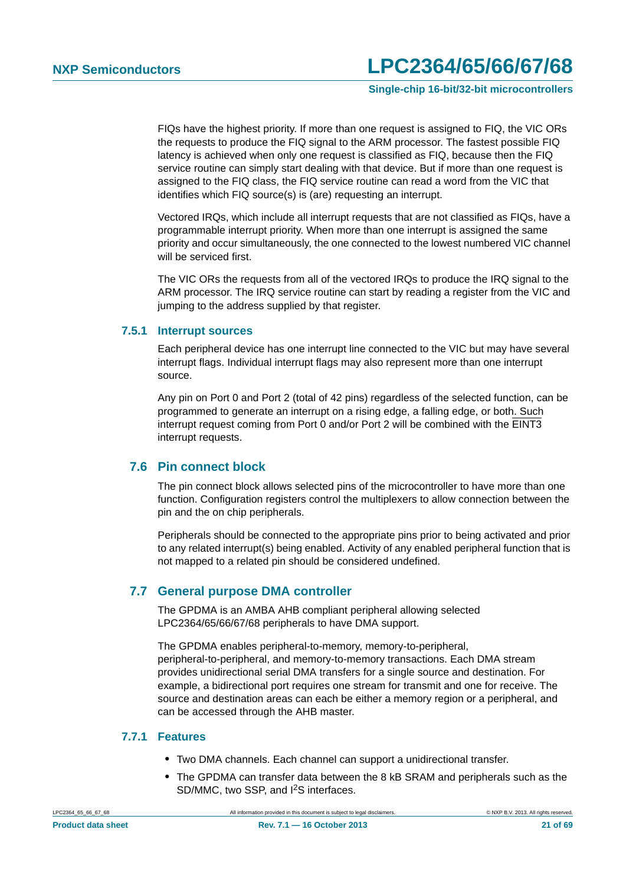FIQs have the highest priority. If more than one request is assigned to FIQ, the VIC ORs the requests to produce the FIQ signal to the ARM processor. The fastest possible FIQ latency is achieved when only one request is classified as FIQ, because then the FIQ service routine can simply start dealing with that device. But if more than one request is assigned to the FIQ class, the FIQ service routine can read a word from the VIC that identifies which FIQ source(s) is (are) requesting an interrupt.

Vectored IRQs, which include all interrupt requests that are not classified as FIQs, have a programmable interrupt priority. When more than one interrupt is assigned the same priority and occur simultaneously, the one connected to the lowest numbered VIC channel will be serviced first.

The VIC ORs the requests from all of the vectored IRQs to produce the IRQ signal to the ARM processor. The IRQ service routine can start by reading a register from the VIC and jumping to the address supplied by that register.

### 7.5.1 Interrupt sources

Each peripheral device has one interrupt line connected to the VIC but may have several interrupt flags. Individual interrupt flags may also represent more than one interrupt source.

Any pin on Port 0 and Port 2 (total of 42 pins) regardless of the selected function, can be programmed to generate an interrupt on a rising edge, a falling edge, or both. Such interrupt request coming from Port 0 and/or Port 2 will be combined with the $\overline{\text{EINT3}}$ interrupt requests.

## 7.6 Pin connect block

The pin connect block allows selected pins of the microcontroller to have more than one function. Configuration registers control the multiplexers to allow connection between the pin and the on chip peripherals.

Peripherals should be connected to the appropriate pins prior to being activated and prior to any related interrupt(s) being enabled. Activity of any enabled peripheral function that is not mapped to a related pin should be considered undefined.

## 7.7 General purpose DMA controller

The GPDMA is an AMBA AHB compliant peripheral allowing selected LPC2364/65/66/67/68 peripherals to have DMA support.

The GPDMA enables peripheral-to-memory, memory-to-peripheral, peripheral-to-peripheral, and memory-to-memory transactions. Each DMA stream provides unidirectional serial DMA transfers for a single source and destination. For example, a bidirectional port requires one stream for transmit and one for receive. The source and destination areas can each be either a memory region or a peripheral, and can be accessed through the AHB master.

### 7.7.1 Features

- Two DMA channels. Each channel can support a unidirectional transfer.
- The GPDMA can transfer data between the 8 kB SRAM and peripherals such as the SD/MMC, two SSP, and I²S interfaces.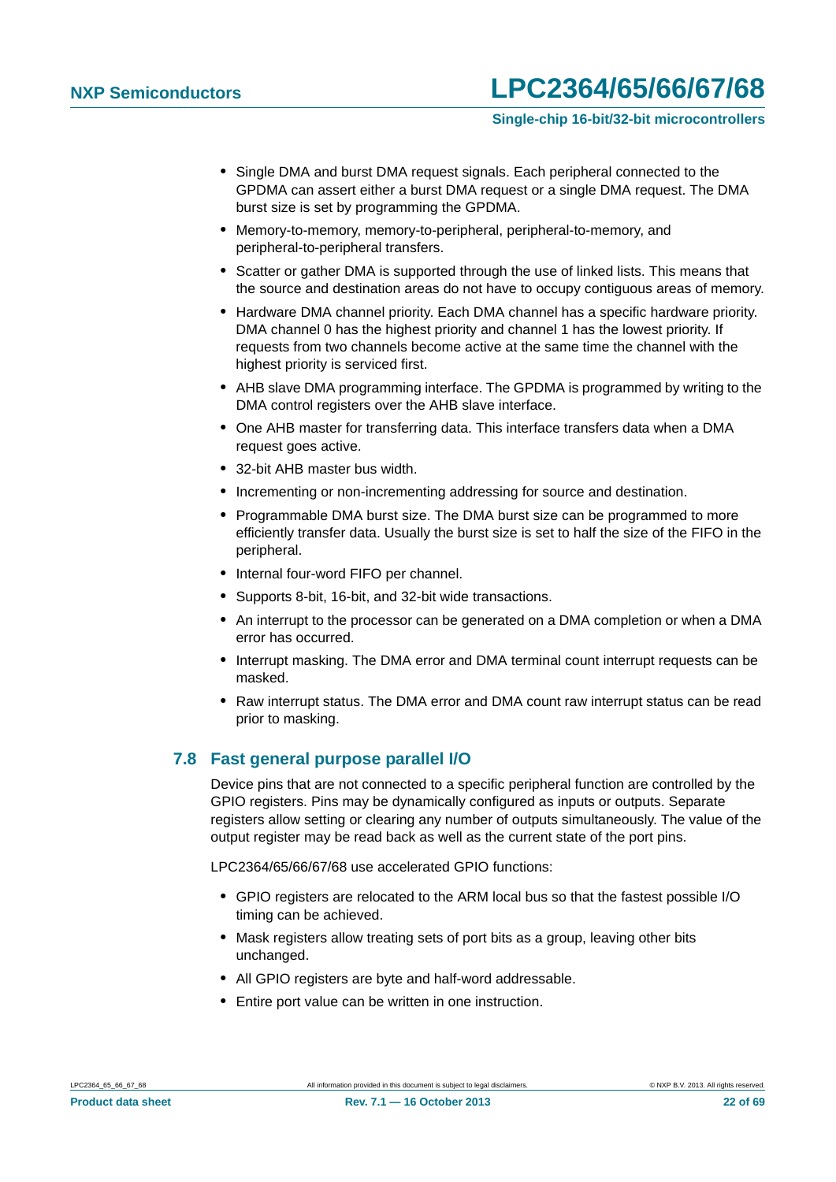- Single DMA and burst DMA request signals. Each peripheral connected to the GPDMA can assert either a burst DMA request or a single DMA request. The DMA burst size is set by programming the GPDMA.
- Memory-to-memory, memory-to-peripheral, peripheral-to-memory, and peripheral-to-peripheral transfers.
- Scatter or gather DMA is supported through the use of linked lists. This means that the source and destination areas do not have to occupy contiguous areas of memory.
- Hardware DMA channel priority. Each DMA channel has a specific hardware priority. DMA channel 0 has the highest priority and channel 1 has the lowest priority. If requests from two channels become active at the same time the channel with the highest priority is serviced first.
- AHB slave DMA programming interface. The GPDMA is programmed by writing to the DMA control registers over the AHB slave interface.
- One AHB master for transferring data. This interface transfers data when a DMA request goes active.
- 32-bit AHB master bus width.
- Incrementing or non-incrementing addressing for source and destination.
- Programmable DMA burst size. The DMA burst size can be programmed to more efficiently transfer data. Usually the burst size is set to half the size of the FIFO in the peripheral.
- Internal four-word FIFO per channel.
- Supports 8-bit, 16-bit, and 32-bit wide transactions.
- An interrupt to the processor can be generated on a DMA completion or when a DMA error has occurred.
- Interrupt masking. The DMA error and DMA terminal count interrupt requests can be masked.
- Raw interrupt status. The DMA error and DMA count raw interrupt status can be read prior to masking.

## 7.8 Fast general purpose parallel I/O

Device pins that are not connected to a specific peripheral function are controlled by the GPIO registers. Pins may be dynamically configured as inputs or outputs. Separate registers allow setting or clearing any number of outputs simultaneously. The value of the output register may be read back as well as the current state of the port pins.

LPC2364/65/66/67/68 use accelerated GPIO functions:

- GPIO registers are relocated to the ARM local bus so that the fastest possible I/O timing can be achieved.
- Mask registers allow treating sets of port bits as a group, leaving other bits unchanged.
- All GPIO registers are byte and half-word addressable.
- Entire port value can be written in one instruction.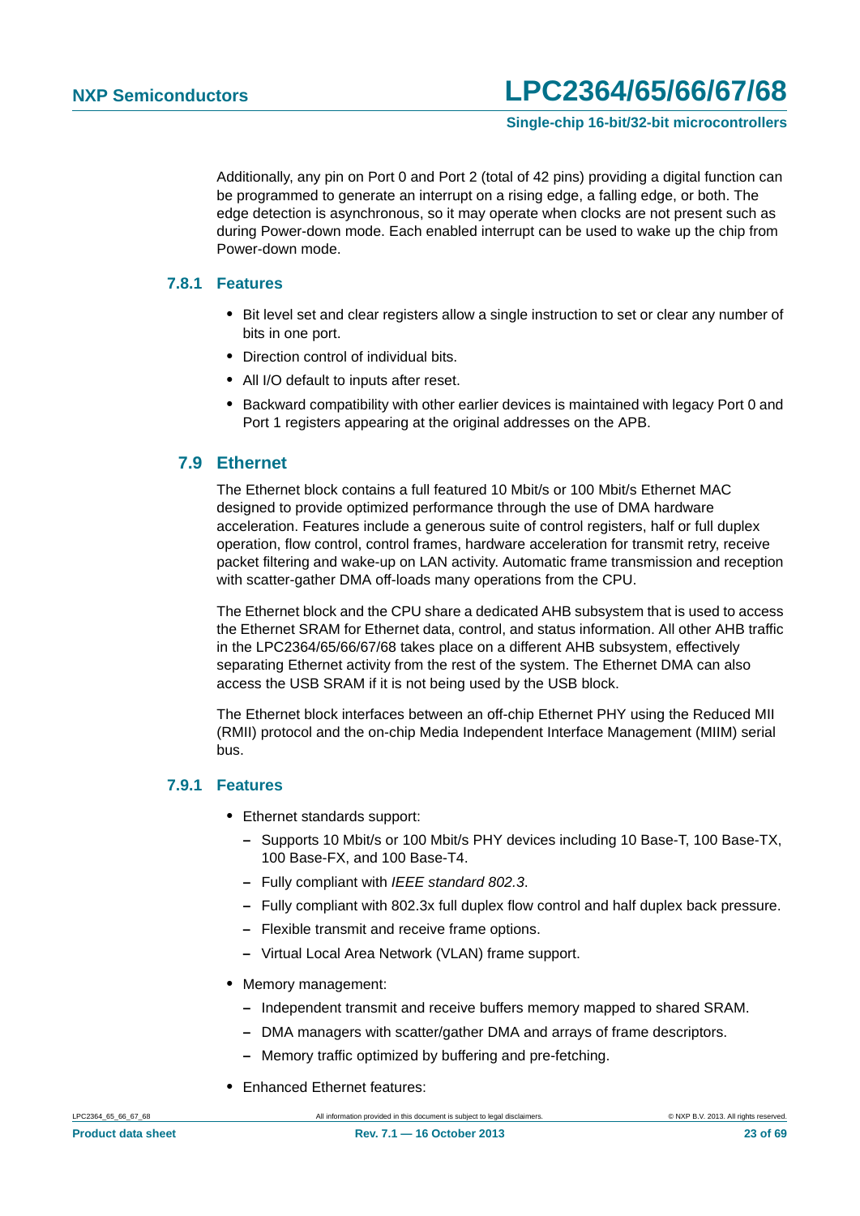Additionally, any pin on Port 0 and Port 2 (total of 42 pins) providing a digital function can be programmed to generate an interrupt on a rising edge, a falling edge, or both. The edge detection is asynchronous, so it may operate when clocks are not present such as during Power-down mode. Each enabled interrupt can be used to wake up the chip from Power-down mode.

### 7.8.1 Features

- Bit level set and clear registers allow a single instruction to set or clear any number of bits in one port.
- Direction control of individual bits.
- All I/O default to inputs after reset.
- Backward compatibility with other earlier devices is maintained with legacy Port 0 and Port 1 registers appearing at the original addresses on the APB.

## 7.9 Ethernet

The Ethernet block contains a full featured 10 Mbit/s or 100 Mbit/s Ethernet MAC designed to provide optimized performance through the use of DMA hardware acceleration. Features include a generous suite of control registers, half or full duplex operation, flow control, control frames, hardware acceleration for transmit retry, receive packet filtering and wake-up on LAN activity. Automatic frame transmission and reception with scatter-gather DMA off-loads many operations from the CPU.

The Ethernet block and the CPU share a dedicated AHB subsystem that is used to access the Ethernet SRAM for Ethernet data, control, and status information. All other AHB traffic in the LPC2364/65/66/67/68 takes place on a different AHB subsystem, effectively separating Ethernet activity from the rest of the system. The Ethernet DMA can also access the USB SRAM if it is not being used by the USB block.

The Ethernet block interfaces between an off-chip Ethernet PHY using the Reduced MII (RMII) protocol and the on-chip Media Independent Interface Management (MIIM) serial bus.

### 7.9.1 Features

- Ethernet standards support:
  - Supports 10 Mbit/s or 100 Mbit/s PHY devices including 10 Base-T, 100 Base-TX, 100 Base-FX, and 100 Base-T4.
  - Fully compliant with *IEEE standard 802.3*.
  - Fully compliant with 802.3x full duplex flow control and half duplex back pressure.
  - Flexible transmit and receive frame options.
  - Virtual Local Area Network (VLAN) frame support.
- Memory management:
  - Independent transmit and receive buffers memory mapped to shared SRAM.
  - DMA managers with scatter/gather DMA and arrays of frame descriptors.
  - Memory traffic optimized by buffering and pre-fetching.
- Enhanced Ethernet features: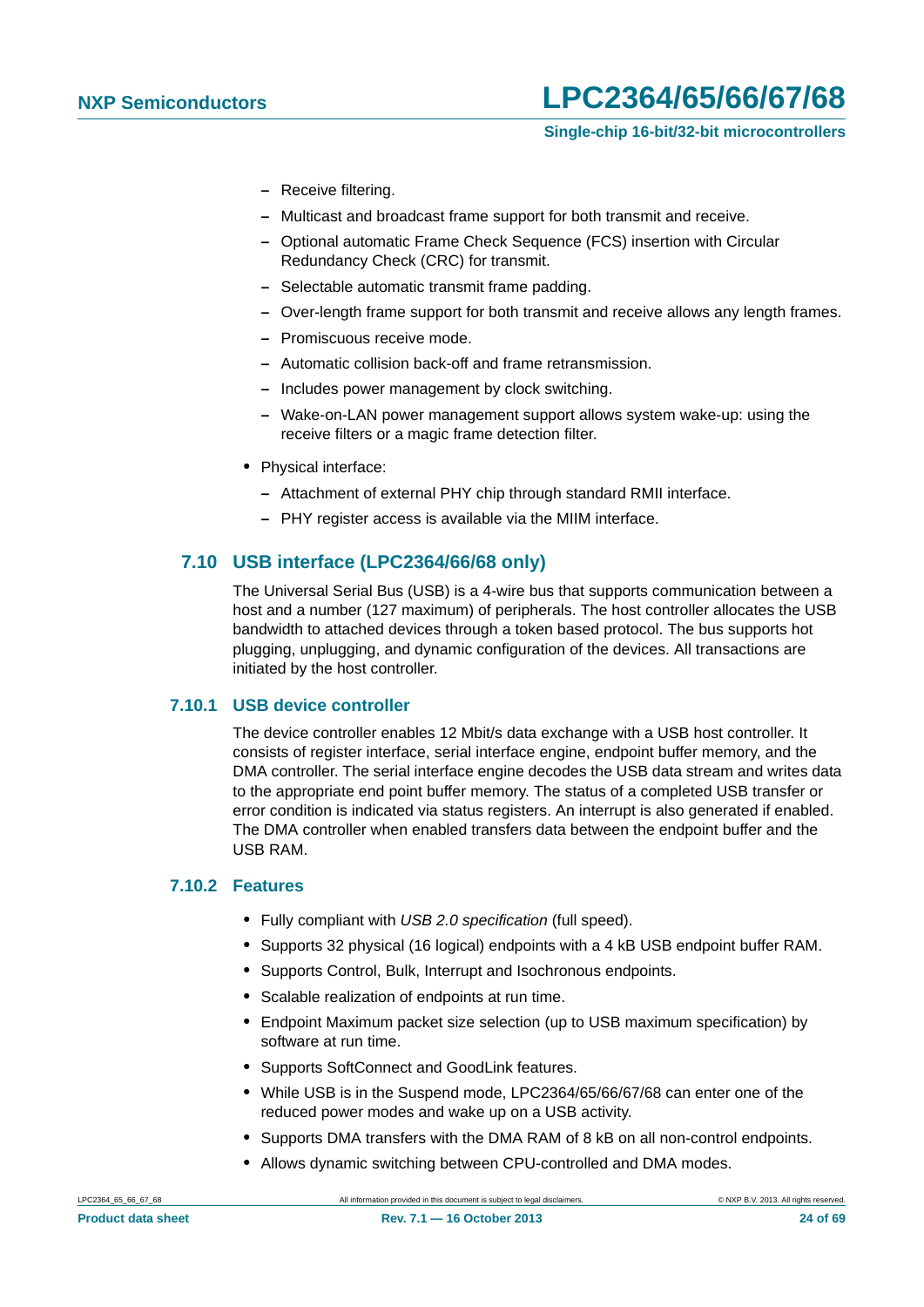- Receive filtering.
- Multicast and broadcast frame support for both transmit and receive.
- Optional automatic Frame Check Sequence (FCS) insertion with Circular Redundancy Check (CRC) for transmit.
- Selectable automatic transmit frame padding.
- Over-length frame support for both transmit and receive allows any length frames.
- Promiscuous receive mode.
- Automatic collision back-off and frame retransmission.
- Includes power management by clock switching.
- Wake-on-LAN power management support allows system wake-up: using the receive filters or a magic frame detection filter.

- Physical interface:
  - Attachment of external PHY chip through standard RMII interface.
  - PHY register access is available via the MIIM interface.

## 7.10 USB interface (LPC2364/66/68 only)

The Universal Serial Bus (USB) is a 4-wire bus that supports communication between a host and a number (127 maximum) of peripherals. The host controller allocates the USB bandwidth to attached devices through a token based protocol. The bus supports hot plugging, unplugging, and dynamic configuration of the devices. All transactions are initiated by the host controller.

### 7.10.1 USB device controller

The device controller enables 12 Mbit/s data exchange with a USB host controller. It consists of register interface, serial interface engine, endpoint buffer memory, and the DMA controller. The serial interface engine decodes the USB data stream and writes data to the appropriate end point buffer memory. The status of a completed USB transfer or error condition is indicated via status registers. An interrupt is also generated if enabled. The DMA controller when enabled transfers data between the endpoint buffer and the USB RAM.

### 7.10.2 Features

- Fully compliant with *USB 2.0 specification* (full speed).
- Supports 32 physical (16 logical) endpoints with a 4 kB USB endpoint buffer RAM.
- Supports Control, Bulk, Interrupt and Isochronous endpoints.
- Scalable realization of endpoints at run time.
- Endpoint Maximum packet size selection (up to USB maximum specification) by software at run time.
- Supports SoftConnect and GoodLink features.
- While USB is in the Suspend mode, LPC2364/65/66/67/68 can enter one of the reduced power modes and wake up on a USB activity.
- Supports DMA transfers with the DMA RAM of 8 kB on all non-control endpoints.
- Allows dynamic switching between CPU-controlled and DMA modes.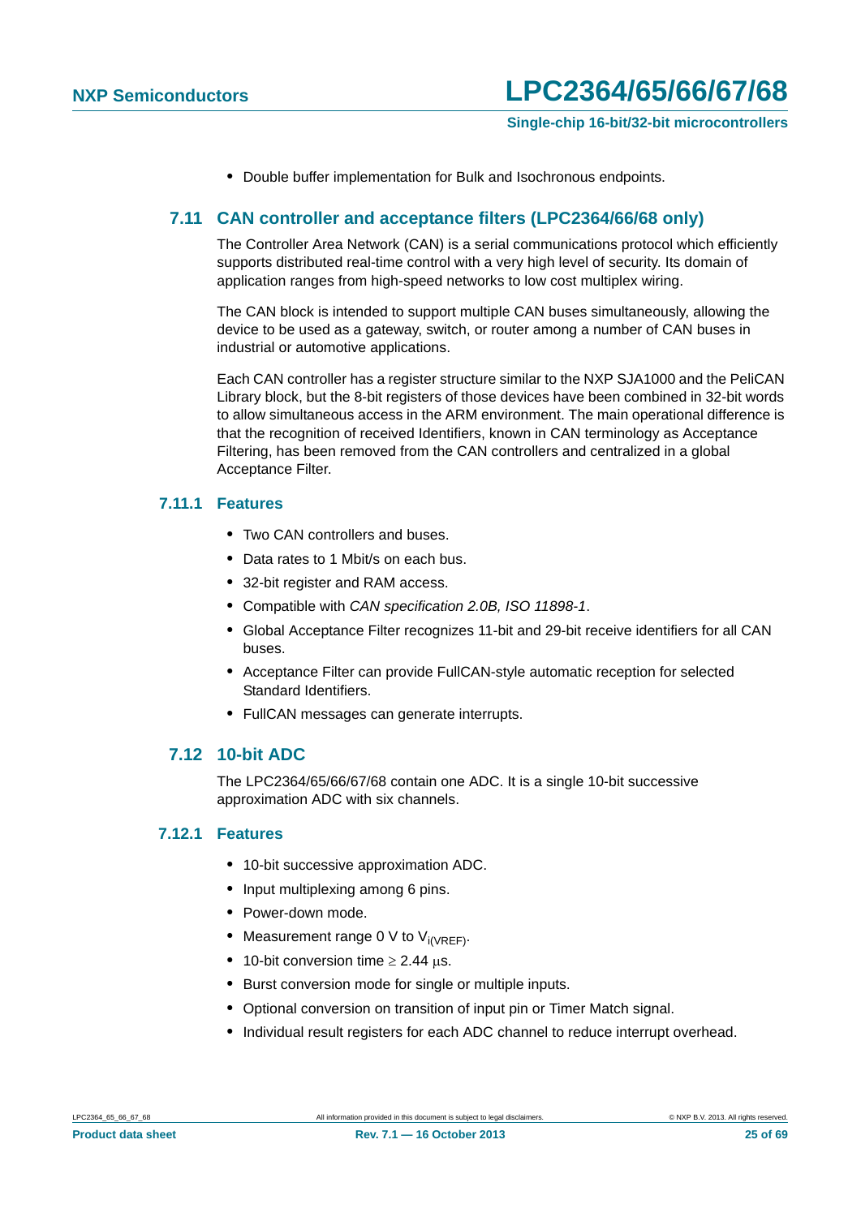- Double buffer implementation for Bulk and Isochronous endpoints.

## 7.11 CAN controller and acceptance filters (LPC2364/66/68 only)

The Controller Area Network (CAN) is a serial communications protocol which efficiently supports distributed real-time control with a very high level of security. Its domain of application ranges from high-speed networks to low cost multiplex wiring.

The CAN block is intended to support multiple CAN buses simultaneously, allowing the device to be used as a gateway, switch, or router among a number of CAN buses in industrial or automotive applications.

Each CAN controller has a register structure similar to the NXP SJA1000 and the PeliCAN Library block, but the 8-bit registers of those devices have been combined in 32-bit words to allow simultaneous access in the ARM environment. The main operational difference is that the recognition of received Identifiers, known in CAN terminology as Acceptance Filtering, has been removed from the CAN controllers and centralized in a global Acceptance Filter.

### 7.11.1 Features

- Two CAN controllers and buses.
- Data rates to 1 Mbit/s on each bus.
- 32-bit register and RAM access.
- Compatible with *CAN specification 2.0B, ISO 11898-1*.
- Global Acceptance Filter recognizes 11-bit and 29-bit receive identifiers for all CAN buses.
- Acceptance Filter can provide FullCAN-style automatic reception for selected Standard Identifiers.
- FullCAN messages can generate interrupts.

## 7.12 10-bit ADC

The LPC2364/65/66/67/68 contain one ADC. It is a single 10-bit successive approximation ADC with six channels.

### 7.12.1 Features

- 10-bit successive approximation ADC.
- Input multiplexing among 6 pins.
- Power-down mode.
- Measurement range 0 V to $V_{i(VREF)}$.
- 10-bit conversion time $\geq$ 2.44 μs.
- Burst conversion mode for single or multiple inputs.
- Optional conversion on transition of input pin or Timer Match signal.
- Individual result registers for each ADC channel to reduce interrupt overhead.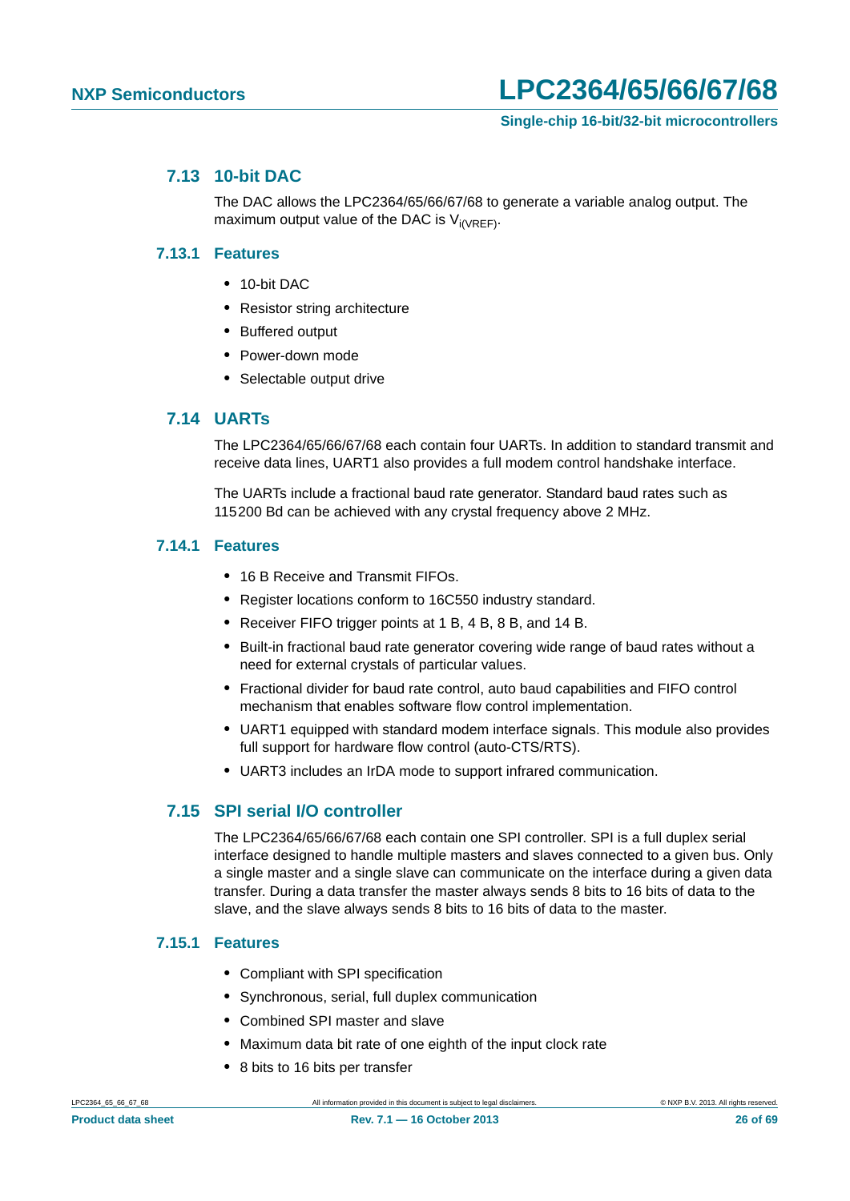## 7.13 10-bit DAC

The DAC allows the LPC2364/65/66/67/68 to generate a variable analog output. The maximum output value of the DAC is $V_{i(VREF)}$.

### 7.13.1 Features

- 10-bit DAC
- Resistor string architecture
- Buffered output
- Power-down mode
- Selectable output drive

## 7.14 UARTs

The LPC2364/65/66/67/68 each contain four UARTs. In addition to standard transmit and receive data lines, UART1 also provides a full modem control handshake interface.

The UARTs include a fractional baud rate generator. Standard baud rates such as 115200 Bd can be achieved with any crystal frequency above 2 MHz.

### 7.14.1 Features

- 16 B Receive and Transmit FIFOs.
- Register locations conform to 16C550 industry standard.
- Receiver FIFO trigger points at 1 B, 4 B, 8 B, and 14 B.
- Built-in fractional baud rate generator covering wide range of baud rates without a need for external crystals of particular values.
- Fractional divider for baud rate control, auto baud capabilities and FIFO control mechanism that enables software flow control implementation.
- UART1 equipped with standard modem interface signals. This module also provides full support for hardware flow control (auto-CTS/RTS).
- UART3 includes an IrDA mode to support infrared communication.

## 7.15 SPI serial I/O controller

The LPC2364/65/66/67/68 each contain one SPI controller. SPI is a full duplex serial interface designed to handle multiple masters and slaves connected to a given bus. Only a single master and a single slave can communicate on the interface during a given data transfer. During a data transfer the master always sends 8 bits to 16 bits of data to the slave, and the slave always sends 8 bits to 16 bits of data to the master.

### 7.15.1 Features

- Compliant with SPI specification
- Synchronous, serial, full duplex communication
- Combined SPI master and slave
- Maximum data bit rate of one eighth of the input clock rate
- 8 bits to 16 bits per transfer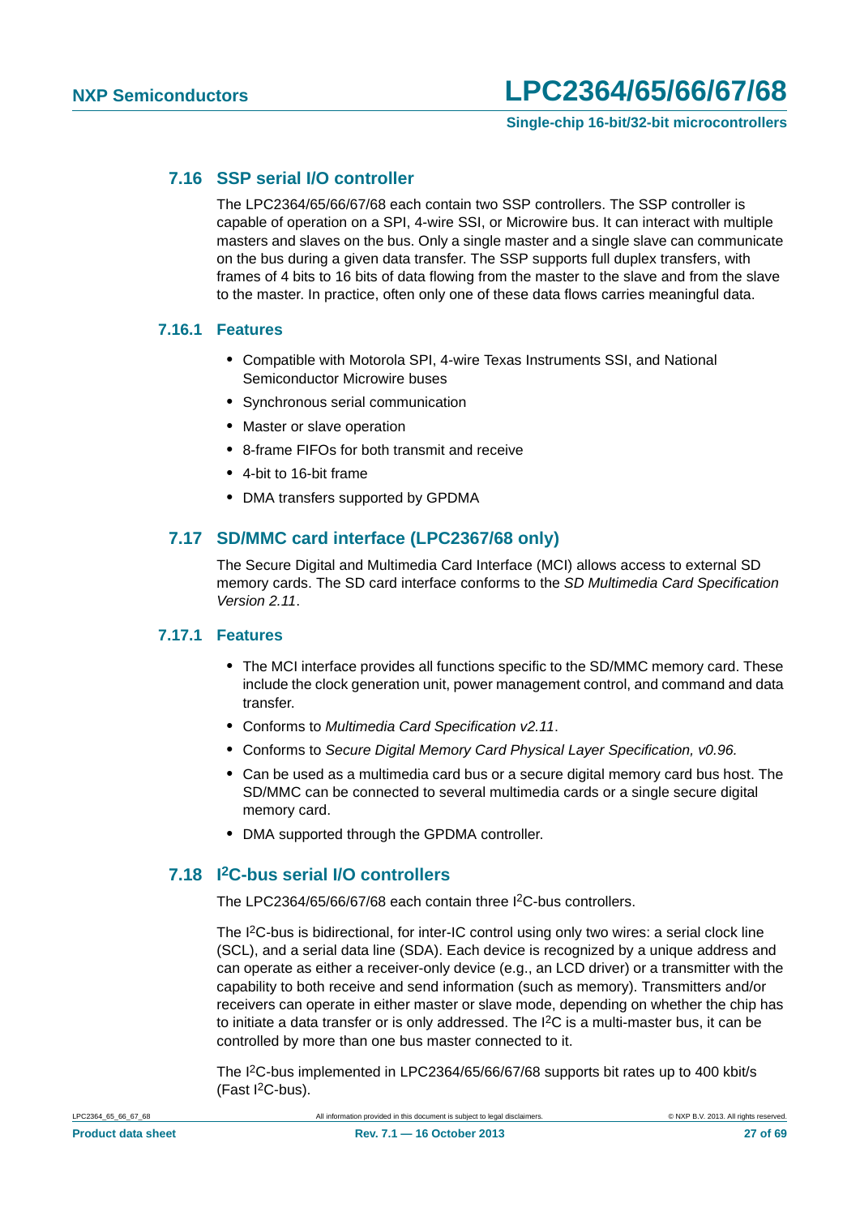## 7.16 SSP serial I/O controller

The LPC2364/65/66/67/68 each contain two SSP controllers. The SSP controller is capable of operation on a SPI, 4-wire SSI, or Microwire bus. It can interact with multiple masters and slaves on the bus. Only a single master and a single slave can communicate on the bus during a given data transfer. The SSP supports full duplex transfers, with frames of 4 bits to 16 bits of data flowing from the master to the slave and from the slave to the master. In practice, often only one of these data flows carries meaningful data.

### 7.16.1 Features

- Compatible with Motorola SPI, 4-wire Texas Instruments SSI, and National Semiconductor Microwire buses
- Synchronous serial communication
- Master or slave operation
- 8-frame FIFOs for both transmit and receive
- 4-bit to 16-bit frame
- DMA transfers supported by GPDMA

## 7.17 SD/MMC card interface (LPC2367/68 only)

The Secure Digital and Multimedia Card Interface (MCI) allows access to external SD memory cards. The SD card interface conforms to the *SD Multimedia Card Specification Version 2.11*.

### 7.17.1 Features

- The MCI interface provides all functions specific to the SD/MMC memory card. These include the clock generation unit, power management control, and command and data transfer.
- Conforms to *Multimedia Card Specification v2.11*.
- Conforms to *Secure Digital Memory Card Physical Layer Specification, v0.96.*
- Can be used as a multimedia card bus or a secure digital memory card bus host. The SD/MMC can be connected to several multimedia cards or a single secure digital memory card.
- DMA supported through the GPDMA controller.

## 7.18 I²C-bus serial I/O controllers

The LPC2364/65/66/67/68 each contain three I²C-bus controllers.

The I²C-bus is bidirectional, for inter-IC control using only two wires: a serial clock line (SCL), and a serial data line (SDA). Each device is recognized by a unique address and can operate as either a receiver-only device (e.g., an LCD driver) or a transmitter with the capability to both receive and send information (such as memory). Transmitters and/or receivers can operate in either master or slave mode, depending on whether the chip has to initiate a data transfer or is only addressed. The I²C is a multi-master bus, it can be controlled by more than one bus master connected to it.

The I²C-bus implemented in LPC2364/65/66/67/68 supports bit rates up to 400 kbit/s (Fast I²C-bus).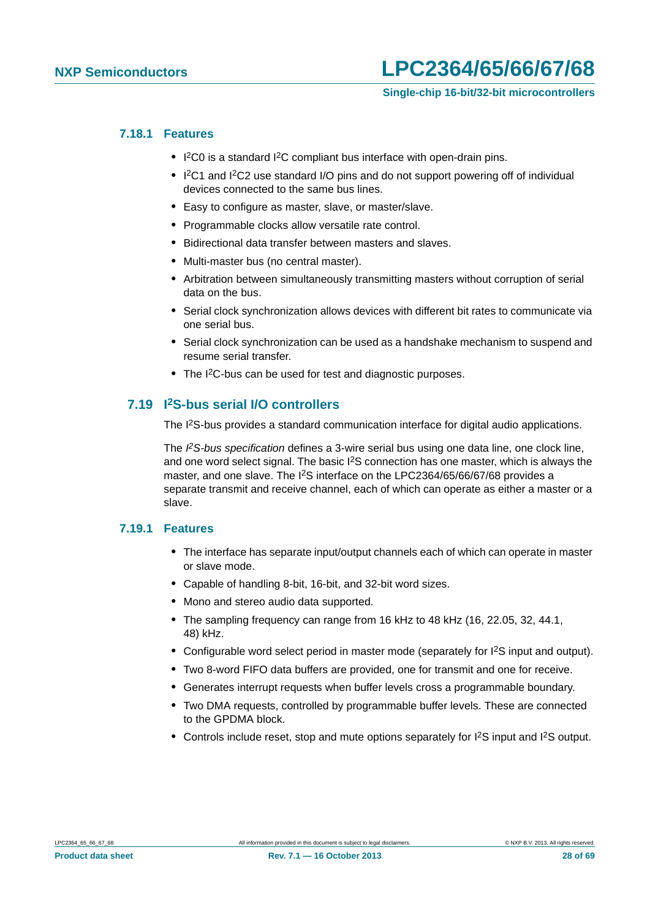#### 7.18.1 Features

- I$^2$C0 is a standard I$^2$C compliant bus interface with open-drain pins.
- I$^2$C1 and I$^2$C2 use standard I/O pins and do not support powering off of individual devices connected to the same bus lines.
- Easy to configure as master, slave, or master/slave.
- Programmable clocks allow versatile rate control.
- Bidirectional data transfer between masters and slaves.
- Multi-master bus (no central master).
- Arbitration between simultaneously transmitting masters without corruption of serial data on the bus.
- Serial clock synchronization allows devices with different bit rates to communicate via one serial bus.
- Serial clock synchronization can be used as a handshake mechanism to suspend and resume serial transfer.
- The I$^2$C-bus can be used for test and diagnostic purposes.

### 7.19 I$^2$S-bus serial I/O controllers

The I$^2$S-bus provides a standard communication interface for digital audio applications.

The *I$^2$S-bus specification* defines a 3-wire serial bus using one data line, one clock line, and one word select signal. The basic I$^2$S connection has one master, which is always the master, and one slave. The I$^2$S interface on the LPC2364/65/66/67/68 provides a separate transmit and receive channel, each of which can operate as either a master or a slave.

#### 7.19.1 Features

- The interface has separate input/output channels each of which can operate in master or slave mode.
- Capable of handling 8-bit, 16-bit, and 32-bit word sizes.
- Mono and stereo audio data supported.
- The sampling frequency can range from 16 kHz to 48 kHz (16, 22.05, 32, 44.1, 48) kHz.
- Configurable word select period in master mode (separately for I$^2$S input and output).
- Two 8-word FIFO data buffers are provided, one for transmit and one for receive.
- Generates interrupt requests when buffer levels cross a programmable boundary.
- Two DMA requests, controlled by programmable buffer levels. These are connected to the GPDMA block.
- Controls include reset, stop and mute options separately for I$^2$S input and I$^2$S output.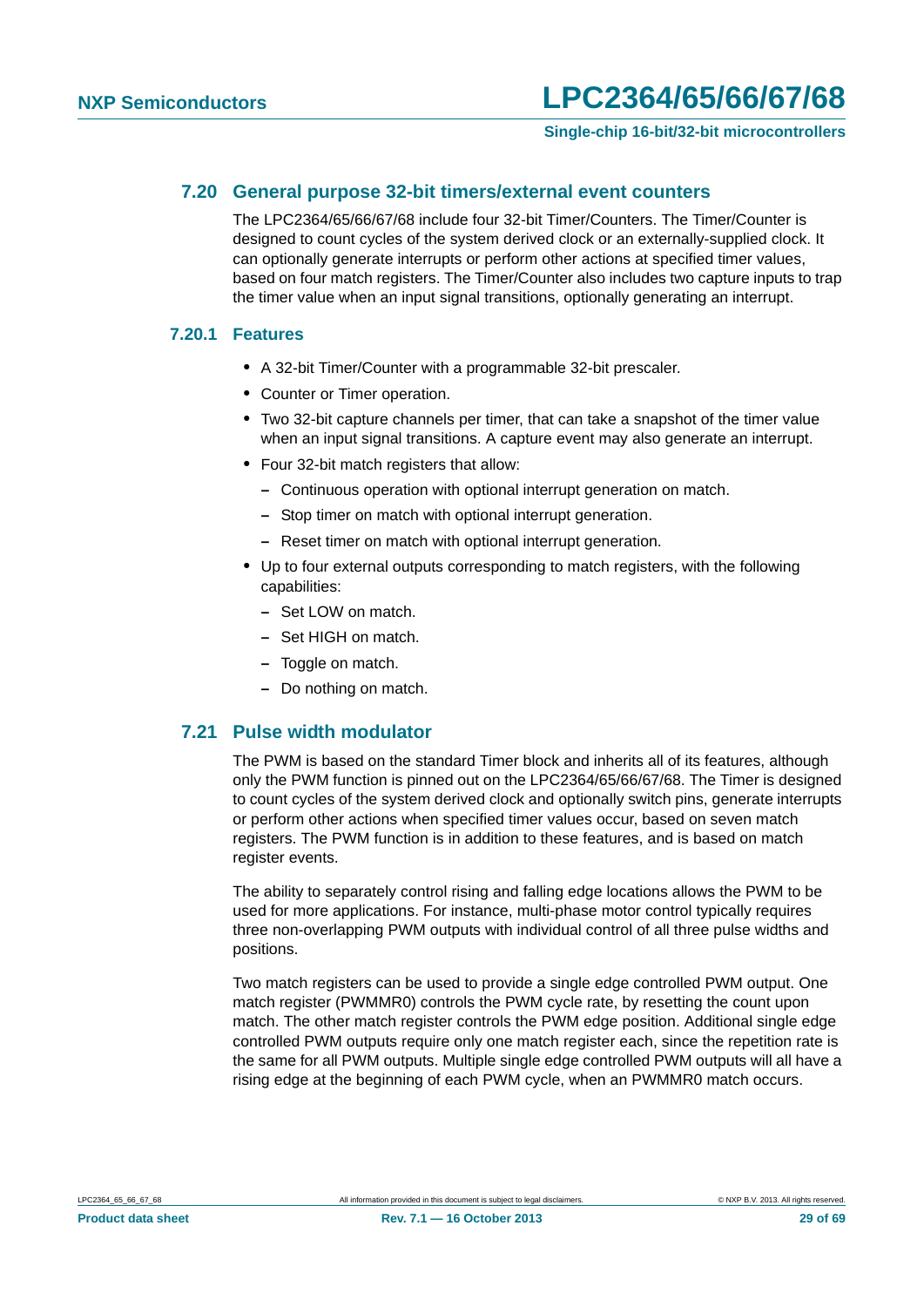## 7.20 General purpose 32-bit timers/external event counters

The LPC2364/65/66/67/68 include four 32-bit Timer/Counters. The Timer/Counter is designed to count cycles of the system derived clock or an externally-supplied clock. It can optionally generate interrupts or perform other actions at specified timer values, based on four match registers. The Timer/Counter also includes two capture inputs to trap the timer value when an input signal transitions, optionally generating an interrupt.

### 7.20.1 Features

- A 32-bit Timer/Counter with a programmable 32-bit prescaler.
- Counter or Timer operation.
- Two 32-bit capture channels per timer, that can take a snapshot of the timer value when an input signal transitions. A capture event may also generate an interrupt.
- Four 32-bit match registers that allow:
  - Continuous operation with optional interrupt generation on match.
  - Stop timer on match with optional interrupt generation.
  - Reset timer on match with optional interrupt generation.
- Up to four external outputs corresponding to match registers, with the following capabilities:
  - Set LOW on match.
  - Set HIGH on match.
  - Toggle on match.
  - Do nothing on match.

## 7.21 Pulse width modulator

The PWM is based on the standard Timer block and inherits all of its features, although only the PWM function is pinned out on the LPC2364/65/66/67/68. The Timer is designed to count cycles of the system derived clock and optionally switch pins, generate interrupts or perform other actions when specified timer values occur, based on seven match registers. The PWM function is in addition to these features, and is based on match register events.

The ability to separately control rising and falling edge locations allows the PWM to be used for more applications. For instance, multi-phase motor control typically requires three non-overlapping PWM outputs with individual control of all three pulse widths and positions.

Two match registers can be used to provide a single edge controlled PWM output. One match register (PWMMR0) controls the PWM cycle rate, by resetting the count upon match. The other match register controls the PWM edge position. Additional single edge controlled PWM outputs require only one match register each, since the repetition rate is the same for all PWM outputs. Multiple single edge controlled PWM outputs will all have a rising edge at the beginning of each PWM cycle, when an PWMMR0 match occurs.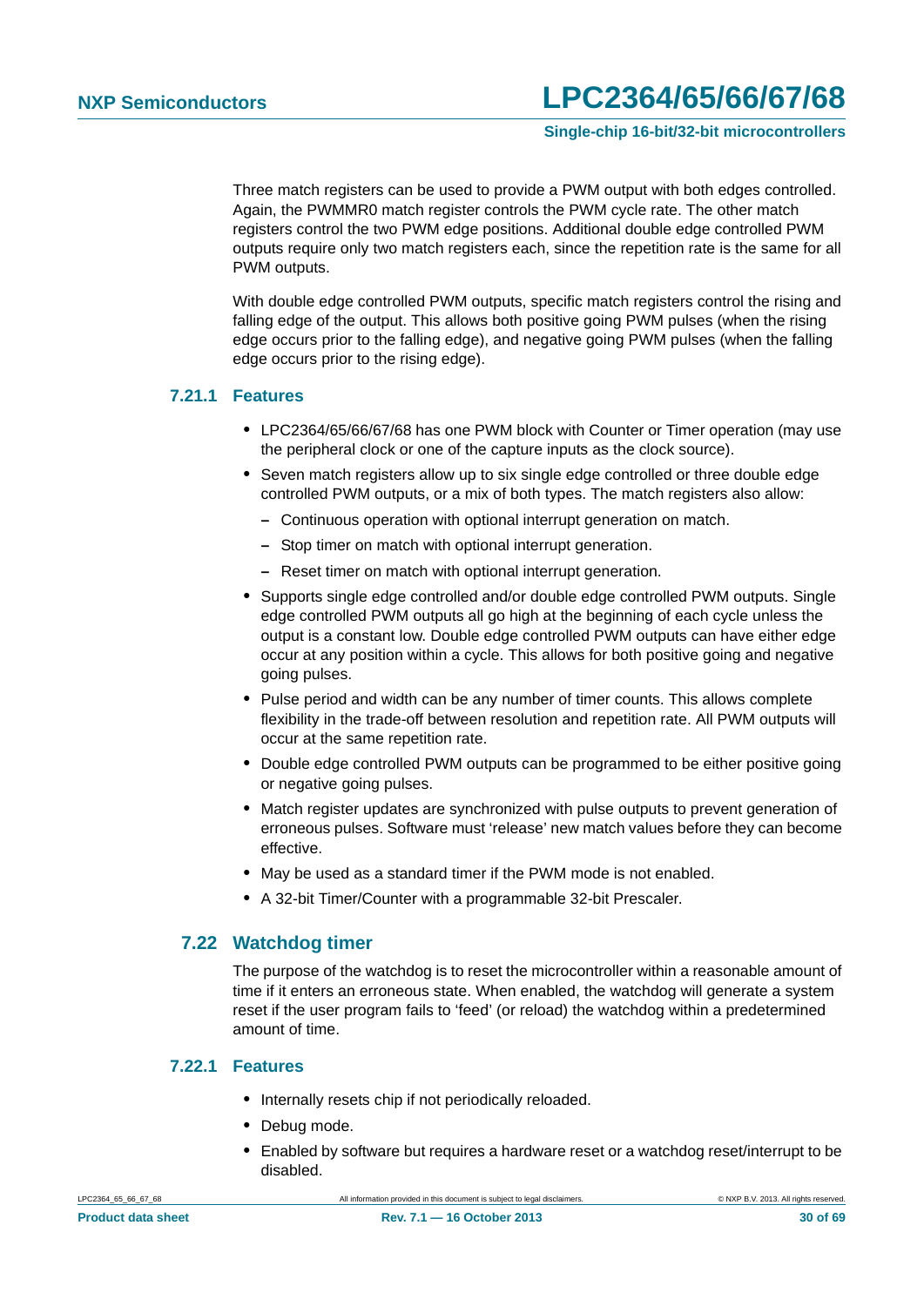Three match registers can be used to provide a PWM output with both edges controlled. Again, the PWMMR0 match register controls the PWM cycle rate. The other match registers control the two PWM edge positions. Additional double edge controlled PWM outputs require only two match registers each, since the repetition rate is the same for all PWM outputs.

With double edge controlled PWM outputs, specific match registers control the rising and falling edge of the output. This allows both positive going PWM pulses (when the rising edge occurs prior to the falling edge), and negative going PWM pulses (when the falling edge occurs prior to the rising edge).

### 7.21.1 Features

- LPC2364/65/66/67/68 has one PWM block with Counter or Timer operation (may use the peripheral clock or one of the capture inputs as the clock source).
- Seven match registers allow up to six single edge controlled or three double edge controlled PWM outputs, or a mix of both types. The match registers also allow:
  - Continuous operation with optional interrupt generation on match.
  - Stop timer on match with optional interrupt generation.
  - Reset timer on match with optional interrupt generation.
- Supports single edge controlled and/or double edge controlled PWM outputs. Single edge controlled PWM outputs all go high at the beginning of each cycle unless the output is a constant low. Double edge controlled PWM outputs can have either edge occur at any position within a cycle. This allows for both positive going and negative going pulses.
- Pulse period and width can be any number of timer counts. This allows complete flexibility in the trade-off between resolution and repetition rate. All PWM outputs will occur at the same repetition rate.
- Double edge controlled PWM outputs can be programmed to be either positive going or negative going pulses.
- Match register updates are synchronized with pulse outputs to prevent generation of erroneous pulses. Software must 'release' new match values before they can become effective.
- May be used as a standard timer if the PWM mode is not enabled.
- A 32-bit Timer/Counter with a programmable 32-bit Prescaler.

## 7.22 Watchdog timer

The purpose of the watchdog is to reset the microcontroller within a reasonable amount of time if it enters an erroneous state. When enabled, the watchdog will generate a system reset if the user program fails to 'feed' (or reload) the watchdog within a predetermined amount of time.

### 7.22.1 Features

- Internally resets chip if not periodically reloaded.
- Debug mode.
- Enabled by software but requires a hardware reset or a watchdog reset/interrupt to be disabled.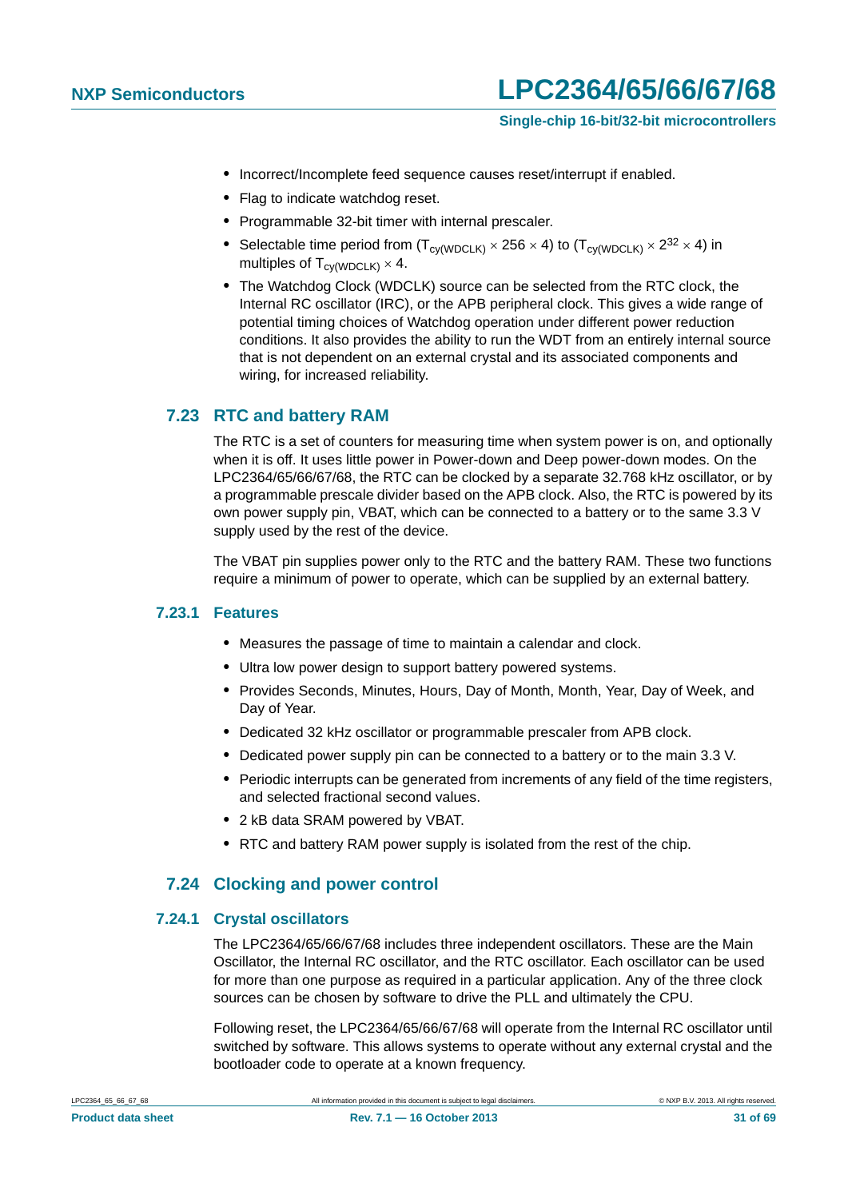- Incorrect/Incomplete feed sequence causes reset/interrupt if enabled.
- Flag to indicate watchdog reset.
- Programmable 32-bit timer with internal prescaler.
- Selectable time period from ($T_{cy(WDCLK)} \times 256 \times 4$) to ($T_{cy(WDCLK)} \times 2^{32} \times 4$) in multiples of $T_{cy(WDCLK)} \times 4$.
- The Watchdog Clock (WDCLK) source can be selected from the RTC clock, the Internal RC oscillator (IRC), or the APB peripheral clock. This gives a wide range of potential timing choices of Watchdog operation under different power reduction conditions. It also provides the ability to run the WDT from an entirely internal source that is not dependent on an external crystal and its associated components and wiring, for increased reliability.

## 7.23 RTC and battery RAM

The RTC is a set of counters for measuring time when system power is on, and optionally when it is off. It uses little power in Power-down and Deep power-down modes. On the LPC2364/65/66/67/68, the RTC can be clocked by a separate 32.768 kHz oscillator, or by a programmable prescale divider based on the APB clock. Also, the RTC is powered by its own power supply pin, VBAT, which can be connected to a battery or to the same 3.3 V supply used by the rest of the device.

The VBAT pin supplies power only to the RTC and the battery RAM. These two functions require a minimum of power to operate, which can be supplied by an external battery.

### 7.23.1 Features

- Measures the passage of time to maintain a calendar and clock.
- Ultra low power design to support battery powered systems.
- Provides Seconds, Minutes, Hours, Day of Month, Month, Year, Day of Week, and Day of Year.
- Dedicated 32 kHz oscillator or programmable prescaler from APB clock.
- Dedicated power supply pin can be connected to a battery or to the main 3.3 V.
- Periodic interrupts can be generated from increments of any field of the time registers, and selected fractional second values.
- 2 kB data SRAM powered by VBAT.
- RTC and battery RAM power supply is isolated from the rest of the chip.

## 7.24 Clocking and power control

### 7.24.1 Crystal oscillators

The LPC2364/65/66/67/68 includes three independent oscillators. These are the Main Oscillator, the Internal RC oscillator, and the RTC oscillator. Each oscillator can be used for more than one purpose as required in a particular application. Any of the three clock sources can be chosen by software to drive the PLL and ultimately the CPU.

Following reset, the LPC2364/65/66/67/68 will operate from the Internal RC oscillator until switched by software. This allows systems to operate without any external crystal and the bootloader code to operate at a known frequency.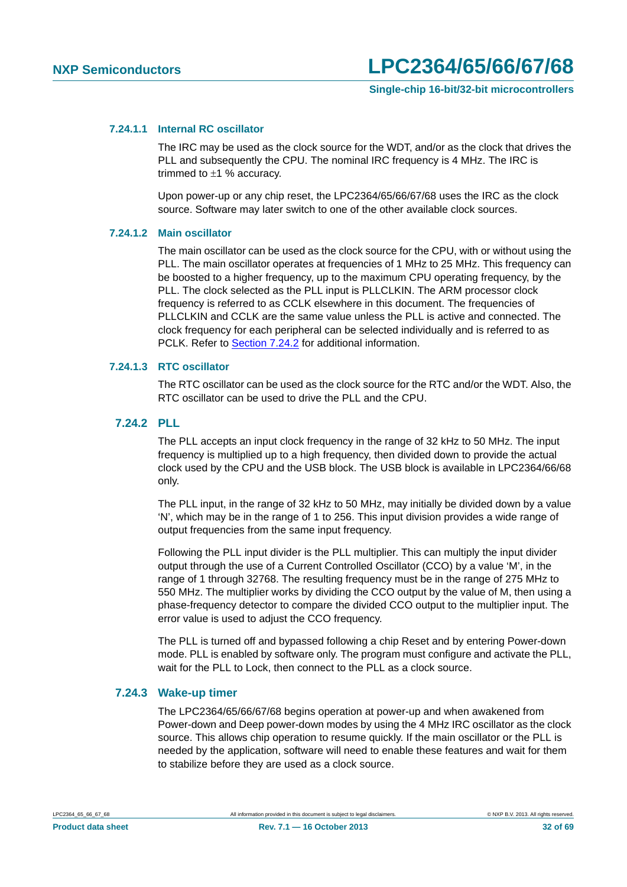#### 7.24.1.1 Internal RC oscillator

The IRC may be used as the clock source for the WDT, and/or as the clock that drives the PLL and subsequently the CPU. The nominal IRC frequency is 4 MHz. The IRC is trimmed to ±1 % accuracy.

Upon power-up or any chip reset, the LPC2364/65/66/67/68 uses the IRC as the clock source. Software may later switch to one of the other available clock sources.

#### 7.24.1.2 Main oscillator

The main oscillator can be used as the clock source for the CPU, with or without using the PLL. The main oscillator operates at frequencies of 1 MHz to 25 MHz. This frequency can be boosted to a higher frequency, up to the maximum CPU operating frequency, by the PLL. The clock selected as the PLL input is PLLCLKIN. The ARM processor clock frequency is referred to as CCLK elsewhere in this document. The frequencies of PLLCLKIN and CCLK are the same value unless the PLL is active and connected. The clock frequency for each peripheral can be selected individually and is referred to as PCLK. Refer to Section 7.24.2 for additional information.

#### 7.24.1.3 RTC oscillator

The RTC oscillator can be used as the clock source for the RTC and/or the WDT. Also, the RTC oscillator can be used to drive the PLL and the CPU.

### 7.24.2 PLL

The PLL accepts an input clock frequency in the range of 32 kHz to 50 MHz. The input frequency is multiplied up to a high frequency, then divided down to provide the actual clock used by the CPU and the USB block. The USB block is available in LPC2364/66/68 only.

The PLL input, in the range of 32 kHz to 50 MHz, may initially be divided down by a value ‘N’, which may be in the range of 1 to 256. This input division provides a wide range of output frequencies from the same input frequency.

Following the PLL input divider is the PLL multiplier. This can multiply the input divider output through the use of a Current Controlled Oscillator (CCO) by a value ‘M’, in the range of 1 through 32768. The resulting frequency must be in the range of 275 MHz to 550 MHz. The multiplier works by dividing the CCO output by the value of M, then using a phase-frequency detector to compare the divided CCO output to the multiplier input. The error value is used to adjust the CCO frequency.

The PLL is turned off and bypassed following a chip Reset and by entering Power-down mode. PLL is enabled by software only. The program must configure and activate the PLL, wait for the PLL to Lock, then connect to the PLL as a clock source.

### 7.24.3 Wake-up timer

The LPC2364/65/66/67/68 begins operation at power-up and when awakened from Power-down and Deep power-down modes by using the 4 MHz IRC oscillator as the clock source. This allows chip operation to resume quickly. If the main oscillator or the PLL is needed by the application, software will need to enable these features and wait for them to stabilize before they are used as a clock source.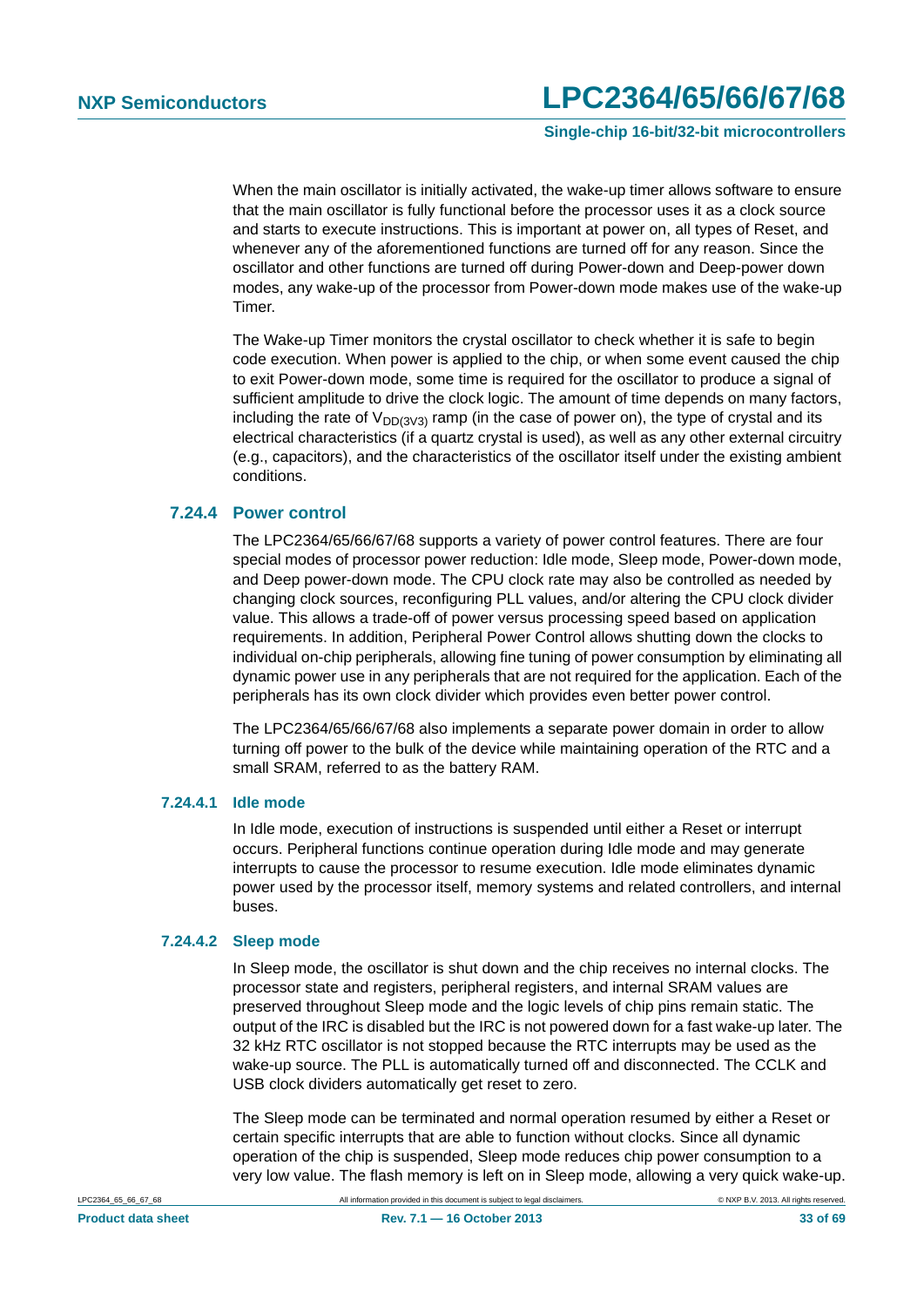When the main oscillator is initially activated, the wake-up timer allows software to ensure that the main oscillator is fully functional before the processor uses it as a clock source and starts to execute instructions. This is important at power on, all types of Reset, and whenever any of the aforementioned functions are turned off for any reason. Since the oscillator and other functions are turned off during Power-down and Deep-power down modes, any wake-up of the processor from Power-down mode makes use of the wake-up Timer.

The Wake-up Timer monitors the crystal oscillator to check whether it is safe to begin code execution. When power is applied to the chip, or when some event caused the chip to exit Power-down mode, some time is required for the oscillator to produce a signal of sufficient amplitude to drive the clock logic. The amount of time depends on many factors, including the rate of $V_{DD(3V3)}$ ramp (in the case of power on), the type of crystal and its electrical characteristics (if a quartz crystal is used), as well as any other external circuitry (e.g., capacitors), and the characteristics of the oscillator itself under the existing ambient conditions.

### 7.24.4 Power control

The LPC2364/65/66/67/68 supports a variety of power control features. There are four special modes of processor power reduction: Idle mode, Sleep mode, Power-down mode, and Deep power-down mode. The CPU clock rate may also be controlled as needed by changing clock sources, reconfiguring PLL values, and/or altering the CPU clock divider value. This allows a trade-off of power versus processing speed based on application requirements. In addition, Peripheral Power Control allows shutting down the clocks to individual on-chip peripherals, allowing fine tuning of power consumption by eliminating all dynamic power use in any peripherals that are not required for the application. Each of the peripherals has its own clock divider which provides even better power control.

The LPC2364/65/66/67/68 also implements a separate power domain in order to allow turning off power to the bulk of the device while maintaining operation of the RTC and a small SRAM, referred to as the battery RAM.

#### 7.24.4.1 Idle mode

In Idle mode, execution of instructions is suspended until either a Reset or interrupt occurs. Peripheral functions continue operation during Idle mode and may generate interrupts to cause the processor to resume execution. Idle mode eliminates dynamic power used by the processor itself, memory systems and related controllers, and internal buses.

#### 7.24.4.2 Sleep mode

In Sleep mode, the oscillator is shut down and the chip receives no internal clocks. The processor state and registers, peripheral registers, and internal SRAM values are preserved throughout Sleep mode and the logic levels of chip pins remain static. The output of the IRC is disabled but the IRC is not powered down for a fast wake-up later. The 32 kHz RTC oscillator is not stopped because the RTC interrupts may be used as the wake-up source. The PLL is automatically turned off and disconnected. The CCLK and USB clock dividers automatically get reset to zero.

The Sleep mode can be terminated and normal operation resumed by either a Reset or certain specific interrupts that are able to function without clocks. Since all dynamic operation of the chip is suspended, Sleep mode reduces chip power consumption to a very low value. The flash memory is left on in Sleep mode, allowing a very quick wake-up.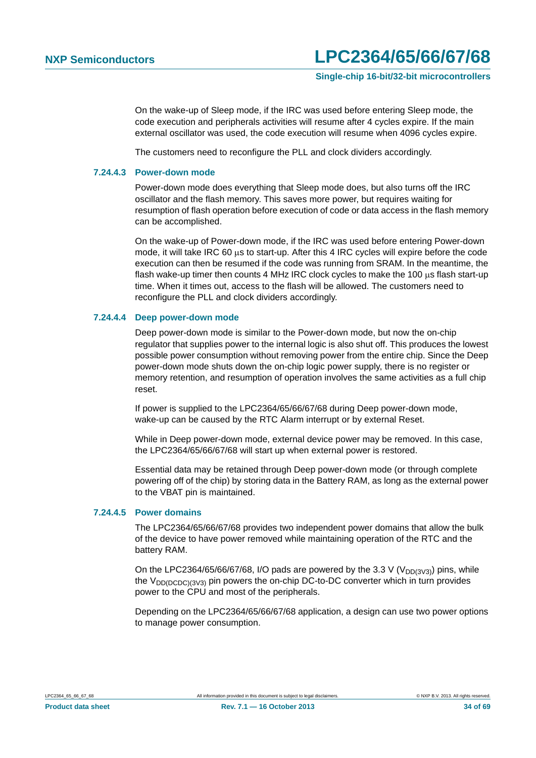On the wake-up of Sleep mode, if the IRC was used before entering Sleep mode, the code execution and peripherals activities will resume after 4 cycles expire. If the main external oscillator was used, the code execution will resume when 4096 cycles expire.

The customers need to reconfigure the PLL and clock dividers accordingly.

#### 7.24.4.3 Power-down mode

Power-down mode does everything that Sleep mode does, but also turns off the IRC oscillator and the flash memory. This saves more power, but requires waiting for resumption of flash operation before execution of code or data access in the flash memory can be accomplished.

On the wake-up of Power-down mode, if the IRC was used before entering Power-down mode, it will take IRC 60 μs to start-up. After this 4 IRC cycles will expire before the code execution can then be resumed if the code was running from SRAM. In the meantime, the flash wake-up timer then counts 4 MHz IRC clock cycles to make the 100 μs flash start-up time. When it times out, access to the flash will be allowed. The customers need to reconfigure the PLL and clock dividers accordingly.

#### 7.24.4.4 Deep power-down mode

Deep power-down mode is similar to the Power-down mode, but now the on-chip regulator that supplies power to the internal logic is also shut off. This produces the lowest possible power consumption without removing power from the entire chip. Since the Deep power-down mode shuts down the on-chip logic power supply, there is no register or memory retention, and resumption of operation involves the same activities as a full chip reset.

If power is supplied to the LPC2364/65/66/67/68 during Deep power-down mode, wake-up can be caused by the RTC Alarm interrupt or by external Reset.

While in Deep power-down mode, external device power may be removed. In this case, the LPC2364/65/66/67/68 will start up when external power is restored.

Essential data may be retained through Deep power-down mode (or through complete powering off of the chip) by storing data in the Battery RAM, as long as the external power to the VBAT pin is maintained.

#### 7.24.4.5 Power domains

The LPC2364/65/66/67/68 provides two independent power domains that allow the bulk of the device to have power removed while maintaining operation of the RTC and the battery RAM.

On the LPC2364/65/66/67/68, I/O pads are powered by the 3.3 V ($V_{DD(3V3)}$) pins, while the $V_{DD(DCDC)(3V3)}$ pin powers the on-chip DC-to-DC converter which in turn provides power to the CPU and most of the peripherals.

Depending on the LPC2364/65/66/67/68 application, a design can use two power options to manage power consumption.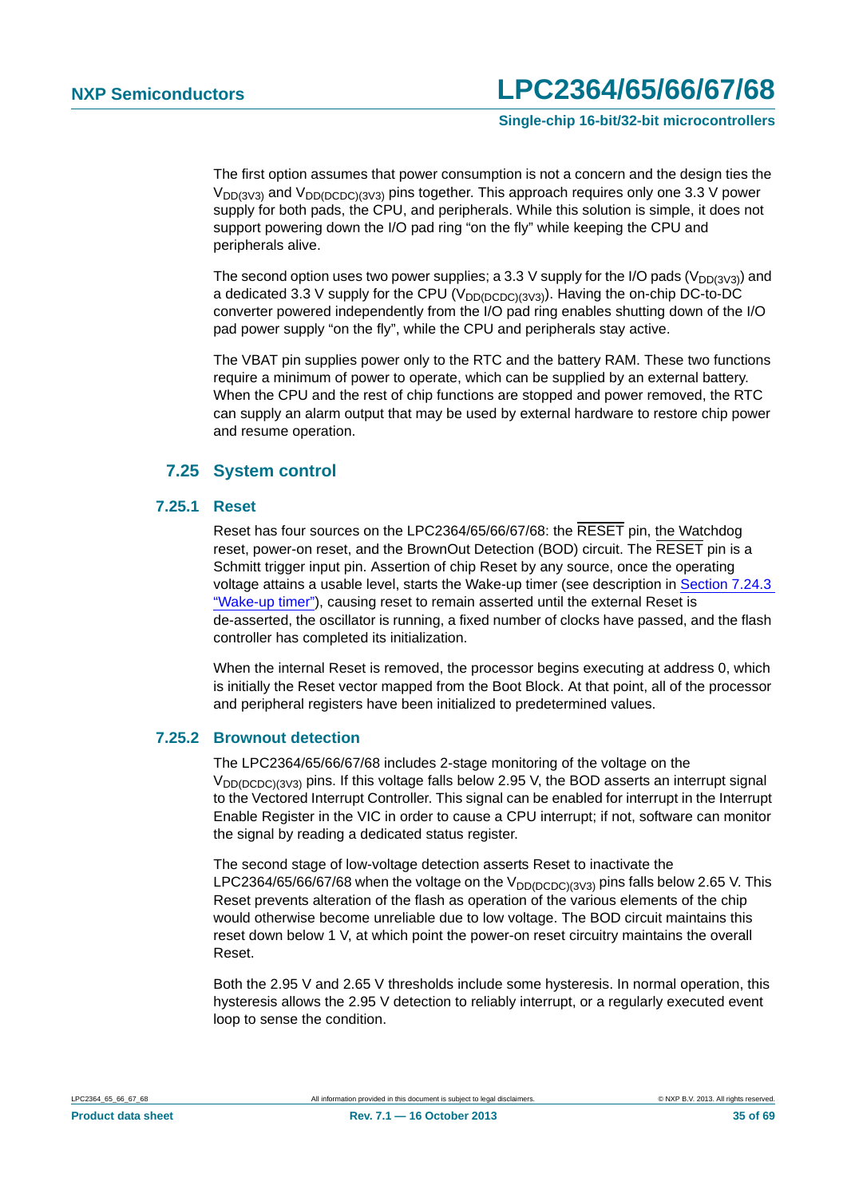The first option assumes that power consumption is not a concern and the design ties the $V_{DD(3V3)}$ and $V_{DD(DCDC)(3V3)}$ pins together. This approach requires only one 3.3 V power supply for both pads, the CPU, and peripherals. While this solution is simple, it does not support powering down the I/O pad ring "on the fly" while keeping the CPU and peripherals alive.

The second option uses two power supplies; a 3.3 V supply for the I/O pads ($V_{DD(3V3)}$) and a dedicated 3.3 V supply for the CPU ($V_{DD(DCDC)(3V3)}$). Having the on-chip DC-to-DC converter powered independently from the I/O pad ring enables shutting down of the I/O pad power supply "on the fly", while the CPU and peripherals stay active.

The VBAT pin supplies power only to the RTC and the battery RAM. These two functions require a minimum of power to operate, which can be supplied by an external battery. When the CPU and the rest of chip functions are stopped and power removed, the RTC can supply an alarm output that may be used by external hardware to restore chip power and resume operation.

## 7.25 System control

### 7.25.1 Reset

Reset has four sources on the LPC2364/65/66/67/68: the $\overline{\text{RESET}}$ pin, the Watchdog reset, power-on reset, and the BrownOut Detection (BOD) circuit. The $\overline{\text{RESET}}$ pin is a Schmitt trigger input pin. Assertion of chip Reset by any source, once the operating voltage attains a usable level, starts the Wake-up timer (see description in Section 7.24.3 "Wake-up timer"), causing reset to remain asserted until the external Reset is de-asserted, the oscillator is running, a fixed number of clocks have passed, and the flash controller has completed its initialization.

When the internal Reset is removed, the processor begins executing at address 0, which is initially the Reset vector mapped from the Boot Block. At that point, all of the processor and peripheral registers have been initialized to predetermined values.

### 7.25.2 Brownout detection

The LPC2364/65/66/67/68 includes 2-stage monitoring of the voltage on the $V_{DD(DCDC)(3V3)}$ pins. If this voltage falls below 2.95 V, the BOD asserts an interrupt signal to the Vectored Interrupt Controller. This signal can be enabled for interrupt in the Interrupt Enable Register in the VIC in order to cause a CPU interrupt; if not, software can monitor the signal by reading a dedicated status register.

The second stage of low-voltage detection asserts Reset to inactivate the LPC2364/65/66/67/68 when the voltage on the $V_{DD(DCDC)(3V3)}$ pins falls below 2.65 V. This Reset prevents alteration of the flash as operation of the various elements of the chip would otherwise become unreliable due to low voltage. The BOD circuit maintains this reset down below 1 V, at which point the power-on reset circuitry maintains the overall Reset.

Both the 2.95 V and 2.65 V thresholds include some hysteresis. In normal operation, this hysteresis allows the 2.95 V detection to reliably interrupt, or a regularly executed event loop to sense the condition.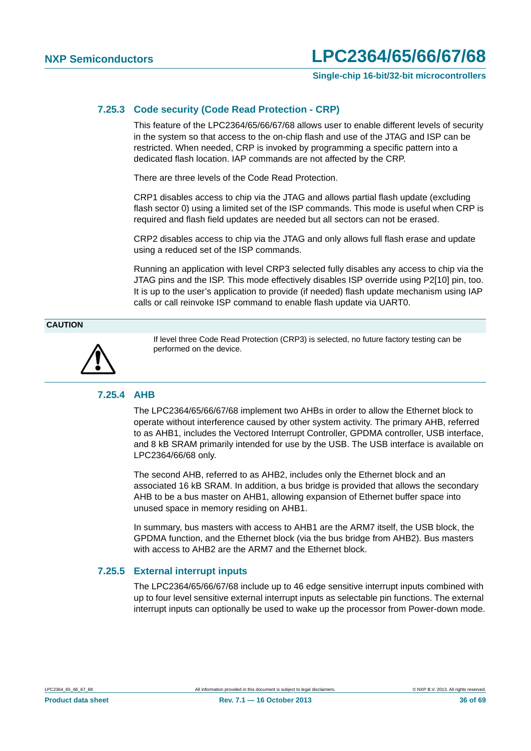### 7.25.3 Code security (Code Read Protection - CRP)

This feature of the LPC2364/65/66/67/68 allows user to enable different levels of security in the system so that access to the on-chip flash and use of the JTAG and ISP can be restricted. When needed, CRP is invoked by programming a specific pattern into a dedicated flash location. IAP commands are not affected by the CRP.

There are three levels of the Code Read Protection.

CRP1 disables access to chip via the JTAG and allows partial flash update (excluding flash sector 0) using a limited set of the ISP commands. This mode is useful when CRP is required and flash field updates are needed but all sectors can not be erased.

CRP2 disables access to chip via the JTAG and only allows full flash erase and update using a reduced set of the ISP commands.

Running an application with level CRP3 selected fully disables any access to chip via the JTAG pins and the ISP. This mode effectively disables ISP override using P2[10] pin, too. It is up to the user's application to provide (if needed) flash update mechanism using IAP calls or call reinvoke ISP command to enable flash update via UART0.

**CAUTION**

If level three Code Read Protection (CRP3) is selected, no future factory testing can be performed on the device.

### 7.25.4 AHB

The LPC2364/65/66/67/68 implement two AHBs in order to allow the Ethernet block to operate without interference caused by other system activity. The primary AHB, referred to as AHB1, includes the Vectored Interrupt Controller, GPDMA controller, USB interface, and 8 kB SRAM primarily intended for use by the USB. The USB interface is available on LPC2364/66/68 only.

The second AHB, referred to as AHB2, includes only the Ethernet block and an associated 16 kB SRAM. In addition, a bus bridge is provided that allows the secondary AHB to be a bus master on AHB1, allowing expansion of Ethernet buffer space into unused space in memory residing on AHB1.

In summary, bus masters with access to AHB1 are the ARM7 itself, the USB block, the GPDMA function, and the Ethernet block (via the bus bridge from AHB2). Bus masters with access to AHB2 are the ARM7 and the Ethernet block.

### 7.25.5 External interrupt inputs

The LPC2364/65/66/67/68 include up to 46 edge sensitive interrupt inputs combined with up to four level sensitive external interrupt inputs as selectable pin functions. The external interrupt inputs can optionally be used to wake up the processor from Power-down mode.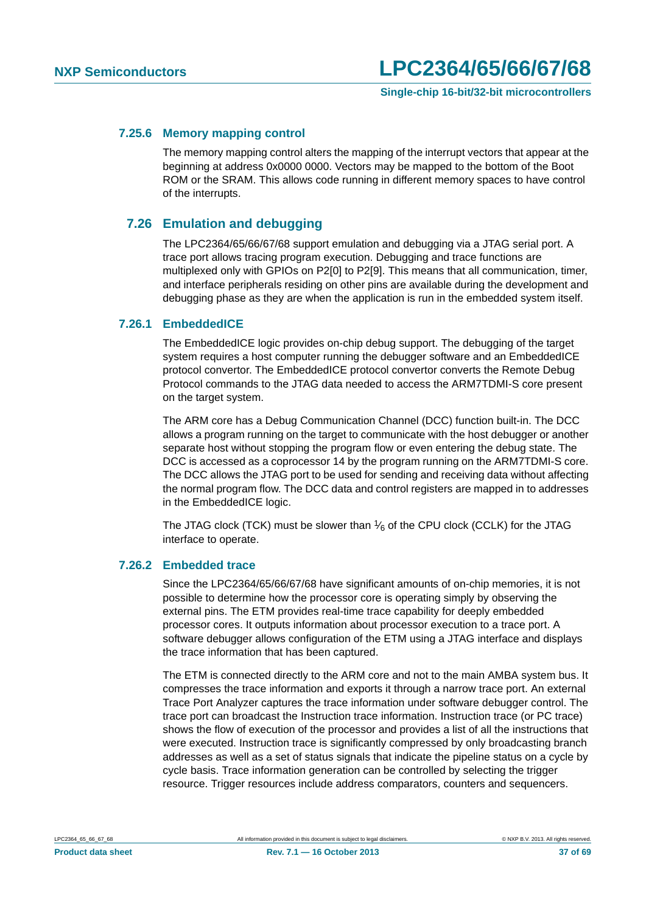### 7.25.6 Memory mapping control

The memory mapping control alters the mapping of the interrupt vectors that appear at the beginning at address 0x0000 0000. Vectors may be mapped to the bottom of the Boot ROM or the SRAM. This allows code running in different memory spaces to have control of the interrupts.

## 7.26 Emulation and debugging

The LPC2364/65/66/67/68 support emulation and debugging via a JTAG serial port. A trace port allows tracing program execution. Debugging and trace functions are multiplexed only with GPIOs on P2[0] to P2[9]. This means that all communication, timer, and interface peripherals residing on other pins are available during the development and debugging phase as they are when the application is run in the embedded system itself.

### 7.26.1 EmbeddedICE

The EmbeddedICE logic provides on-chip debug support. The debugging of the target system requires a host computer running the debugger software and an EmbeddedICE protocol convertor. The EmbeddedICE protocol convertor converts the Remote Debug Protocol commands to the JTAG data needed to access the ARM7TDMI-S core present on the target system.

The ARM core has a Debug Communication Channel (DCC) function built-in. The DCC allows a program running on the target to communicate with the host debugger or another separate host without stopping the program flow or even entering the debug state. The DCC is accessed as a coprocessor 14 by the program running on the ARM7TDMI-S core. The DCC allows the JTAG port to be used for sending and receiving data without affecting the normal program flow. The DCC data and control registers are mapped in to addresses in the EmbeddedICE logic.

The JTAG clock (TCK) must be slower than $\frac{1}{6}$ of the CPU clock (CCLK) for the JTAG interface to operate.

### 7.26.2 Embedded trace

Since the LPC2364/65/66/67/68 have significant amounts of on-chip memories, it is not possible to determine how the processor core is operating simply by observing the external pins. The ETM provides real-time trace capability for deeply embedded processor cores. It outputs information about processor execution to a trace port. A software debugger allows configuration of the ETM using a JTAG interface and displays the trace information that has been captured.

The ETM is connected directly to the ARM core and not to the main AMBA system bus. It compresses the trace information and exports it through a narrow trace port. An external Trace Port Analyzer captures the trace information under software debugger control. The trace port can broadcast the Instruction trace information. Instruction trace (or PC trace) shows the flow of execution of the processor and provides a list of all the instructions that were executed. Instruction trace is significantly compressed by only broadcasting branch addresses as well as a set of status signals that indicate the pipeline status on a cycle by cycle basis. Trace information generation can be controlled by selecting the trigger resource. Trigger resources include address comparators, counters and sequencers.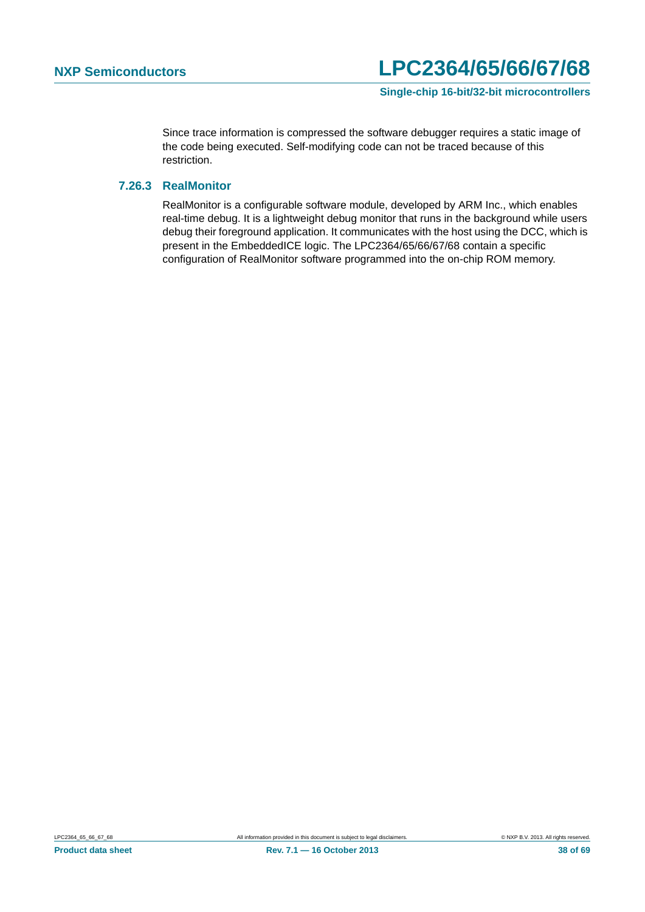Since trace information is compressed the software debugger requires a static image of the code being executed. Self-modifying code can not be traced because of this restriction.

### 7.26.3 RealMonitor

RealMonitor is a configurable software module, developed by ARM Inc., which enables real-time debug. It is a lightweight debug monitor that runs in the background while users debug their foreground application. It communicates with the host using the DCC, which is present in the EmbeddedICE logic. The LPC2364/65/66/67/68 contain a specific configuration of RealMonitor software programmed into the on-chip ROM memory.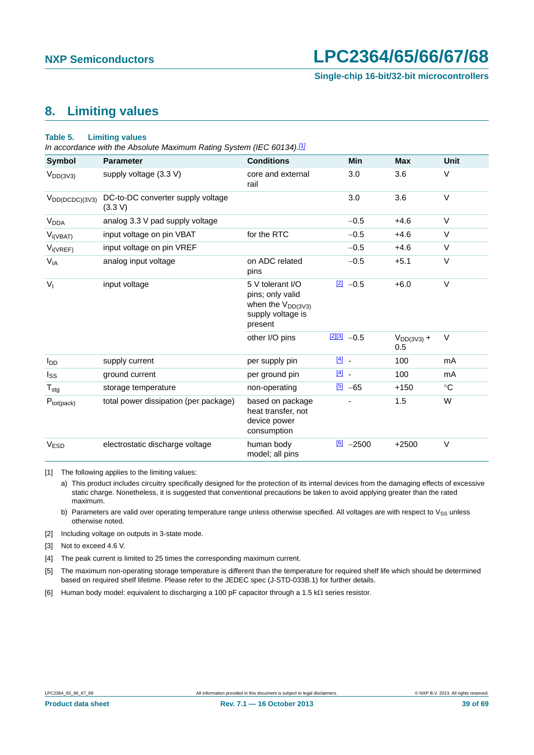## 8. Limiting values

**Table 5. Limiting values**

*In accordance with the Absolute Maximum Rating System (IEC 60134).*[1]

| Symbol | Parameter | Conditions | | Min | Max | Unit |
|---|---|---|---|---|---|---|
| $V_{DD(3V3)}$ | supply voltage (3.3 V) | core and external rail | | 3.0 | 3.6 | V |
| $V_{DD(DCDC)(3V3)}$ | DC-to-DC converter supply voltage (3.3 V) | | | 3.0 | 3.6 | V |
| $V_{DDA}$ | analog 3.3 V pad supply voltage | | | −0.5 | +4.6 | V |
| $V_{i(VBAT)}$ | input voltage on pin VBAT | for the RTC | | −0.5 | +4.6 | V |
| $V_{i(VREF)}$ | input voltage on pin VREF | | | −0.5 | +4.6 | V |
| $V_{IA}$ | analog input voltage | on ADC related pins | | −0.5 | +5.1 | V |
| $V_I$ | input voltage | 5 V tolerant I/O pins; only valid when the $V_{DD(3V3)}$ supply voltage is present | [2] | −0.5 | +6.0 | V |
| | | other I/O pins | [2][3] | −0.5 | $V_{DD(3V3)}$ + 0.5 | V |
| $I_{DD}$ | supply current | per supply pin | [4] | - | 100 | mA |
| $I_{SS}$ | ground current | per ground pin | [4] | - | 100 | mA |
| $T_{stg}$ | storage temperature | non-operating | [5] | −65 | +150 | °C |
| $P_{tot(pack)}$ | total power dissipation (per package) | based on package heat transfer, not device power consumption | | - | 1.5 | W |
| $V_{ESD}$ | electrostatic discharge voltage | human body model; all pins | [6] | −2500 | +2500 | V |

[1] The following applies to the limiting values:

a) This product includes circuitry specifically designed for the protection of its internal devices from the damaging effects of excessive static charge. Nonetheless, it is suggested that conventional precautions be taken to avoid applying greater than the rated maximum.

b) Parameters are valid over operating temperature range unless otherwise specified. All voltages are with respect to $V_{SS}$ unless otherwise noted.

[2] Including voltage on outputs in 3-state mode.

[3] Not to exceed 4.6 V.

[4] The peak current is limited to 25 times the corresponding maximum current.

[5] The maximum non-operating storage temperature is different than the temperature for required shelf life which should be determined based on required shelf lifetime. Please refer to the JEDEC spec (J-STD-033B.1) for further details.

[6] Human body model: equivalent to discharging a 100 pF capacitor through a 1.5 kΩ series resistor.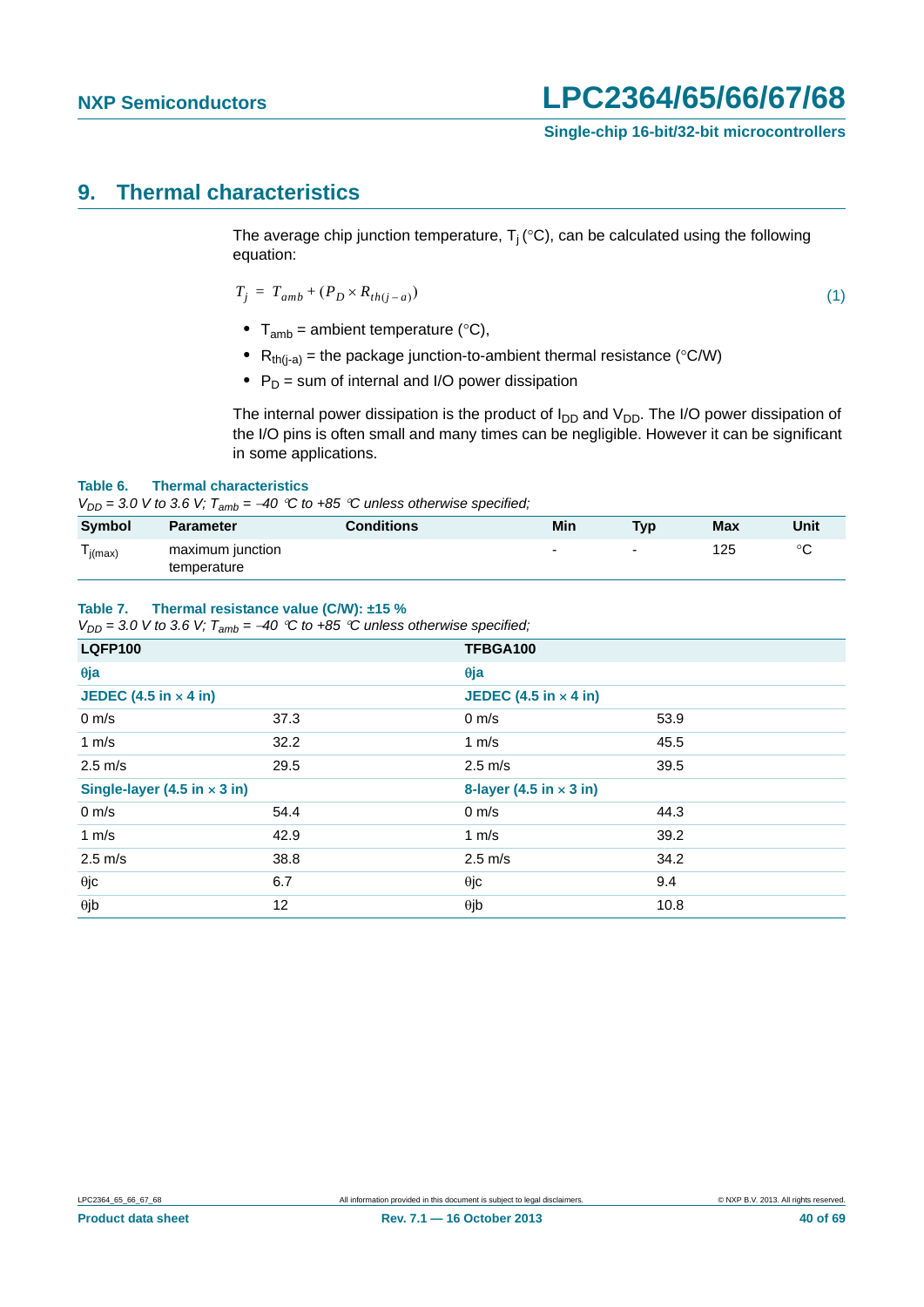## 9. Thermal characteristics

The average chip junction temperature, $T_j$ (°C), can be calculated using the following equation:

$$T_j = T_{amb} + (P_D \times R_{th(j-a)}) \quad (1)$$

- $T_{amb}$ = ambient temperature (°C),
- $R_{th(j-a)}$ = the package junction-to-ambient thermal resistance (°C/W)
- $P_D$ = sum of internal and I/O power dissipation

The internal power dissipation is the product of $I_{DD}$ and $V_{DD}$. The I/O power dissipation of the I/O pins is often small and many times can be negligible. However it can be significant in some applications.

**Table 6. Thermal characteristics**

*$V_{DD}$ = 3.0 V to 3.6 V; $T_{amb}$ = −40 °C to +85 °C unless otherwise specified;*

| Symbol | Parameter | Conditions | Min | Typ | Max | Unit |
|---|---|---|---|---|---|---|
| $T_{j(max)}$ | maximum junction temperature | | - | - | 125 | °C |

**Table 7. Thermal resistance value (C/W): ±15 %**

*$V_{DD}$ = 3.0 V to 3.6 V; $T_{amb}$ = −40 °C to +85 °C unless otherwise specified;*

| LQFP100 | | TFBGA100 | |
|---|---|---|---|
| **θja** | | **θja** | |
| **JEDEC (4.5 in × 4 in)** | | **JEDEC (4.5 in × 4 in)** | |
| 0 m/s | 37.3 | 0 m/s | 53.9 |
| 1 m/s | 32.2 | 1 m/s | 45.5 |
| 2.5 m/s | 29.5 | 2.5 m/s | 39.5 |
| **Single-layer (4.5 in × 3 in)** | | **8-layer (4.5 in × 3 in)** | |
| 0 m/s | 54.4 | 0 m/s | 44.3 |
| 1 m/s | 42.9 | 1 m/s | 39.2 |
| 2.5 m/s | 38.8 | 2.5 m/s | 34.2 |
| θjc | 6.7 | θjc | 9.4 |
| θjb | 12 | θjb | 10.8 |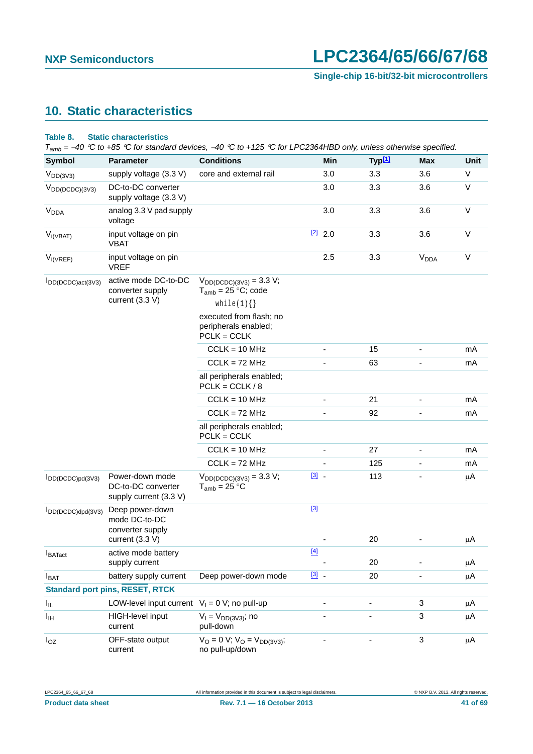## 10. Static characteristics

**Table 8. Static characteristics**

*$T_{amb}$ = −40 °C to +85 °C for standard devices, −40 °C to +125 °C for LPC2364HBD only, unless otherwise specified.*

| Symbol | Parameter | Conditions | | Min | Typ[1] | Max | Unit |
|---|---|---|---|---|---|---|---|
| $V_{DD(3V3)}$ | supply voltage (3.3 V) | core and external rail | | 3.0 | 3.3 | 3.6 | V |
| $V_{DD(DCDC)(3V3)}$ | DC-to-DC converter supply voltage (3.3 V) | | | 3.0 | 3.3 | 3.6 | V |
| $V_{DDA}$ | analog 3.3 V pad supply voltage | | | 3.0 | 3.3 | 3.6 | V |
| $V_{i(VBAT)}$ | input voltage on pin VBAT | | [2] | 2.0 | 3.3 | 3.6 | V |
| $V_{i(VREF)}$ | input voltage on pin VREF | | | 2.5 | 3.3 | $V_{DDA}$ | V |
| $I_{DD(DCDC)act(3V3)}$ | active mode DC-to-DC converter supply current (3.3 V) | $V_{DD(DCDC)(3V3)}$ = 3.3 V; $T_{amb}$ = 25 °C; code `while(1){}` executed from flash; no peripherals enabled; PCLK = CCLK | | | | | |
| | | CCLK = 10 MHz | | - | 15 | - | mA |
| | | CCLK = 72 MHz | | - | 63 | - | mA |
| | | all peripherals enabled; PCLK = CCLK / 8 | | | | | |
| | | CCLK = 10 MHz | | - | 21 | - | mA |
| | | CCLK = 72 MHz | | - | 92 | - | mA |
| | | all peripherals enabled; PCLK = CCLK | | | | | |
| | | CCLK = 10 MHz | | - | 27 | - | mA |
| | | CCLK = 72 MHz | | - | 125 | - | mA |
| $I_{DD(DCDC)pd(3V3)}$ | Power-down mode DC-to-DC converter supply current (3.3 V) | $V_{DD(DCDC)(3V3)}$ = 3.3 V; $T_{amb}$ = 25 °C | [3] | - | 113 | - | μA |
| $I_{DD(DCDC)dpd(3V3)}$ | Deep power-down mode DC-to-DC converter supply current (3.3 V) | | [3] | - | 20 | - | μA |
| $I_{BATact}$ | active mode battery supply current | | [4] | - | 20 | - | μA |
| $I_{BAT}$ | battery supply current | Deep power-down mode | [3] | - | 20 | - | μA |
| **Standard port pins, RESET, RTCK** | | | | | | | |
| $I_{IL}$ | LOW-level input current | $V_I$ = 0 V; no pull-up | | - | - | 3 | μA |
| $I_{IH}$ | HIGH-level input current | $V_I$ = $V_{DD(3V3)}$; no pull-down | | - | - | 3 | μA |
| $I_{OZ}$ | OFF-state output current | $V_O$ = 0 V; $V_O$ = $V_{DD(3V3)}$; no pull-up/down | | - | - | 3 | μA |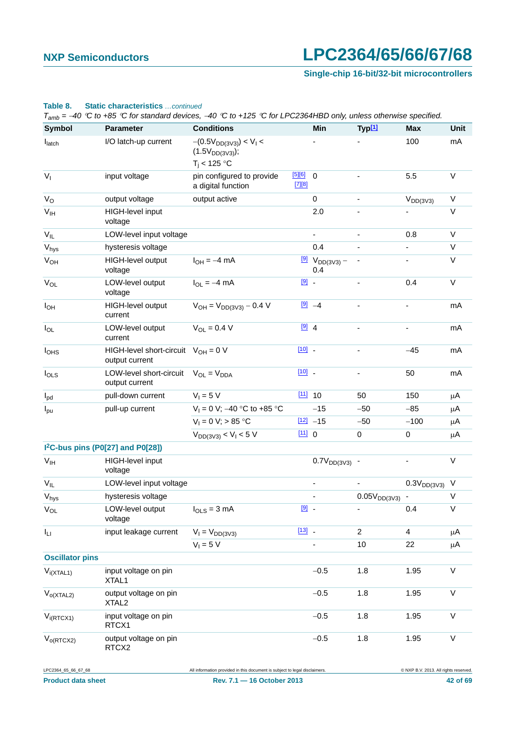**Table 8. Static characteristics** *...continued*

*$T_{amb}$ = −40 °C to +85 °C for standard devices, −40 °C to +125 °C for LPC2364HBD only, unless otherwise specified.*

| Symbol | Parameter | Conditions | | Min | Typ[1] | Max | Unit |
|---|---|---|---|---|---|---|---|
| $I_{latch}$ | I/O latch-up current | $-(0.5V_{DD(3V3)}) < V_I < (1.5V_{DD(3V3)})$; $T_j < 125$ °C | | - | - | 100 | mA |
| $V_I$ | input voltage | pin configured to provide a digital function | [5][6] [7][8] | 0 | - | 5.5 | V |
| $V_O$ | output voltage | output active | | 0 | - | $V_{DD(3V3)}$ | V |
| $V_{IH}$ | HIGH-level input voltage | | | 2.0 | - | - | V |
| $V_{IL}$ | LOW-level input voltage | | | - | - | 0.8 | V |
| $V_{hys}$ | hysteresis voltage | | | 0.4 | - | - | V |
| $V_{OH}$ | HIGH-level output voltage | $I_{OH} = -4$ mA | [9] | $V_{DD(3V3)} - 0.4$ | - | - | V |
| $V_{OL}$ | LOW-level output voltage | $I_{OL} = -4$ mA | [9] | - | - | 0.4 | V |
| $I_{OH}$ | HIGH-level output current | $V_{OH} = V_{DD(3V3)} - 0.4$ V | [9] | −4 | - | - | mA |
| $I_{OL}$ | LOW-level output current | $V_{OL} = 0.4$ V | [9] | 4 | - | - | mA |
| $I_{OHS}$ | HIGH-level short-circuit output current | $V_{OH} = 0$ V | [10] | - | - | −45 | mA |
| $I_{OLS}$ | LOW-level short-circuit output current | $V_{OL} = V_{DDA}$ | [10] | - | - | 50 | mA |
| $I_{pd}$ | pull-down current | $V_I = 5$ V | [11] | 10 | 50 | 150 | μA |
| $I_{pu}$ | pull-up current | $V_I = 0$ V; −40 °C to +85 °C | | −15 | −50 | −85 | μA |
| | | $V_I = 0$ V; > 85 °C | [12] | −15 | −50 | −100 | μA |
| | | $V_{DD(3V3)} < V_I < 5$ V | [11] | 0 | 0 | 0 | μA |
| **I²C-bus pins (P0[27] and P0[28])** | | | | | | | |
| $V_{IH}$ | HIGH-level input voltage | | | $0.7V_{DD(3V3)}$ | - | - | V |
| $V_{IL}$ | LOW-level input voltage | | | - | - | $0.3V_{DD(3V3)}$ | V |
| $V_{hys}$ | hysteresis voltage | | | - | $0.05V_{DD(3V3)}$ | - | V |
| $V_{OL}$ | LOW-level output voltage | $I_{OLS} = 3$ mA | [9] | - | - | 0.4 | V |
| $I_{LI}$ | input leakage current | $V_I = V_{DD(3V3)}$ | [13] | - | 2 | 4 | μA |
| | | $V_I = 5$ V | | - | 10 | 22 | μA |
| **Oscillator pins** | | | | | | | |
| $V_{i(XTAL1)}$ | input voltage on pin XTAL1 | | | −0.5 | 1.8 | 1.95 | V |
| $V_{o(XTAL2)}$ | output voltage on pin XTAL2 | | | −0.5 | 1.8 | 1.95 | V |
| $V_{i(RTCX1)}$ | input voltage on pin RTCX1 | | | −0.5 | 1.8 | 1.95 | V |
| $V_{o(RTCX2)}$ | output voltage on pin RTCX2 | | | −0.5 | 1.8 | 1.95 | V |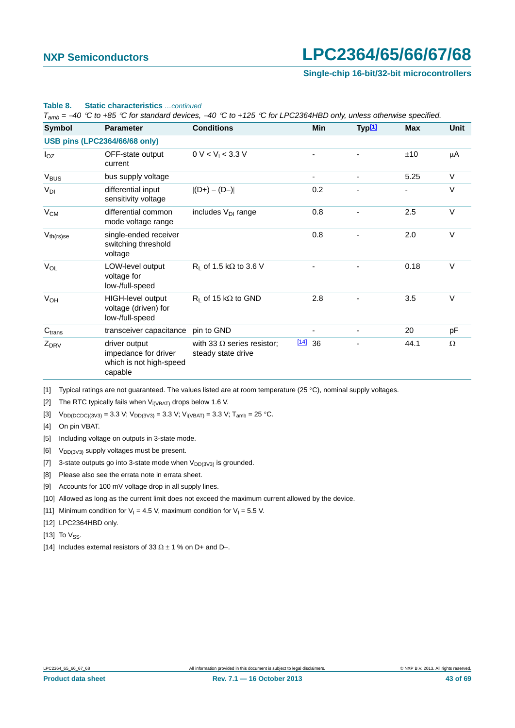**Table 8. Static characteristics** *…continued*

*$T_{amb}$ = −40 °C to +85 °C for standard devices, −40 °C to +125 °C for LPC2364HBD only, unless otherwise specified.*

| Symbol | Parameter | Conditions | Min | Typ[1] | Max | Unit |
|---|---|---|---|---|---|---|
| **USB pins (LPC2364/66/68 only)** | | | | | | |
| $I_{OZ}$ | OFF-state output current | 0 V < $V_I$ < 3.3 V | - | - | ±10 | μA |
| $V_{BUS}$ | bus supply voltage | | - | - | 5.25 | V |
| $V_{DI}$ | differential input sensitivity voltage | \|(D+) − (D−)\| | 0.2 | - | - | V |
| $V_{CM}$ | differential common mode voltage range | includes $V_{DI}$ range | 0.8 | - | 2.5 | V |
| $V_{th(rs)se}$ | single-ended receiver switching threshold voltage | | 0.8 | - | 2.0 | V |
| $V_{OL}$ | LOW-level output voltage for low-/full-speed | $R_L$ of 1.5 kΩ to 3.6 V | - | - | 0.18 | V |
| $V_{OH}$ | HIGH-level output voltage (driven) for low-/full-speed | $R_L$ of 15 kΩ to GND | 2.8 | - | 3.5 | V |
| $C_{trans}$ | transceiver capacitance | pin to GND | - | - | 20 | pF |
| $Z_{DRV}$ | driver output impedance for driver which is not high-speed capable | with 33 Ω series resistor; steady state drive [14] | 36 | - | 44.1 | Ω |

[1] Typical ratings are not guaranteed. The values listed are at room temperature (25 °C), nominal supply voltages.

[2] The RTC typically fails when $V_{i(VBAT)}$ drops below 1.6 V.

[3] $V_{DD(DCDC)(3V3)}$ = 3.3 V; $V_{DD(3V3)}$ = 3.3 V; $V_{i(VBAT)}$ = 3.3 V; $T_{amb}$ = 25 °C.

[4] On pin VBAT.

[5] Including voltage on outputs in 3-state mode.

[6] $V_{DD(3V3)}$ supply voltages must be present.

[7] 3-state outputs go into 3-state mode when $V_{DD(3V3)}$ is grounded.

[8] Please also see the errata note in errata sheet.

[9] Accounts for 100 mV voltage drop in all supply lines.

[10] Allowed as long as the current limit does not exceed the maximum current allowed by the device.

[11] Minimum condition for $V_I$ = 4.5 V, maximum condition for $V_I$ = 5.5 V.

[12] LPC2364HBD only.

[13] To $V_{SS}$.

[14] Includes external resistors of 33 Ω ± 1 % on D+ and D−.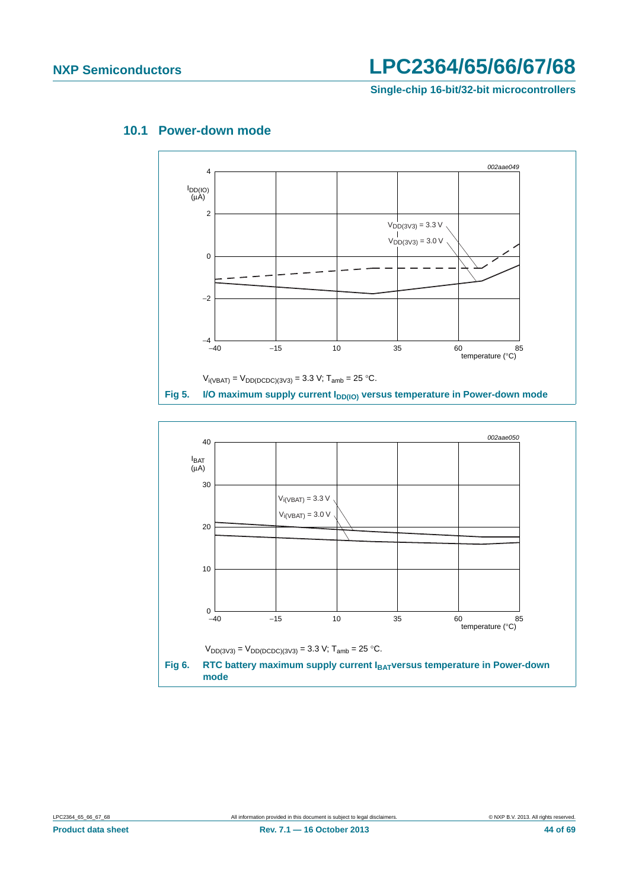## 10.1 Power-down mode

$V_{i(VBAT)} = V_{DD(DCDC)(3V3)} = 3.3$ V; $T_{amb} = 25$ °C.

**Fig 5. I/O maximum supply current $I_{DD(IO)}$ versus temperature in Power-down mode**

$V_{DD(3V3)} = V_{DD(DCDC)(3V3)} = 3.3$ V; $T_{amb} = 25$ °C.

**Fig 6. RTC battery maximum supply current $I_{BAT}$ versus temperature in Power-down mode**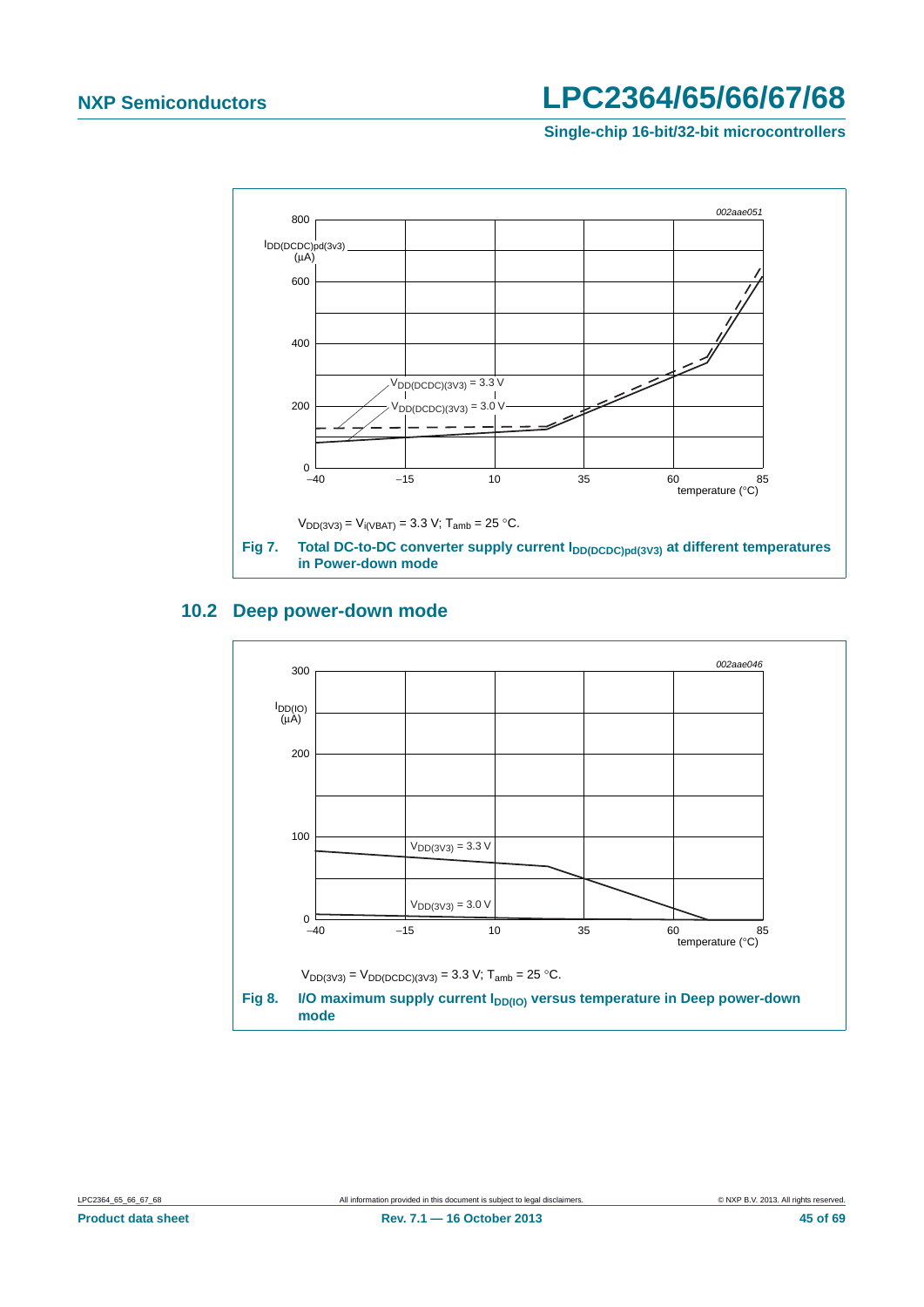$V_{DD(3V3)} = V_{i(VBAT)} = 3.3$ V; $T_{amb} = 25$ °C.

**Fig 7. Total DC-to-DC converter supply current $I_{DD(DCDC)pd(3V3)}$ at different temperatures in Power-down mode**

## 10.2 Deep power-down mode

$V_{DD(3V3)} = V_{DD(DCDC)(3V3)} = 3.3$ V; $T_{amb} = 25$ °C.

**Fig 8. I/O maximum supply current $I_{DD(IO)}$ versus temperature in Deep power-down mode**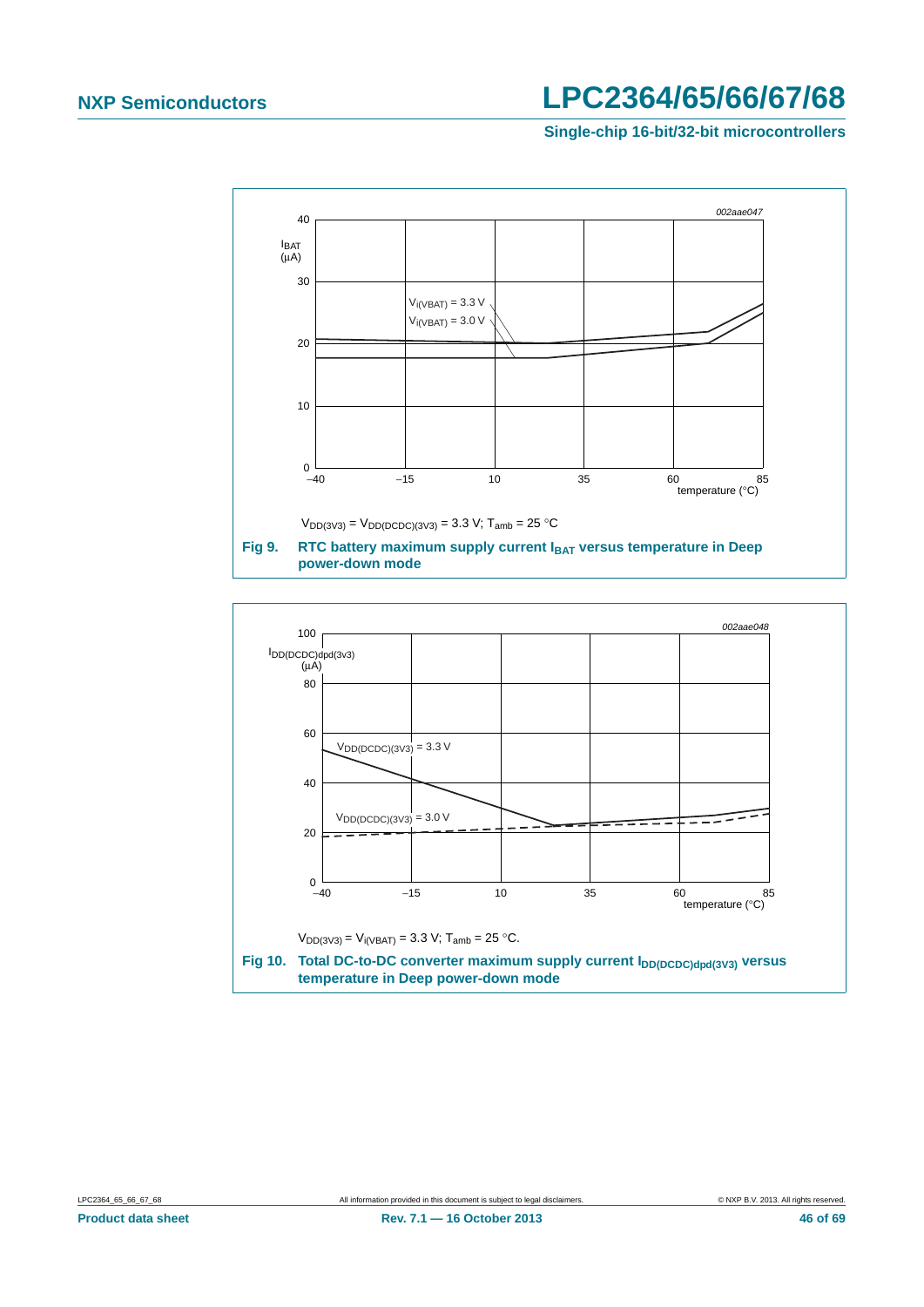002aae047

$I_{BAT}$ (μA)

$V_{i(VBAT)}$ = 3.3 V

$V_{i(VBAT)}$ = 3.0 V

temperature (°C)

$V_{DD(3V3)} = V_{DD(DCDC)(3V3)} = 3.3$ V; $T_{amb} = 25$ °C

**Fig 9. RTC battery maximum supply current $I_{BAT}$ versus temperature in Deep power-down mode**

002aae048

$I_{DD(DCDC)dpd(3v3)}$ (μA)

$V_{DD(DCDC)(3V3)}$ = 3.3 V

$V_{DD(DCDC)(3V3)}$ = 3.0 V

temperature (°C)

$V_{DD(3V3)} = V_{i(VBAT)} = 3.3$ V; $T_{amb} = 25$ °C.

**Fig 10. Total DC-to-DC converter maximum supply current $I_{DD(DCDC)dpd(3V3)}$ versus temperature in Deep power-down mode**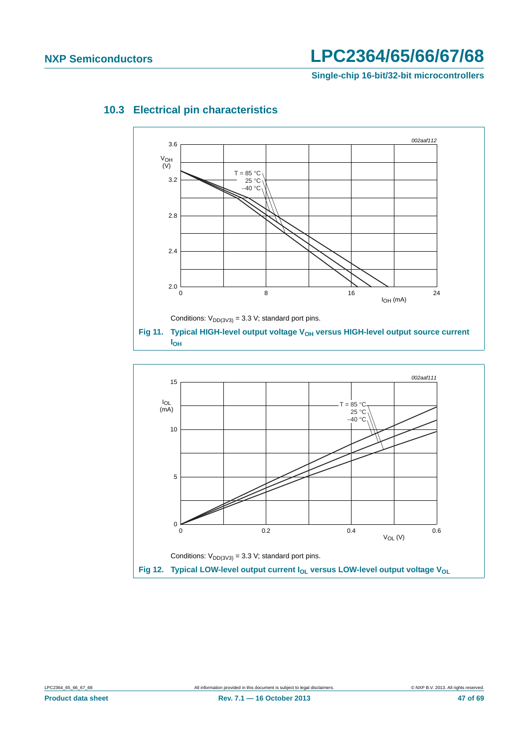### 10.3 Electrical pin characteristics

Conditions: $V_{DD(3V3)}$ = 3.3 V; standard port pins.

**Fig 11. Typical HIGH-level output voltage $V_{OH}$ versus HIGH-level output source current $I_{OH}$**

Conditions: $V_{DD(3V3)}$ = 3.3 V; standard port pins.

**Fig 12. Typical LOW-level output current $I_{OL}$ versus LOW-level output voltage $V_{OL}$**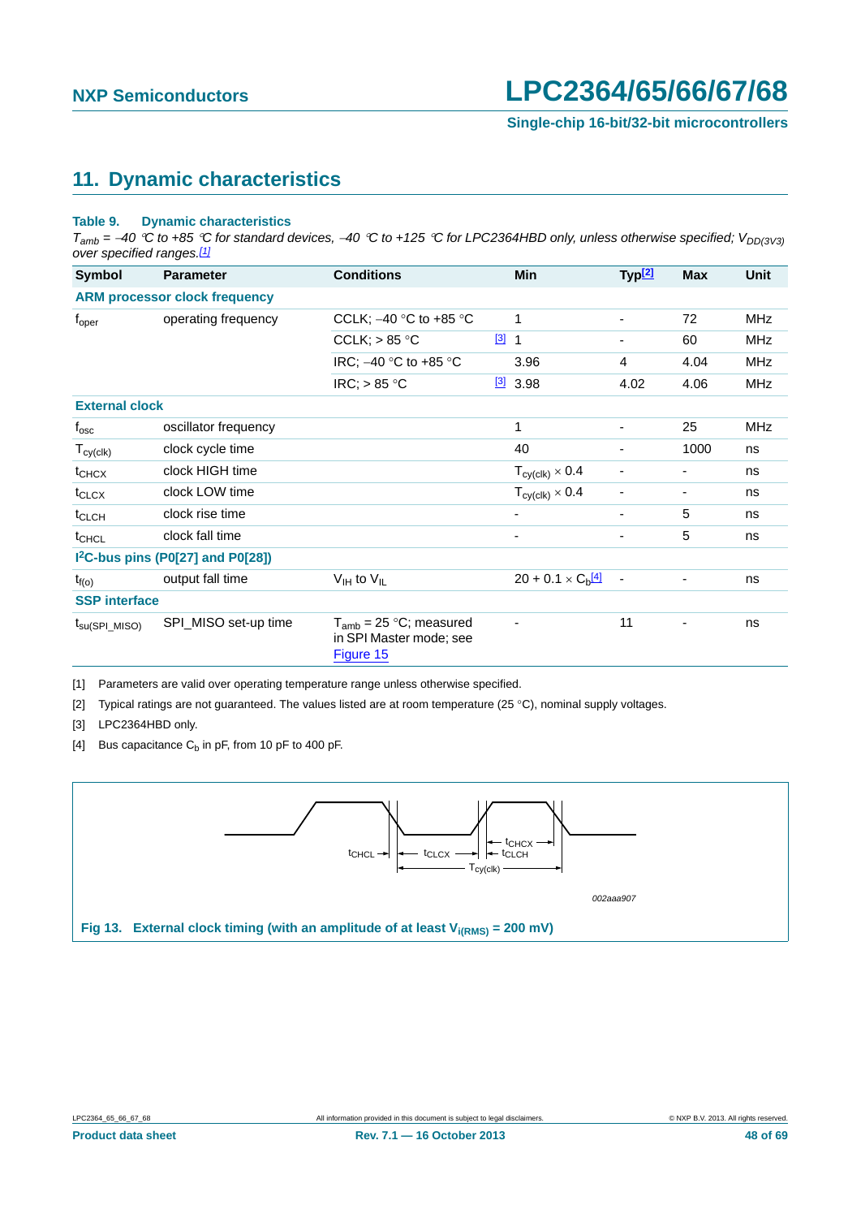## 11. Dynamic characteristics

**Table 9. Dynamic characteristics**

*$T_{amb}$ = −40 °C to +85 °C for standard devices, −40 °C to +125 °C for LPC2364HBD only, unless otherwise specified; $V_{DD(3V3)}$ over specified ranges.*[1]

| Symbol | Parameter | Conditions | | Min | Typ[2] | Max | Unit |
|---|---|---|---|---|---|---|---|
| **ARM processor clock frequency** | | | | | | | |
| $f_{oper}$ | operating frequency | CCLK; −40 °C to +85 °C | | 1 | - | 72 | MHz |
| | | CCLK; > 85 °C | [3] | 1 | - | 60 | MHz |
| | | IRC; −40 °C to +85 °C | | 3.96 | 4 | 4.04 | MHz |
| | | IRC; > 85 °C | [3] | 3.98 | 4.02 | 4.06 | MHz |
| **External clock** | | | | | | | |
| $f_{osc}$ | oscillator frequency | | | 1 | - | 25 | MHz |
| $T_{cy(clk)}$ | clock cycle time | | | 40 | - | 1000 | ns |
| $t_{CHCX}$ | clock HIGH time | | | $T_{cy(clk)} \times 0.4$ | - | - | ns |
| $t_{CLCX}$ | clock LOW time | | | $T_{cy(clk)} \times 0.4$ | - | - | ns |
| $t_{CLCH}$ | clock rise time | | | - | - | 5 | ns |
| $t_{CHCL}$ | clock fall time | | | - | - | 5 | ns |
| **I²C-bus pins (P0[27] and P0[28])** | | | | | | | |
| $t_{f(o)}$ | output fall time | $V_{IH}$ to $V_{IL}$ | | $20 + 0.1 \times C_b$[4] | - | - | ns |
| **SSP interface** | | | | | | | |
| $t_{su(SPI\_MISO)}$ | SPI_MISO set-up time | $T_{amb}$ = 25 °C; measured in SPI Master mode; see Figure 15 | | - | 11 | - | ns |

[1] Parameters are valid over operating temperature range unless otherwise specified.

[2] Typical ratings are not guaranteed. The values listed are at room temperature (25 °C), nominal supply voltages.

[3] LPC2364HBD only.

[4] Bus capacitance $C_b$ in pF, from 10 pF to 400 pF.

Fig 13. External clock timing (with an amplitude of at least $V_{i(RMS)}$ = 200 mV)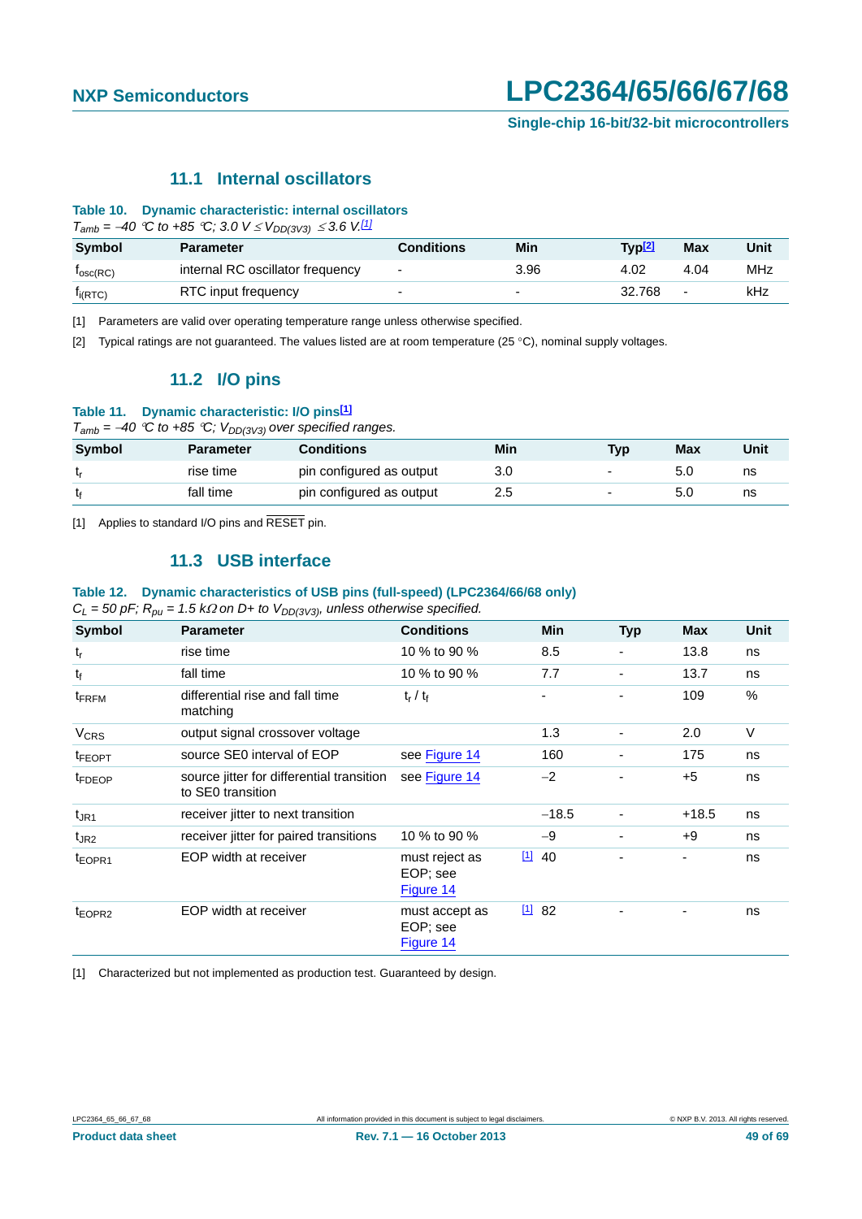### 11.1 Internal oscillators

**Table 10. Dynamic characteristic: internal oscillators**

*$T_{amb}$ = −40 °C to +85 °C; 3.0 V ≤ $V_{DD(3V3)}$ ≤ 3.6 V.*[1]

| Symbol | Parameter | Conditions | Min | Typ[2] | Max | Unit |
|---|---|---|---|---|---|---|
| $f_{osc(RC)}$ | internal RC oscillator frequency | - | 3.96 | 4.02 | 4.04 | MHz |
| $f_{i(RTC)}$ | RTC input frequency | - | - | 32.768 | - | kHz |

[1] Parameters are valid over operating temperature range unless otherwise specified.

[2] Typical ratings are not guaranteed. The values listed are at room temperature (25 °C), nominal supply voltages.

### 11.2 I/O pins

**Table 11. Dynamic characteristic: I/O pins[1]**

*$T_{amb}$ = −40 °C to +85 °C; $V_{DD(3V3)}$ over specified ranges.*

| Symbol | Parameter | Conditions | Min | Typ | Max | Unit |
|---|---|---|---|---|---|---|
| $t_r$ | rise time | pin configured as output | 3.0 | - | 5.0 | ns |
| $t_f$ | fall time | pin configured as output | 2.5 | - | 5.0 | ns |

[1] Applies to standard I/O pins and $\overline{\text{RESET}}$ pin.

### 11.3 USB interface

**Table 12. Dynamic characteristics of USB pins (full-speed) (LPC2364/66/68 only)**

*$C_L$ = 50 pF; $R_{pu}$ = 1.5 kΩ on D+ to $V_{DD(3V3)}$, unless otherwise specified.*

| Symbol | Parameter | Conditions | Min | Typ | Max | Unit |
|---|---|---|---|---|---|---|
| $t_r$ | rise time | 10 % to 90 % | 8.5 | - | 13.8 | ns |
| $t_f$ | fall time | 10 % to 90 % | 7.7 | - | 13.7 | ns |
| $t_{FRFM}$ | differential rise and fall time matching | $t_r$ / $t_f$ | - | - | 109 | % |
| $V_{CRS}$ | output signal crossover voltage | | 1.3 | - | 2.0 | V |
| $t_{FEOPT}$ | source SE0 interval of EOP | see Figure 14 | 160 | - | 175 | ns |
| $t_{FDEOP}$ | source jitter for differential transition to SE0 transition | see Figure 14 | −2 | - | +5 | ns |
| $t_{JR1}$ | receiver jitter to next transition | | −18.5 | - | +18.5 | ns |
| $t_{JR2}$ | receiver jitter for paired transitions | 10 % to 90 % | −9 | - | +9 | ns |
| $t_{EOPR1}$ | EOP width at receiver | must reject as EOP; see Figure 14 | [1] 40 | - | - | ns |
| $t_{EOPR2}$ | EOP width at receiver | must accept as EOP; see Figure 14 | [1] 82 | - | - | ns |

[1] Characterized but not implemented as production test. Guaranteed by design.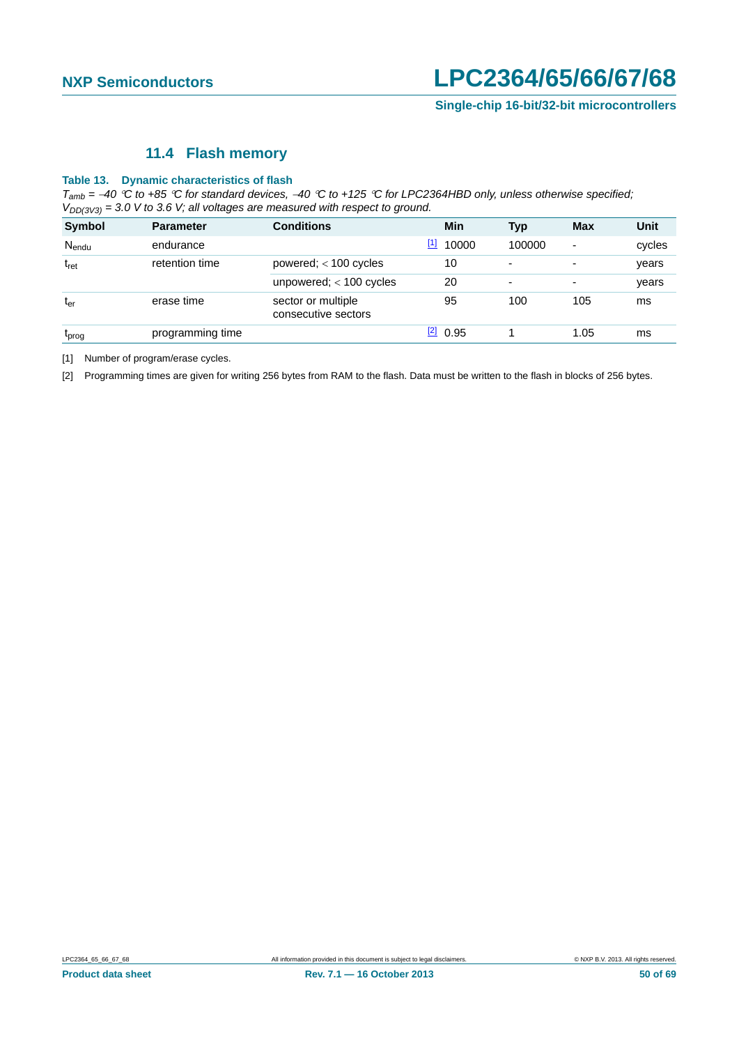### 11.4 Flash memory

**Table 13. Dynamic characteristics of flash**

*$T_{amb}$ = −40 °C to +85 °C for standard devices, −40 °C to +125 °C for LPC2364HBD only, unless otherwise specified; $V_{DD(3V3)}$ = 3.0 V to 3.6 V; all voltages are measured with respect to ground.*

| Symbol | Parameter | Conditions | | Min | Typ | Max | Unit |
|---|---|---|---|---|---|---|---|
| $N_{endu}$ | endurance | | [1] | 10000 | 100000 | - | cycles |
| $t_{ret}$ | retention time | powered; < 100 cycles | | 10 | - | - | years |
| | | unpowered; < 100 cycles | | 20 | - | - | years |
| $t_{er}$ | erase time | sector or multiple consecutive sectors | | 95 | 100 | 105 | ms |
| $t_{prog}$ | programming time | | [2] | 0.95 | 1 | 1.05 | ms |

[1] Number of program/erase cycles.

[2] Programming times are given for writing 256 bytes from RAM to the flash. Data must be written to the flash in blocks of 256 bytes.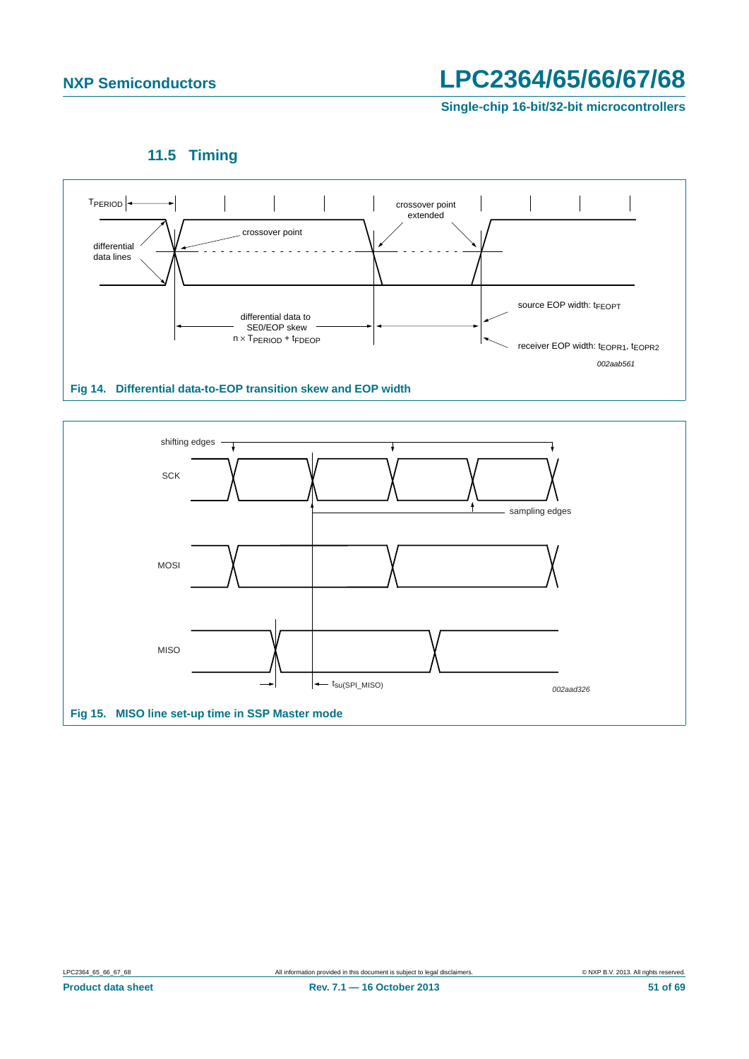### 11.5 Timing

T<sub>PERIOD</sub>

differential data lines

crossover point

crossover point extended

differential data to SE0/EOP skew

$n \times T_{PERIOD} + t_{FDEOP}$

source EOP width: $t_{FEOPT}$

receiver EOP width: $t_{EOPR1}$, $t_{EOPR2}$

*002aab561*

**Fig 14. Differential data-to-EOP transition skew and EOP width**

shifting edges

SCK

sampling edges

MOSI

MISO

$t_{su(SPI\_MISO)}$

*002aad326*

**Fig 15. MISO line set-up time in SSP Master mode**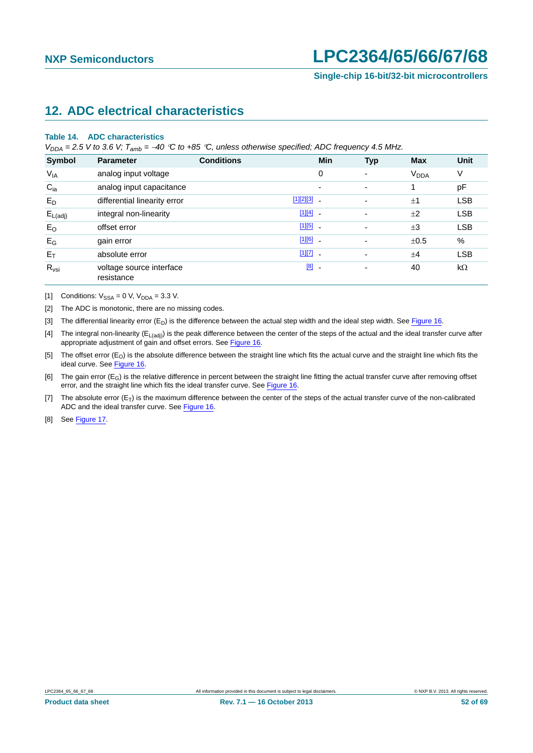## 12. ADC electrical characteristics

**Table 14. ADC characteristics**

*$V_{DDA}$ = 2.5 V to 3.6 V; $T_{amb}$ = −40 °C to +85 °C, unless otherwise specified; ADC frequency 4.5 MHz.*

| Symbol | Parameter | Conditions | Min | Typ | Max | Unit |
|---|---|---|---|---|---|---|
| $V_{IA}$ | analog input voltage | | 0 | - | $V_{DDA}$ | V |
| $C_{ia}$ | analog input capacitance | | - | - | 1 | pF |
| $E_D$ | differential linearity error | [1][2][3] | - | - | ±1 | LSB |
| $E_{L(adj)}$ | integral non-linearity | [1][4] | - | - | ±2 | LSB |
| $E_O$ | offset error | [1][5] | - | - | ±3 | LSB |
| $E_G$ | gain error | [1][6] | - | - | ±0.5 | % |
| $E_T$ | absolute error | [1][7] | - | - | ±4 | LSB |
| $R_{vsi}$ | voltage source interface resistance | [8] | - | - | 40 | kΩ |

[1] Conditions: $V_{SSA}$ = 0 V, $V_{DDA}$ = 3.3 V.

[2] The ADC is monotonic, there are no missing codes.

[3] The differential linearity error ($E_D$) is the difference between the actual step width and the ideal step width. See Figure 16.

[4] The integral non-linearity ($E_{L(adj)}$) is the peak difference between the center of the steps of the actual and the ideal transfer curve after appropriate adjustment of gain and offset errors. See Figure 16.

[5] The offset error ($E_O$) is the absolute difference between the straight line which fits the actual curve and the straight line which fits the ideal curve. See Figure 16.

[6] The gain error ($E_G$) is the relative difference in percent between the straight line fitting the actual transfer curve after removing offset error, and the straight line which fits the ideal transfer curve. See Figure 16.

[7] The absolute error ($E_T$) is the maximum difference between the center of the steps of the actual transfer curve of the non-calibrated ADC and the ideal transfer curve. See Figure 16.

[8] See Figure 17.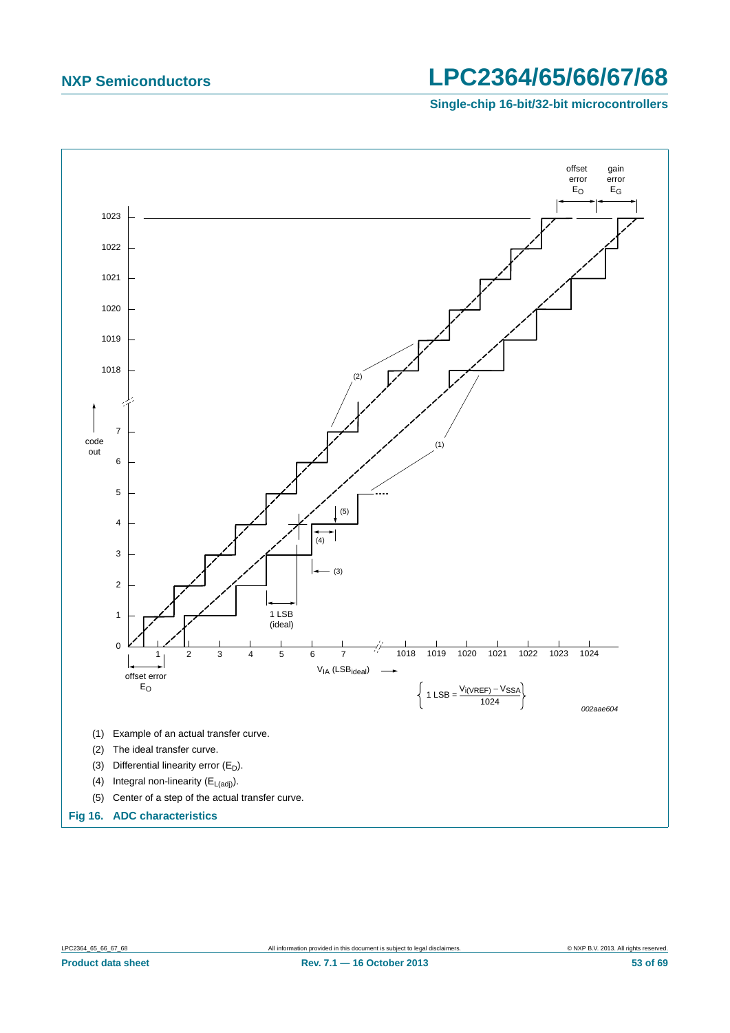offset error $E_O$

gain error $E_G$

code out

$V_{IA}$ ($LSB_{ideal}$)

1 LSB (ideal)

offset error $E_O$

$$1\ LSB = \frac{V_{i(VREF)} - V_{SSA}}{1024}$$

002aae604

(1) Example of an actual transfer curve.

(2) The ideal transfer curve.

(3) Differential linearity error ($E_D$).

(4) Integral non-linearity ($E_{L(adj)}$).

(5) Center of a step of the actual transfer curve.

**Fig 16. ADC characteristics**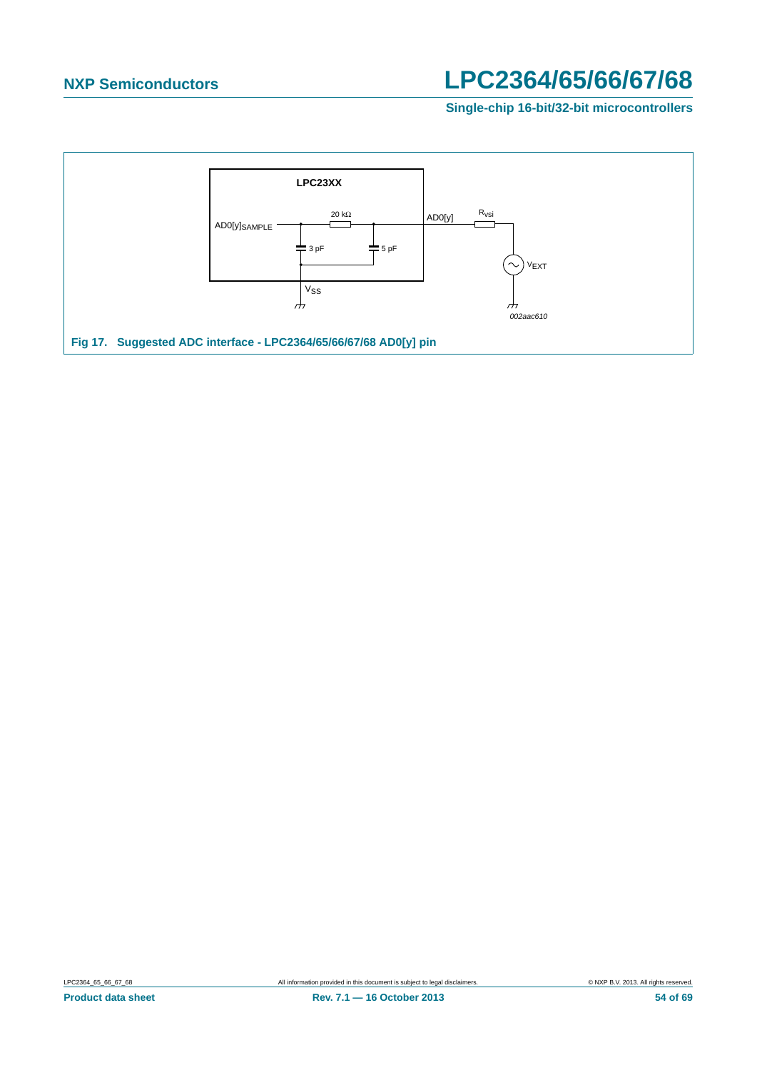Fig 17. Suggested ADC interface - LPC2364/65/66/67/68 AD0[y] pin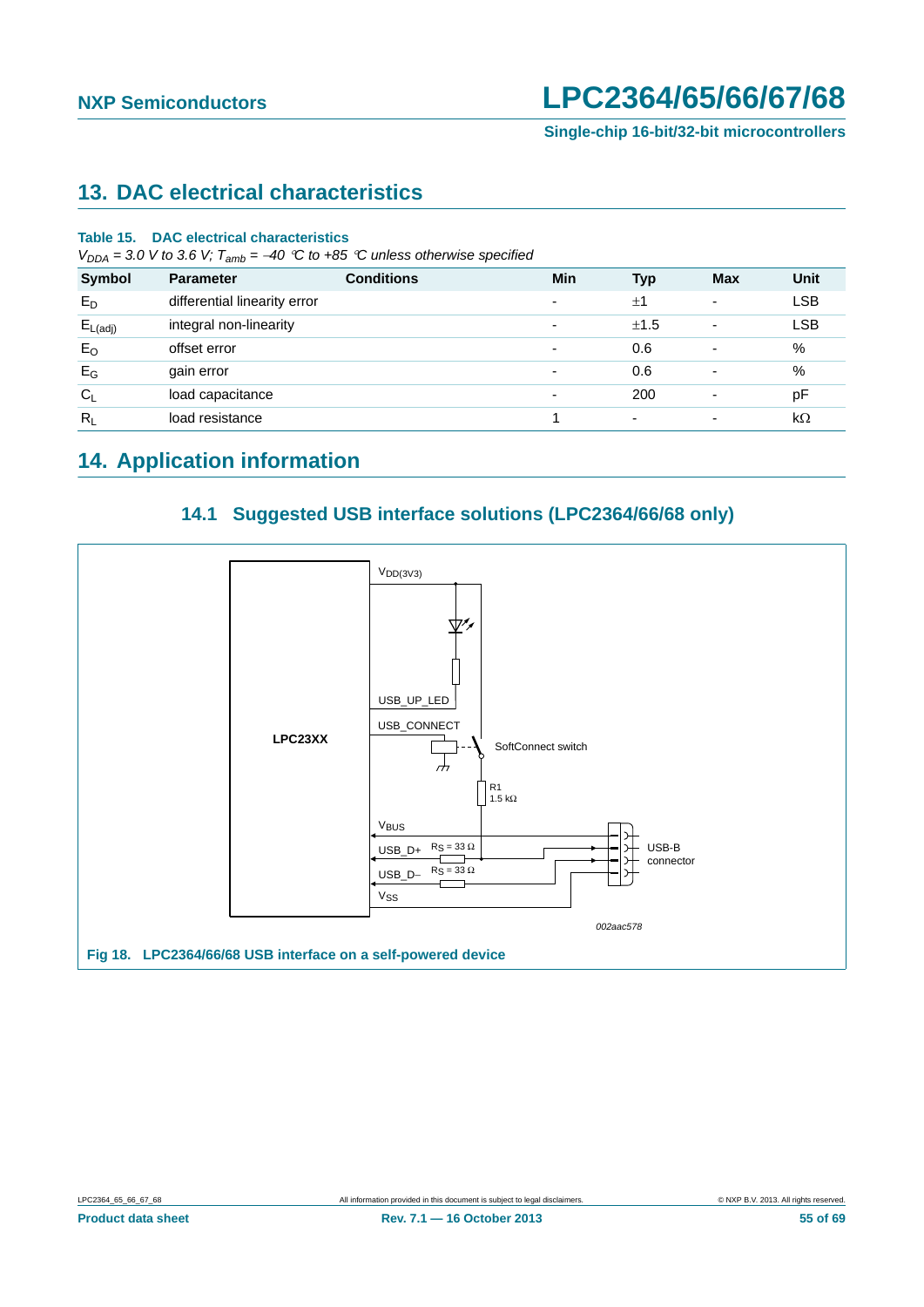## 13. DAC electrical characteristics

**Table 15. DAC electrical characteristics**

*$V_{DDA}$ = 3.0 V to 3.6 V; $T_{amb}$ = −40 °C to +85 °C unless otherwise specified*

| Symbol | Parameter | Conditions | Min | Typ | Max | Unit |
|---|---|---|---|---|---|---|
| $E_D$ | differential linearity error | | - | ±1 | - | LSB |
| $E_{L(adj)}$ | integral non-linearity | | - | ±1.5 | - | LSB |
| $E_O$ | offset error | | - | 0.6 | - | % |
| $E_G$ | gain error | | - | 0.6 | - | % |
| $C_L$ | load capacitance | | - | 200 | - | pF |
| $R_L$ | load resistance | | 1 | - | - | kΩ |

## 14. Application information

### 14.1 Suggested USB interface solutions (LPC2364/66/68 only)

LPC23XX

$V_{DD(3V3)}$

USB_UP_LED

USB_CONNECT

SoftConnect switch

R1 1.5 kΩ

$V_{BUS}$

USB_D+ $R_S$ = 33 Ω

USB_D− $R_S$ = 33 Ω

$V_{SS}$

USB-B connector

002aac578

**Fig 18. LPC2364/66/68 USB interface on a self-powered device**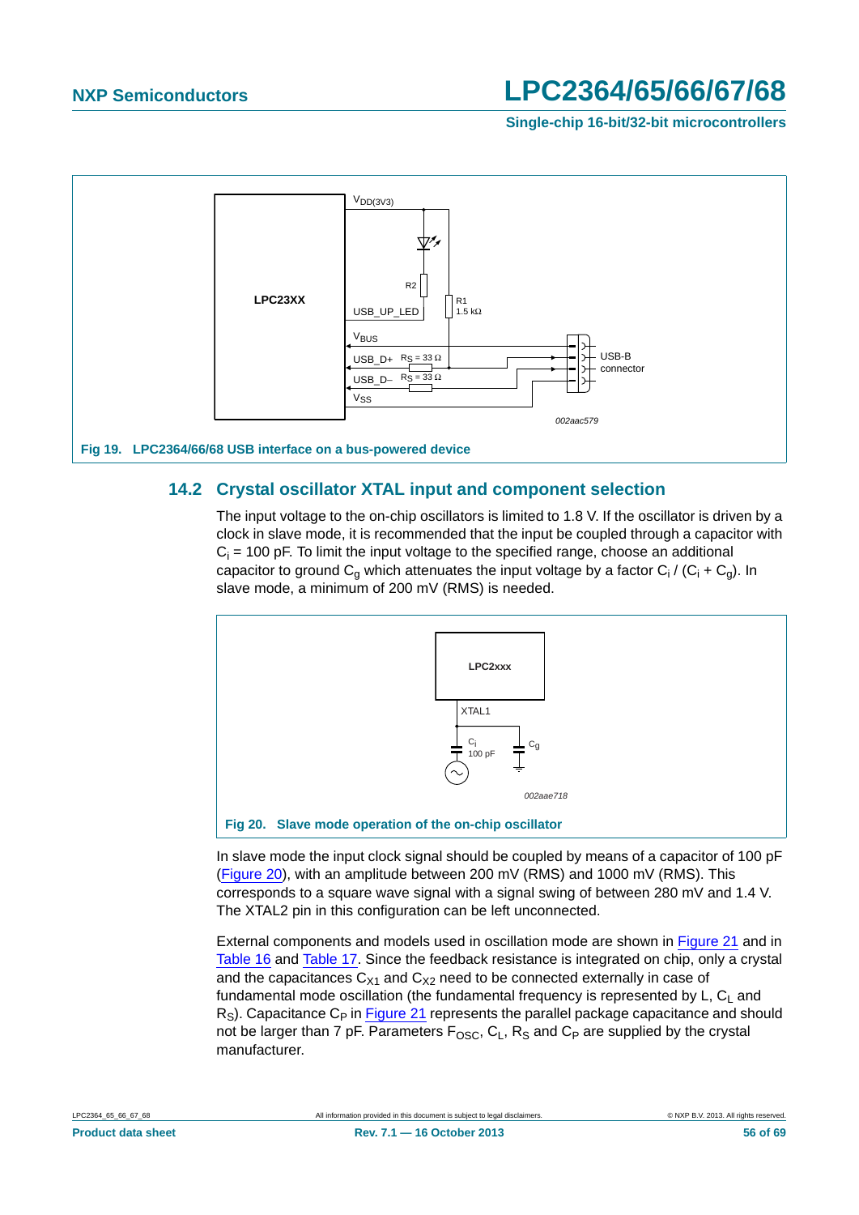Fig 19. LPC2364/66/68 USB interface on a bus-powered device

### 14.2 Crystal oscillator XTAL input and component selection

The input voltage to the on-chip oscillators is limited to 1.8 V. If the oscillator is driven by a clock in slave mode, it is recommended that the input be coupled through a capacitor with $C_i$ = 100 pF. To limit the input voltage to the specified range, choose an additional capacitor to ground $C_g$ which attenuates the input voltage by a factor $C_i / (C_i + C_g)$. In slave mode, a minimum of 200 mV (RMS) is needed.

Fig 20. Slave mode operation of the on-chip oscillator

In slave mode the input clock signal should be coupled by means of a capacitor of 100 pF (Figure 20), with an amplitude between 200 mV (RMS) and 1000 mV (RMS). This corresponds to a square wave signal with a signal swing of between 280 mV and 1.4 V. The XTAL2 pin in this configuration can be left unconnected.

External components and models used in oscillation mode are shown in Figure 21 and in Table 16 and Table 17. Since the feedback resistance is integrated on chip, only a crystal and the capacitances $C_{X1}$ and $C_{X2}$ need to be connected externally in case of fundamental mode oscillation (the fundamental frequency is represented by L, $C_L$ and $R_S$). Capacitance $C_P$ in Figure 21 represents the parallel package capacitance and should not be larger than 7 pF. Parameters $F_{OSC}$, $C_L$, $R_S$ and $C_P$ are supplied by the crystal manufacturer.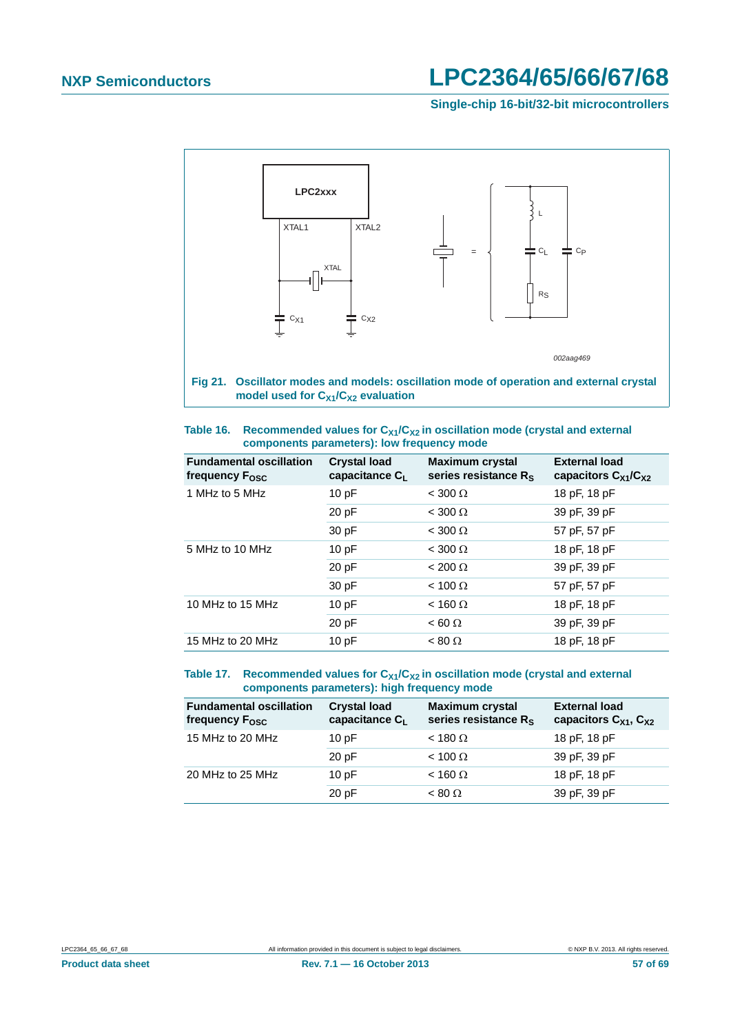LPC2xxx

XTAL1 XTAL2

XTAL

$C_{X1}$ $C_{X2}$

L

$C_L$ $C_P$

$R_S$

002aag469

**Fig 21. Oscillator modes and models: oscillation mode of operation and external crystal model used for $C_{X1}/C_{X2}$ evaluation**

**Table 16. Recommended values for $C_{X1}/C_{X2}$ in oscillation mode (crystal and external components parameters): low frequency mode**

| Fundamental oscillation frequency $F_{OSC}$ | Crystal load capacitance $C_L$ | Maximum crystal series resistance $R_S$ | External load capacitors $C_{X1}/C_{X2}$ |
|---|---|---|---|
| 1 MHz to 5 MHz | 10 pF | < 300 Ω | 18 pF, 18 pF |
| | 20 pF | < 300 Ω | 39 pF, 39 pF |
| | 30 pF | < 300 Ω | 57 pF, 57 pF |
| 5 MHz to 10 MHz | 10 pF | < 300 Ω | 18 pF, 18 pF |
| | 20 pF | < 200 Ω | 39 pF, 39 pF |
| | 30 pF | < 100 Ω | 57 pF, 57 pF |
| 10 MHz to 15 MHz | 10 pF | < 160 Ω | 18 pF, 18 pF |
| | 20 pF | < 60 Ω | 39 pF, 39 pF |
| 15 MHz to 20 MHz | 10 pF | < 80 Ω | 18 pF, 18 pF |

**Table 17. Recommended values for $C_{X1}/C_{X2}$ in oscillation mode (crystal and external components parameters): high frequency mode**

| Fundamental oscillation frequency $F_{OSC}$ | Crystal load capacitance $C_L$ | Maximum crystal series resistance $R_S$ | External load capacitors $C_{X1}$, $C_{X2}$ |
|---|---|---|---|
| 15 MHz to 20 MHz | 10 pF | < 180 Ω | 18 pF, 18 pF |
| | 20 pF | < 100 Ω | 39 pF, 39 pF |
| 20 MHz to 25 MHz | 10 pF | < 160 Ω | 18 pF, 18 pF |
| | 20 pF | < 80 Ω | 39 pF, 39 pF |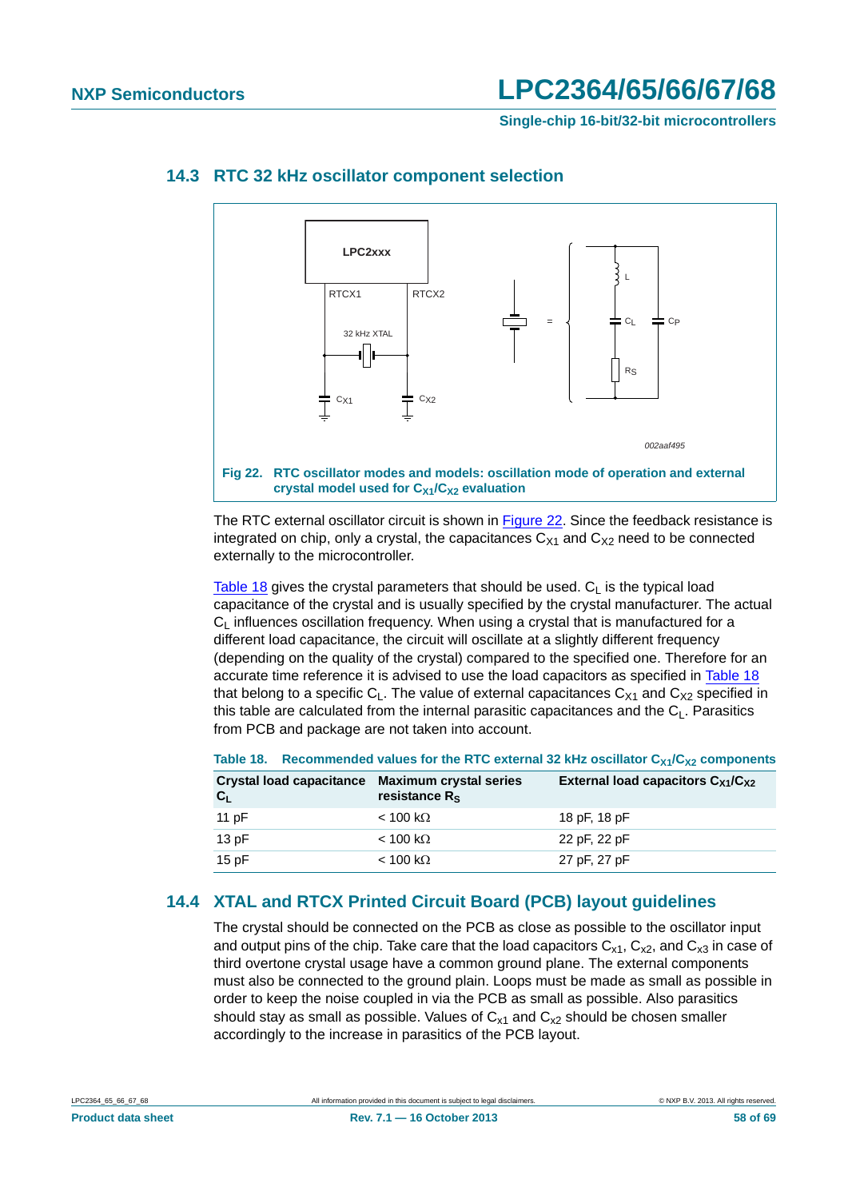### 14.3 RTC 32 kHz oscillator component selection

Fig 22. RTC oscillator modes and models: oscillation mode of operation and external crystal model used for $C_{X1}/C_{X2}$ evaluation

The RTC external oscillator circuit is shown in Figure 22. Since the feedback resistance is integrated on chip, only a crystal, the capacitances $C_{X1}$ and $C_{X2}$ need to be connected externally to the microcontroller.

Table 18 gives the crystal parameters that should be used. $C_L$ is the typical load capacitance of the crystal and is usually specified by the crystal manufacturer. The actual $C_L$ influences oscillation frequency. When using a crystal that is manufactured for a different load capacitance, the circuit will oscillate at a slightly different frequency (depending on the quality of the crystal) compared to the specified one. Therefore for an accurate time reference it is advised to use the load capacitors as specified in Table 18 that belong to a specific $C_L$. The value of external capacitances $C_{X1}$ and $C_{X2}$ specified in this table are calculated from the internal parasitic capacitances and the $C_L$. Parasitics from PCB and package are not taken into account.

**Table 18. Recommended values for the RTC external 32 kHz oscillator $C_{X1}/C_{X2}$ components**

| Crystal load capacitance $C_L$ | Maximum crystal series resistance $R_S$ | External load capacitors $C_{X1}/C_{X2}$ |
|---|---|---|
| 11 pF | < 100 kΩ | 18 pF, 18 pF |
| 13 pF | < 100 kΩ | 22 pF, 22 pF |
| 15 pF | < 100 kΩ | 27 pF, 27 pF |

### 14.4 XTAL and RTCX Printed Circuit Board (PCB) layout guidelines

The crystal should be connected on the PCB as close as possible to the oscillator input and output pins of the chip. Take care that the load capacitors $C_{x1}$, $C_{x2}$, and $C_{x3}$ in case of third overtone crystal usage have a common ground plane. The external components must also be connected to the ground plain. Loops must be made as small as possible in order to keep the noise coupled in via the PCB as small as possible. Also parasitics should stay as small as possible. Values of $C_{x1}$ and $C_{x2}$ should be chosen smaller accordingly to the increase in parasitics of the PCB layout.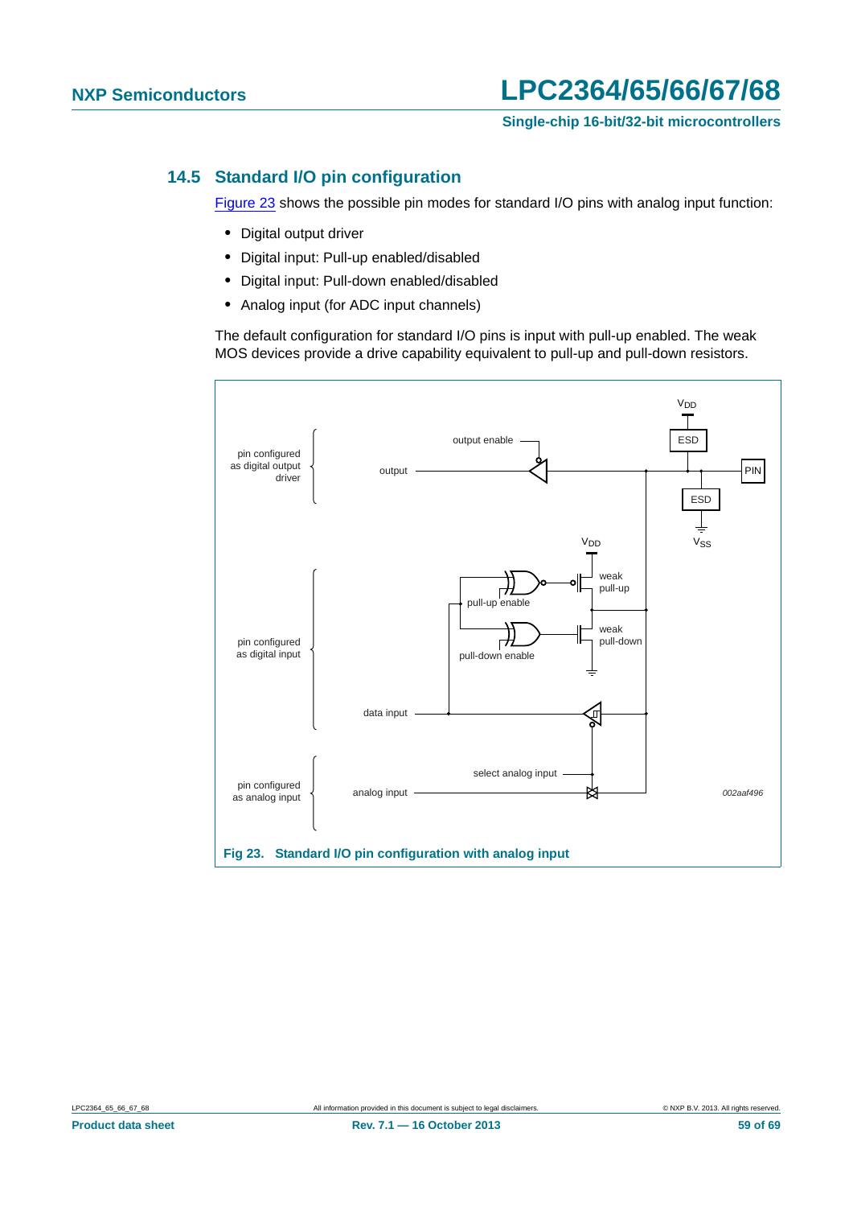### 14.5 Standard I/O pin configuration

Figure 23 shows the possible pin modes for standard I/O pins with analog input function:

- Digital output driver
- Digital input: Pull-up enabled/disabled
- Digital input: Pull-down enabled/disabled
- Analog input (for ADC input channels)

The default configuration for standard I/O pins is input with pull-up enabled. The weak MOS devices provide a drive capability equivalent to pull-up and pull-down resistors.

**Fig 23. Standard I/O pin configuration with analog input**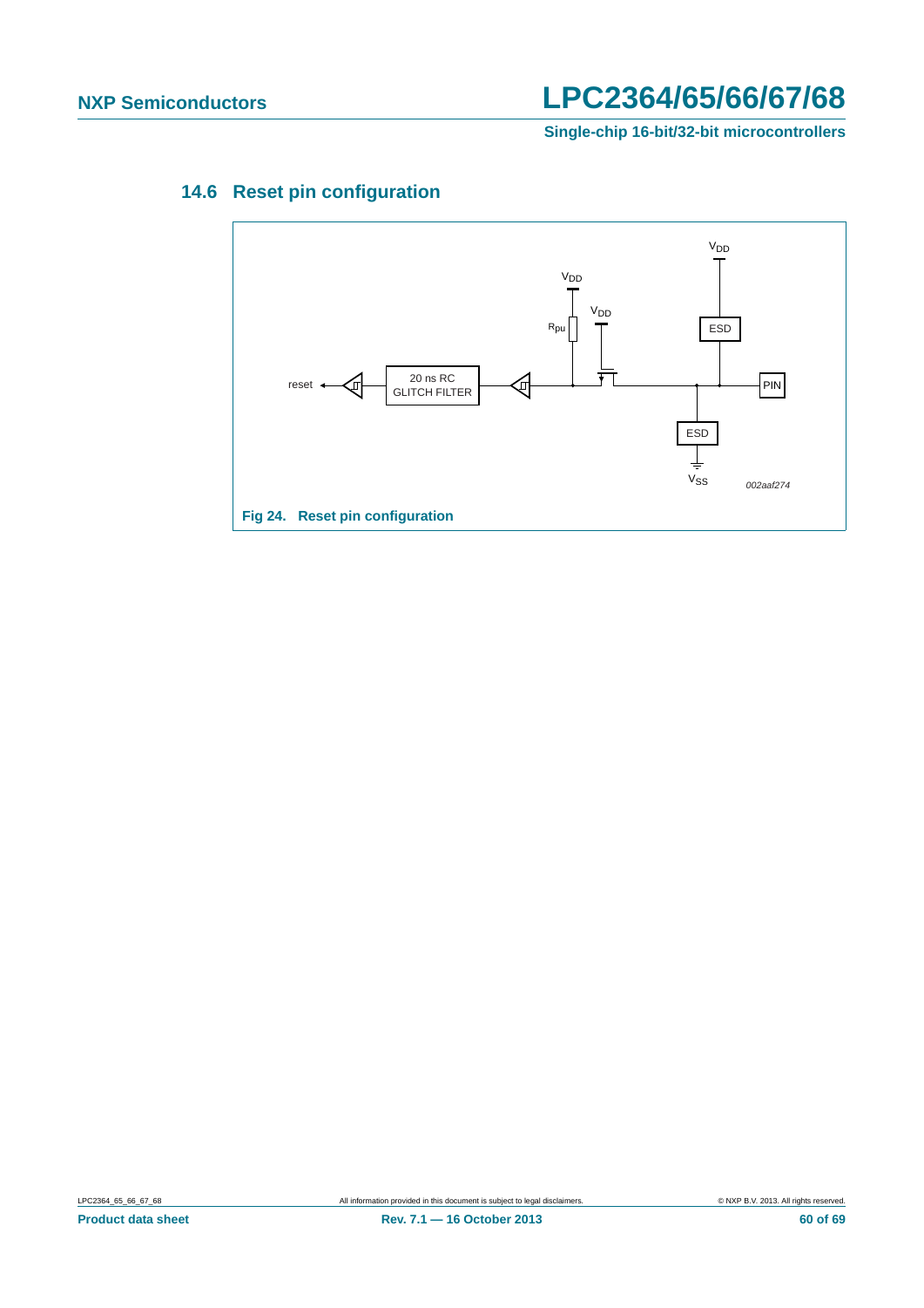### 14.6 Reset pin configuration

Fig 24. Reset pin configuration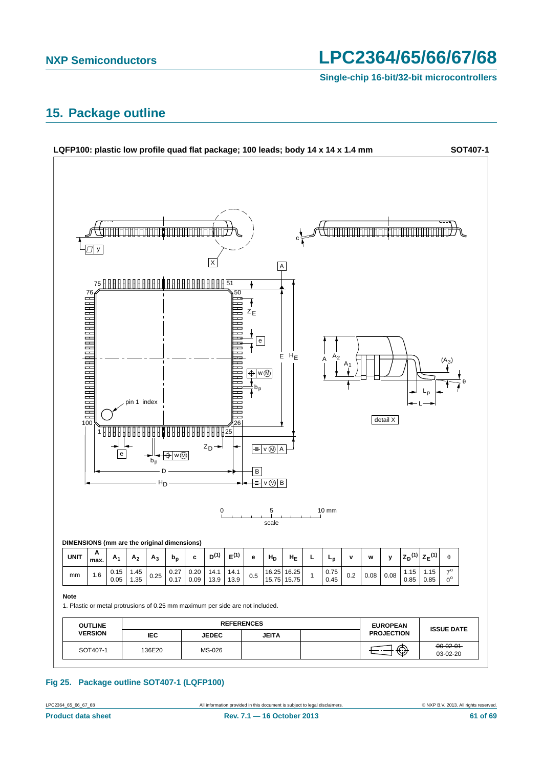## 15. Package outline

**LQFP100: plastic low profile quad flat package; 100 leads; body 14 x 14 x 1.4 mm** **SOT407-1**

**DIMENSIONS (mm are the original dimensions)**

| UNIT | A max. | $A_1$ | $A_2$ | $A_3$ | $b_p$ | c | $D^{(1)}$ | $E^{(1)}$ | e | $H_D$ | $H_E$ | L | $L_p$ | v | w | y | $Z_D^{(1)}$ | $Z_E^{(1)}$ | θ |
|---|---|---|---|---|---|---|---|---|---|---|---|---|---|---|---|---|---|---|---|
| mm | 1.6 | 0.15<br>0.05 | 1.45<br>1.35 | 0.25 | 0.27<br>0.17 | 0.20<br>0.09 | 14.1<br>13.9 | 14.1<br>13.9 | 0.5 | 16.25<br>15.75 | 16.25<br>15.75 | 1 | 0.75<br>0.45 | 0.2 | 0.08 | 0.08 | 1.15<br>0.85 | 1.15<br>0.85 | 7°<br>0° |

**Note**

1. Plastic or metal protrusions of 0.25 mm maximum per side are not included.

| OUTLINE VERSION | REFERENCES | | | | EUROPEAN PROJECTION | ISSUE DATE |
|---|---|---|---|---|---|---|
| | IEC | JEDEC | JEITA | | | |
| SOT407-1 | 136E20 | MS-026 | | | | ~~00-02-01~~<br>03-02-20 |

**Fig 25. Package outline SOT407-1 (LQFP100)**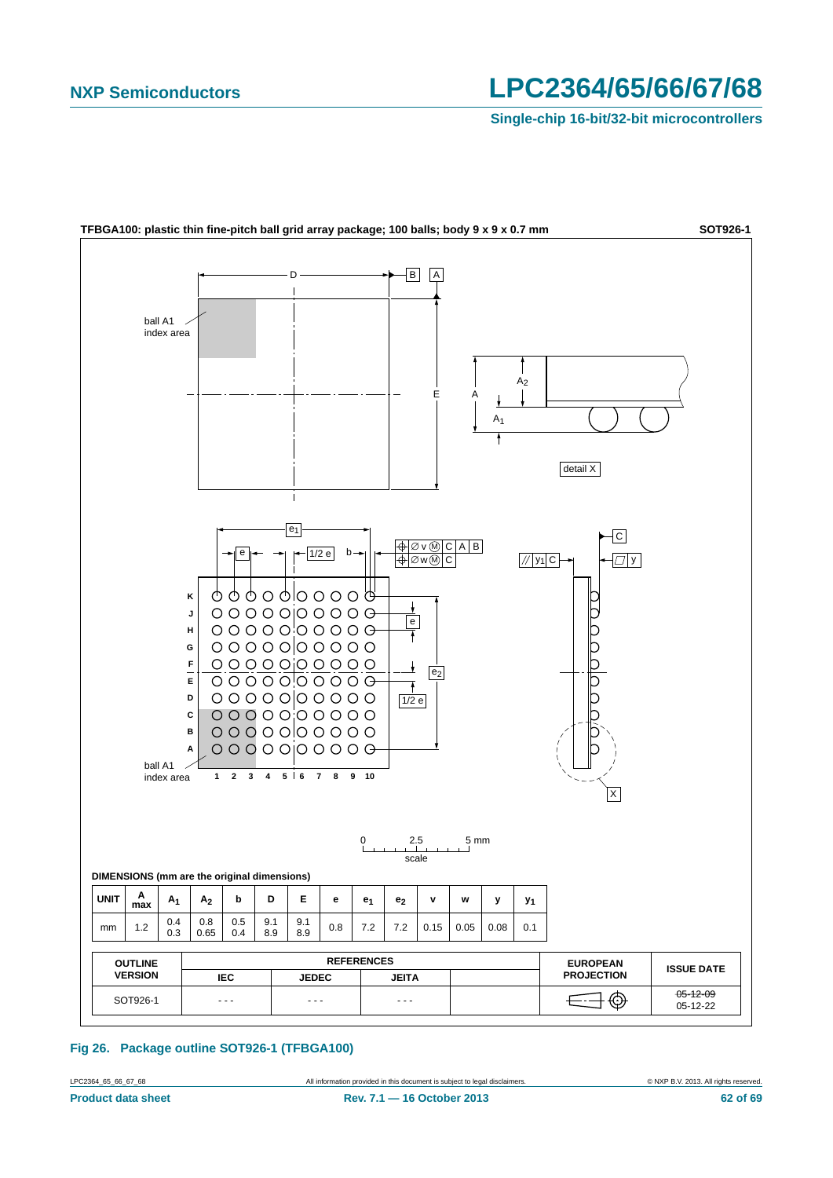**TFBGA100: plastic thin fine-pitch ball grid array package; 100 balls; body 9 x 9 x 0.7 mm** **SOT926-1**

**DIMENSIONS (mm are the original dimensions)**

| UNIT | A max | $A_1$ | $A_2$ | b | D | E | e | $e_1$ | $e_2$ | v | w | y | $y_1$ |
|---|---|---|---|---|---|---|---|---|---|---|---|---|---|
| mm | 1.2 | 0.4<br>0.3 | 0.8<br>0.65 | 0.5<br>0.4 | 9.1<br>8.9 | 9.1<br>8.9 | 0.8 | 7.2 | 7.2 | 0.15 | 0.05 | 0.08 | 0.1 |

| OUTLINE VERSION | REFERENCES | | | | EUROPEAN PROJECTION | ISSUE DATE |
|---|---|---|---|---|---|---|
| | IEC | JEDEC | JEITA | | | |
| SOT926-1 | - - - | - - - | - - - | | | ~~05-12-09~~<br>05-12-22 |

**Fig 26. Package outline SOT926-1 (TFBGA100)**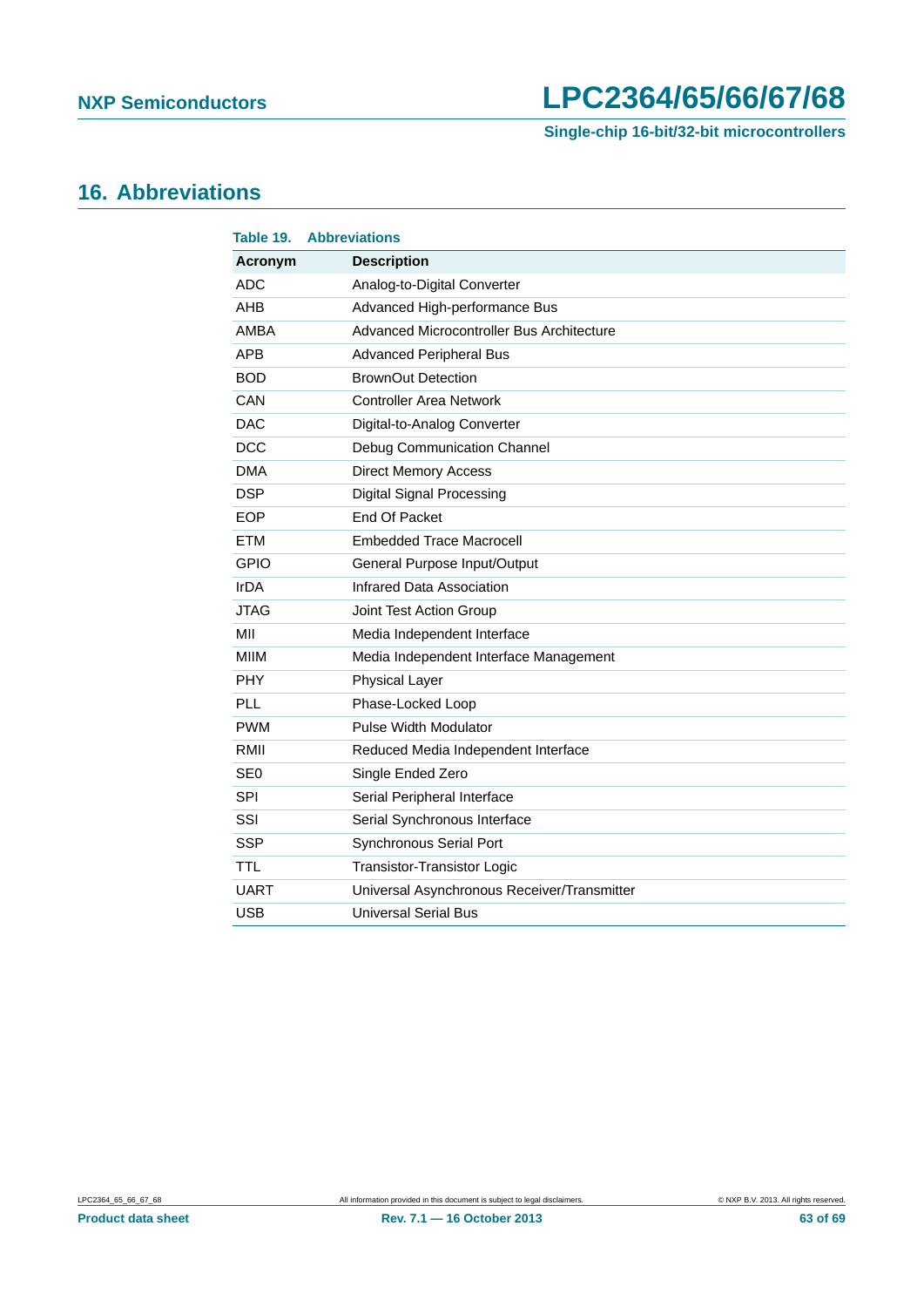## 16. Abbreviations

**Table 19. Abbreviations**

| Acronym | Description |
|---|---|
| ADC | Analog-to-Digital Converter |
| AHB | Advanced High-performance Bus |
| AMBA | Advanced Microcontroller Bus Architecture |
| APB | Advanced Peripheral Bus |
| BOD | BrownOut Detection |
| CAN | Controller Area Network |
| DAC | Digital-to-Analog Converter |
| DCC | Debug Communication Channel |
| DMA | Direct Memory Access |
| DSP | Digital Signal Processing |
| EOP | End Of Packet |
| ETM | Embedded Trace Macrocell |
| GPIO | General Purpose Input/Output |
| IrDA | Infrared Data Association |
| JTAG | Joint Test Action Group |
| MII | Media Independent Interface |
| MIIM | Media Independent Interface Management |
| PHY | Physical Layer |
| PLL | Phase-Locked Loop |
| PWM | Pulse Width Modulator |
| RMII | Reduced Media Independent Interface |
| SE0 | Single Ended Zero |
| SPI | Serial Peripheral Interface |
| SSI | Serial Synchronous Interface |
| SSP | Synchronous Serial Port |
| TTL | Transistor-Transistor Logic |
| UART | Universal Asynchronous Receiver/Transmitter |
| USB | Universal Serial Bus |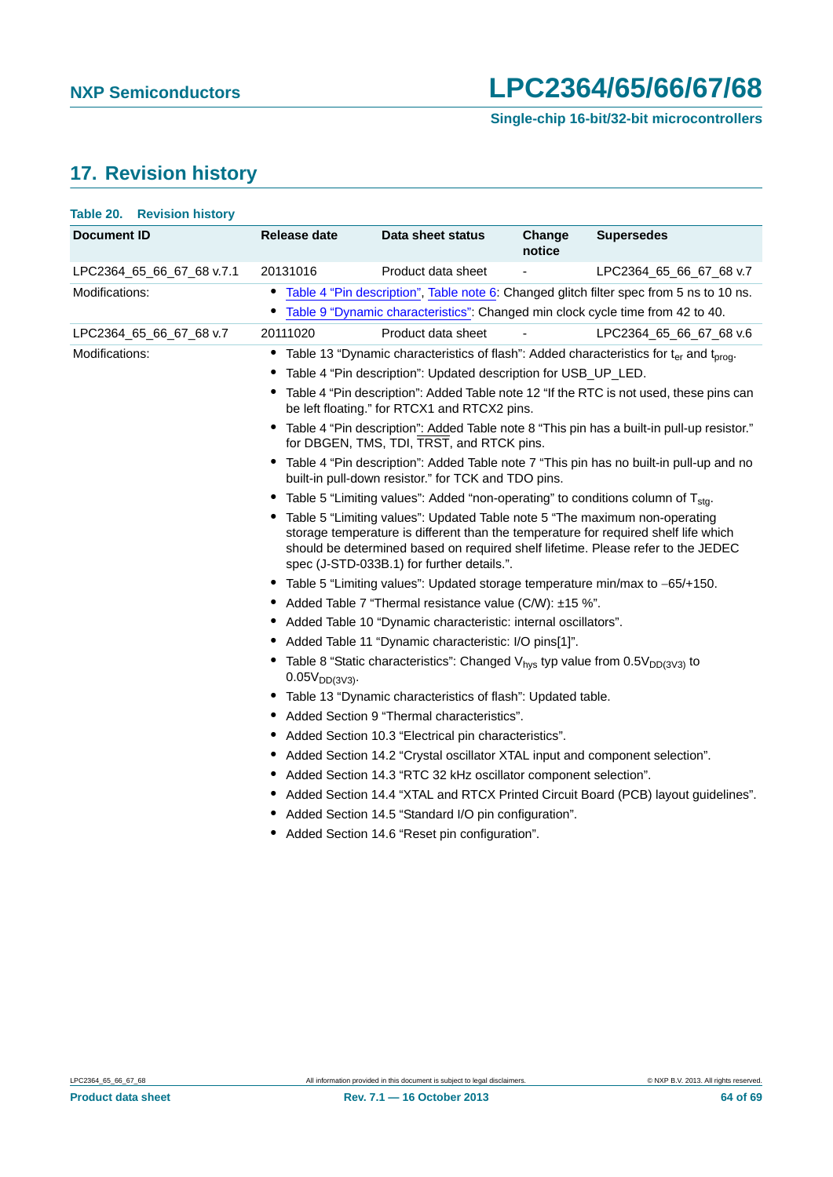## 17. Revision history

**Table 20. Revision history**

| Document ID | Release date | Data sheet status | Change notice | Supersedes |
|---|---|---|---|---|
| LPC2364_65_66_67_68 v.7.1 | 20131016 | Product data sheet | - | LPC2364_65_66_67_68 v.7 |
| Modifications: | • Table 4 "Pin description", Table note 6: Changed glitch filter spec from 5 ns to 10 ns. <br> • Table 9 "Dynamic characteristics": Changed min clock cycle time from 42 to 40. | | | |
| LPC2364_65_66_67_68 v.7 | 20111020 | Product data sheet | - | LPC2364_65_66_67_68 v.6 |
| Modifications: | • Table 13 "Dynamic characteristics of flash": Added characteristics for $t_{er}$ and $t_{prog}$. <br> • Table 4 "Pin description": Updated description for USB_UP_LED. <br> • Table 4 "Pin description": Added Table note 12 "If the RTC is not used, these pins can be left floating." for RTCX1 and RTCX2 pins. <br> • Table 4 "Pin description": Added Table note 8 "This pin has a built-in pull-up resistor." for DBGEN, TMS, TDI, TRST, and RTCK pins. <br> • Table 4 "Pin description": Added Table note 7 "This pin has no built-in pull-up and no built-in pull-down resistor." for TCK and TDO pins. <br> • Table 5 "Limiting values": Added "non-operating" to conditions column of $T_{stg}$. <br> • Table 5 "Limiting values": Updated Table note 5 "The maximum non-operating storage temperature is different than the temperature for required shelf life which should be determined based on required shelf lifetime. Please refer to the JEDEC spec (J-STD-033B.1) for further details.". <br> • Table 5 "Limiting values": Updated storage temperature min/max to −65/+150. <br> • Added Table 7 "Thermal resistance value (C/W): ±15 %". <br> • Added Table 10 "Dynamic characteristic: internal oscillators". <br> • Added Table 11 "Dynamic characteristic: I/O pins[1]". <br> • Table 8 "Static characteristics": Changed $V_{hys}$ typ value from $0.5V_{DD(3V3)}$ to $0.05V_{DD(3V3)}$. <br> • Table 13 "Dynamic characteristics of flash": Updated table. <br> • Added Section 9 "Thermal characteristics". <br> • Added Section 10.3 "Electrical pin characteristics". <br> • Added Section 14.2 "Crystal oscillator XTAL input and component selection". <br> • Added Section 14.3 "RTC 32 kHz oscillator component selection". <br> • Added Section 14.4 "XTAL and RTCX Printed Circuit Board (PCB) layout guidelines". <br> • Added Section 14.5 "Standard I/O pin configuration". <br> • Added Section 14.6 "Reset pin configuration". | | | |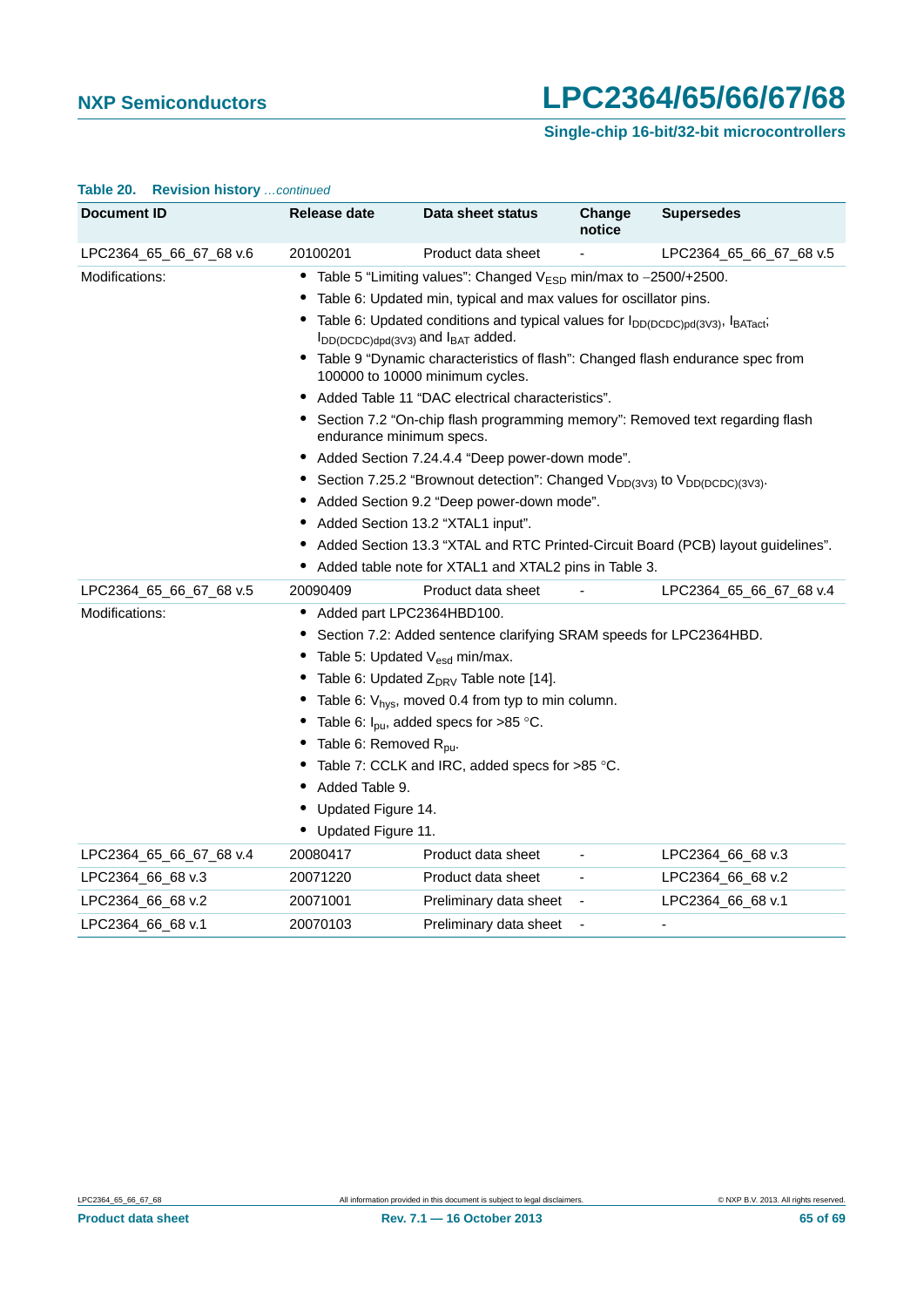**Table 20. Revision history** *...continued*

| Document ID | Release date | Data sheet status | Change notice | Supersedes |
|---|---|---|---|---|
| LPC2364_65_66_67_68 v.6 | 20100201 | Product data sheet | - | LPC2364_65_66_67_68 v.5 |
| Modifications: | • Table 5 "Limiting values": Changed $V_{ESD}$ min/max to −2500/+2500.<br>• Table 6: Updated min, typical and max values for oscillator pins.<br>• Table 6: Updated conditions and typical values for $I_{DD(DCDC)pd(3V3)}$, $I_{BATact}$; $I_{DD(DCDC)dpd(3V3)}$ and $I_{BAT}$ added.<br>• Table 9 "Dynamic characteristics of flash": Changed flash endurance spec from 100000 to 10000 minimum cycles.<br>• Added Table 11 "DAC electrical characteristics".<br>• Section 7.2 "On-chip flash programming memory": Removed text regarding flash endurance minimum specs.<br>• Added Section 7.24.4.4 "Deep power-down mode".<br>• Section 7.25.2 "Brownout detection": Changed $V_{DD(3V3)}$ to $V_{DD(DCDC)(3V3)}$.<br>• Added Section 9.2 "Deep power-down mode".<br>• Added Section 13.2 "XTAL1 input".<br>• Added Section 13.3 "XTAL and RTC Printed-Circuit Board (PCB) layout guidelines".<br>• Added table note for XTAL1 and XTAL2 pins in Table 3. | | | |
| LPC2364_65_66_67_68 v.5 | 20090409 | Product data sheet | - | LPC2364_65_66_67_68 v.4 |
| Modifications: | • Added part LPC2364HBD100.<br>• Section 7.2: Added sentence clarifying SRAM speeds for LPC2364HBD.<br>• Table 5: Updated $V_{esd}$ min/max.<br>• Table 6: Updated $Z_{DRV}$ Table note [14].<br>• Table 6: $V_{hys}$, moved 0.4 from typ to min column.<br>• Table 6: $I_{pu}$, added specs for >85 °C.<br>• Table 6: Removed $R_{pu}$.<br>• Table 7: CCLK and IRC, added specs for >85 °C.<br>• Added Table 9.<br>• Updated Figure 14.<br>• Updated Figure 11. | | | |
| LPC2364_65_66_67_68 v.4 | 20080417 | Product data sheet | - | LPC2364_66_68 v.3 |
| LPC2364_66_68 v.3 | 20071220 | Product data sheet | - | LPC2364_66_68 v.2 |
| LPC2364_66_68 v.2 | 20071001 | Preliminary data sheet | - | LPC2364_66_68 v.1 |
| LPC2364_66_68 v.1 | 20070103 | Preliminary data sheet | - | - |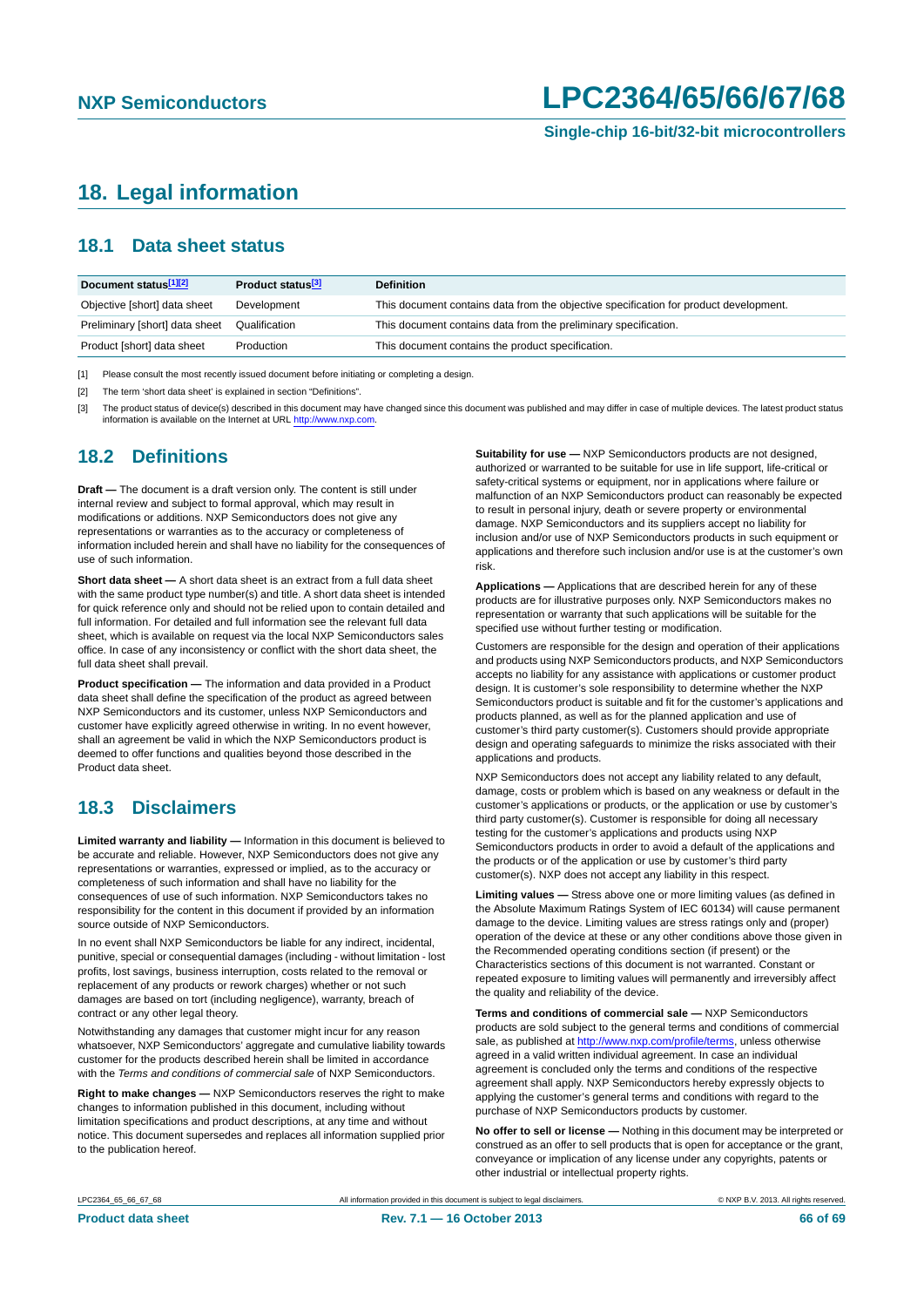# 18. Legal information

## 18.1 Data sheet status

| Document status[1][2] | Product status[3] | Definition |
|---|---|---|
| Objective [short] data sheet | Development | This document contains data from the objective specification for product development. |
| Preliminary [short] data sheet | Qualification | This document contains data from the preliminary specification. |
| Product [short] data sheet | Production | This document contains the product specification. |

[1] Please consult the most recently issued document before initiating or completing a design.

[2] The term 'short data sheet' is explained in section "Definitions".

[3] The product status of device(s) described in this document may have changed since this document was published and may differ in case of multiple devices. The latest product status information is available on the Internet at URL http://www.nxp.com.

## 18.2 Definitions

**Draft —** The document is a draft version only. The content is still under internal review and subject to formal approval, which may result in modifications or additions. NXP Semiconductors does not give any representations or warranties as to the accuracy or completeness of information included herein and shall have no liability for the consequences of use of such information.

**Short data sheet —** A short data sheet is an extract from a full data sheet with the same product type number(s) and title. A short data sheet is intended for quick reference only and should not be relied upon to contain detailed and full information. For detailed and full information see the relevant full data sheet, which is available on request via the local NXP Semiconductors sales office. In case of any inconsistency or conflict with the short data sheet, the full data sheet shall prevail.

**Product specification —** The information and data provided in a Product data sheet shall define the specification of the product as agreed between NXP Semiconductors and its customer, unless NXP Semiconductors and customer have explicitly agreed otherwise in writing. In no event however, shall an agreement be valid in which the NXP Semiconductors product is deemed to offer functions and qualities beyond those described in the Product data sheet.

## 18.3 Disclaimers

**Limited warranty and liability —** Information in this document is believed to be accurate and reliable. However, NXP Semiconductors does not give any representations or warranties, expressed or implied, as to the accuracy or completeness of such information and shall have no liability for the consequences of use of such information. NXP Semiconductors takes no responsibility for the content in this document if provided by an information source outside of NXP Semiconductors.

In no event shall NXP Semiconductors be liable for any indirect, incidental, punitive, special or consequential damages (including - without limitation - lost profits, lost savings, business interruption, costs related to the removal or replacement of any products or rework charges) whether or not such damages are based on tort (including negligence), warranty, breach of contract or any other legal theory.

Notwithstanding any damages that customer might incur for any reason whatsoever, NXP Semiconductors' aggregate and cumulative liability towards customer for the products described herein shall be limited in accordance with the *Terms and conditions of commercial sale* of NXP Semiconductors.

**Right to make changes —** NXP Semiconductors reserves the right to make changes to information published in this document, including without limitation specifications and product descriptions, at any time and without notice. This document supersedes and replaces all information supplied prior to the publication hereof.

**Suitability for use —** NXP Semiconductors products are not designed, authorized or warranted to be suitable for use in life support, life-critical or safety-critical systems or equipment, nor in applications where failure or malfunction of an NXP Semiconductors product can reasonably be expected to result in personal injury, death or severe property or environmental damage. NXP Semiconductors and its suppliers accept no liability for inclusion and/or use of NXP Semiconductors products in such equipment or applications and therefore such inclusion and/or use is at the customer's own risk.

**Applications —** Applications that are described herein for any of these products are for illustrative purposes only. NXP Semiconductors makes no representation or warranty that such applications will be suitable for the specified use without further testing or modification.

Customers are responsible for the design and operation of their applications and products using NXP Semiconductors products, and NXP Semiconductors accepts no liability for any assistance with applications or customer product design. It is customer's sole responsibility to determine whether the NXP Semiconductors product is suitable and fit for the customer's applications and products planned, as well as for the planned application and use of customer's third party customer(s). Customers should provide appropriate design and operating safeguards to minimize the risks associated with their applications and products.

NXP Semiconductors does not accept any liability related to any default, damage, costs or problem which is based on any weakness or default in the customer's applications or products, or the application or use by customer's third party customer(s). Customer is responsible for doing all necessary testing for the customer's applications and products using NXP Semiconductors products in order to avoid a default of the applications and the products or of the application or use by customer's third party customer(s). NXP does not accept any liability in this respect.

**Limiting values —** Stress above one or more limiting values (as defined in the Absolute Maximum Ratings System of IEC 60134) will cause permanent damage to the device. Limiting values are stress ratings only and (proper) operation of the device at these or any other conditions above those given in the Recommended operating conditions section (if present) or the Characteristics sections of this document is not warranted. Constant or repeated exposure to limiting values will permanently and irreversibly affect the quality and reliability of the device.

**Terms and conditions of commercial sale —** NXP Semiconductors products are sold subject to the general terms and conditions of commercial sale, as published at http://www.nxp.com/profile/terms, unless otherwise agreed in a valid written individual agreement. In case an individual agreement is concluded only the terms and conditions of the respective agreement shall apply. NXP Semiconductors hereby expressly objects to applying the customer's general terms and conditions with regard to the purchase of NXP Semiconductors products by customer.

**No offer to sell or license —** Nothing in this document may be interpreted or construed as an offer to sell products that is open for acceptance or the grant, conveyance or implication of any license under any copyrights, patents or other industrial or intellectual property rights.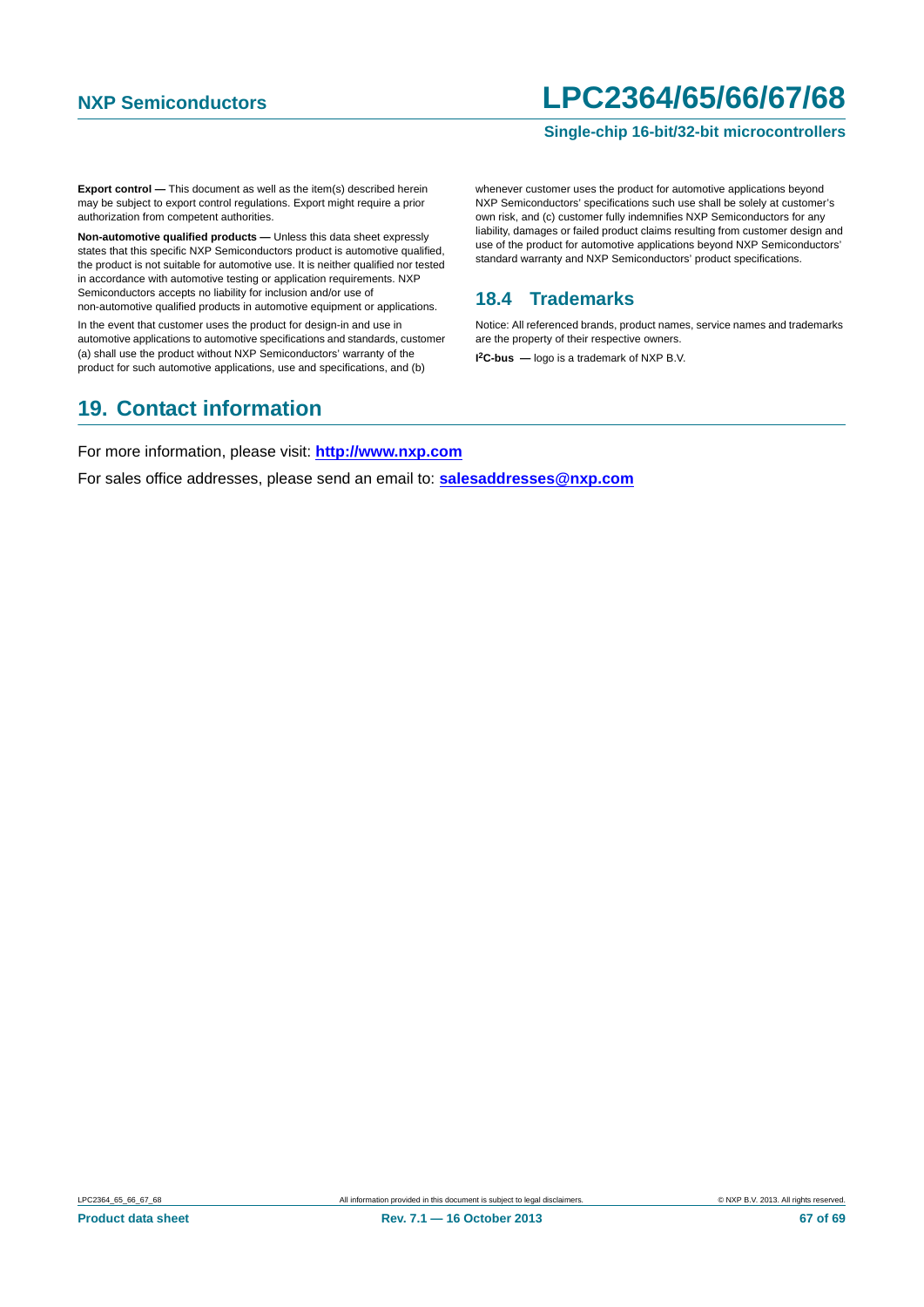**Export control —** This document as well as the item(s) described herein may be subject to export control regulations. Export might require a prior authorization from competent authorities.

**Non-automotive qualified products —** Unless this data sheet expressly states that this specific NXP Semiconductors product is automotive qualified, the product is not suitable for automotive use. It is neither qualified nor tested in accordance with automotive testing or application requirements. NXP Semiconductors accepts no liability for inclusion and/or use of non-automotive qualified products in automotive equipment or applications.

In the event that customer uses the product for design-in and use in automotive applications to automotive specifications and standards, customer (a) shall use the product without NXP Semiconductors' warranty of the product for such automotive applications, use and specifications, and (b) whenever customer uses the product for automotive applications beyond NXP Semiconductors' specifications such use shall be solely at customer's own risk, and (c) customer fully indemnifies NXP Semiconductors for any liability, damages or failed product claims resulting from customer design and use of the product for automotive applications beyond NXP Semiconductors' standard warranty and NXP Semiconductors' product specifications.

### 18.4 Trademarks

Notice: All referenced brands, product names, service names and trademarks are the property of their respective owners.

**I²C-bus —** logo is a trademark of NXP B.V.

## 19. Contact information

For more information, please visit: **http://www.nxp.com**

For sales office addresses, please send an email to: **salesaddresses@nxp.com**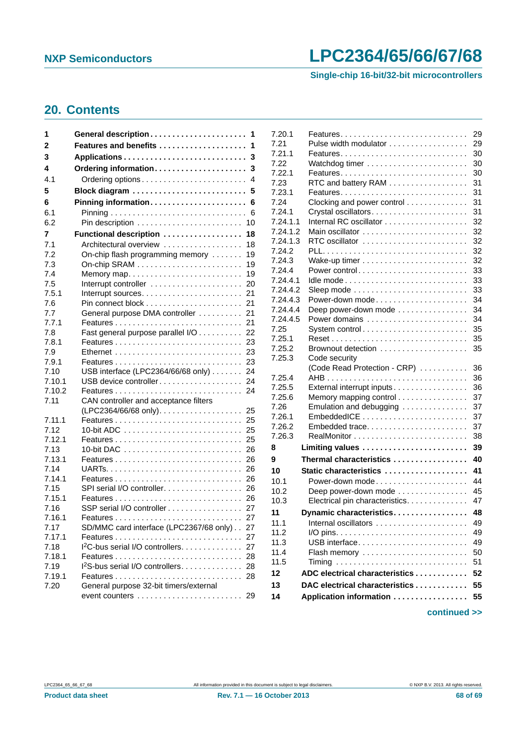## 20. Contents

| | | |
|---|---|---|
| **1** | **General description** | **1** |
| **2** | **Features and benefits** | **1** |
| **3** | **Applications** | **3** |
| **4** | **Ordering information** | **3** |
| 4.1 | Ordering options | 4 |
| **5** | **Block diagram** | **5** |
| **6** | **Pinning information** | **6** |
| 6.1 | Pinning | 6 |
| 6.2 | Pin description | 10 |
| **7** | **Functional description** | **18** |
| 7.1 | Architectural overview | 18 |
| 7.2 | On-chip flash programming memory | 19 |
| 7.3 | On-chip SRAM | 19 |
| 7.4 | Memory map | 19 |
| 7.5 | Interrupt controller | 20 |
| 7.5.1 | Interrupt sources | 21 |
| 7.6 | Pin connect block | 21 |
| 7.7 | General purpose DMA controller | 21 |
| 7.7.1 | Features | 21 |
| 7.8 | Fast general purpose parallel I/O | 22 |
| 7.8.1 | Features | 23 |
| 7.9 | Ethernet | 23 |
| 7.9.1 | Features | 23 |
| 7.10 | USB interface (LPC2364/66/68 only) | 24 |
| 7.10.1 | USB device controller | 24 |
| 7.10.2 | Features | 24 |
| 7.11 | CAN controller and acceptance filters (LPC2364/66/68 only) | 25 |
| 7.11.1 | Features | 25 |
| 7.12 | 10-bit ADC | 25 |
| 7.12.1 | Features | 25 |
| 7.13 | 10-bit DAC | 26 |
| 7.13.1 | Features | 26 |
| 7.14 | UARTs | 26 |
| 7.14.1 | Features | 26 |
| 7.15 | SPI serial I/O controller | 26 |
| 7.15.1 | Features | 26 |
| 7.16 | SSP serial I/O controller | 27 |
| 7.16.1 | Features | 27 |
| 7.17 | SD/MMC card interface (LPC2367/68 only) | 27 |
| 7.17.1 | Features | 27 |
| 7.18 | I²C-bus serial I/O controllers | 27 |
| 7.18.1 | Features | 28 |
| 7.19 | I²S-bus serial I/O controllers | 28 |
| 7.19.1 | Features | 28 |
| 7.20 | General purpose 32-bit timers/external event counters | 29 |
| 7.20.1 | Features | 29 |
| 7.21 | Pulse width modulator | 29 |
| 7.21.1 | Features | 30 |
| 7.22 | Watchdog timer | 30 |
| 7.22.1 | Features | 30 |
| 7.23 | RTC and battery RAM | 31 |
| 7.23.1 | Features | 31 |
| 7.24 | Clocking and power control | 31 |
| 7.24.1 | Crystal oscillators | 31 |
| 7.24.1.1 | Internal RC oscillator | 32 |
| 7.24.1.2 | Main oscillator | 32 |
| 7.24.1.3 | RTC oscillator | 32 |
| 7.24.2 | PLL | 32 |
| 7.24.3 | Wake-up timer | 32 |
| 7.24.4 | Power control | 33 |
| 7.24.4.1 | Idle mode | 33 |
| 7.24.4.2 | Sleep mode | 33 |
| 7.24.4.3 | Power-down mode | 34 |
| 7.24.4.4 | Deep power-down mode | 34 |
| 7.24.4.5 | Power domains | 34 |
| 7.25 | System control | 35 |
| 7.25.1 | Reset | 35 |
| 7.25.2 | Brownout detection | 35 |
| 7.25.3 | Code security (Code Read Protection - CRP) | 36 |
| 7.25.4 | AHB | 36 |
| 7.25.5 | External interrupt inputs | 36 |
| 7.25.6 | Memory mapping control | 37 |
| 7.26 | Emulation and debugging | 37 |
| 7.26.1 | EmbeddedICE | 37 |
| 7.26.2 | Embedded trace | 37 |
| 7.26.3 | RealMonitor | 38 |
| **8** | **Limiting values** | **39** |
| **9** | **Thermal characteristics** | **40** |
| **10** | **Static characteristics** | **41** |
| 10.1 | Power-down mode | 44 |
| 10.2 | Deep power-down mode | 45 |
| 10.3 | Electrical pin characteristics | 47 |
| **11** | **Dynamic characteristics** | **48** |
| 11.1 | Internal oscillators | 49 |
| 11.2 | I/O pins | 49 |
| 11.3 | USB interface | 49 |
| 11.4 | Flash memory | 50 |
| 11.5 | Timing | 51 |
| **12** | **ADC electrical characteristics** | **52** |
| **13** | **DAC electrical characteristics** | **55** |
| **14** | **Application information** | **55** |

**continued >>**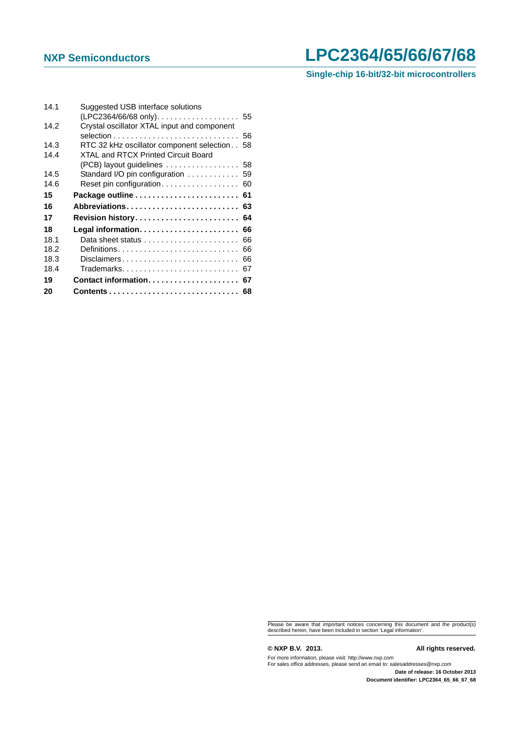| | | |
|---|---|---|
| 14.1 | Suggested USB interface solutions (LPC2364/66/68 only) | 55 |
| 14.2 | Crystal oscillator XTAL input and component selection | 56 |
| 14.3 | RTC 32 kHz oscillator component selection | 58 |
| 14.4 | XTAL and RTCX Printed Circuit Board (PCB) layout guidelines | 58 |
| 14.5 | Standard I/O pin configuration | 59 |
| 14.6 | Reset pin configuration | 60 |
| **15** | **Package outline** | **61** |
| **16** | **Abbreviations** | **63** |
| **17** | **Revision history** | **64** |
| **18** | **Legal information** | **66** |
| 18.1 | Data sheet status | 66 |
| 18.2 | Definitions | 66 |
| 18.3 | Disclaimers | 66 |
| 18.4 | Trademarks | 67 |
| **19** | **Contact information** | **67** |
| **20** | **Contents** | **68** |

Please be aware that important notices concerning this document and the product(s) described herein, have been included in section 'Legal information'.

**© NXP B.V. 2013.** **All rights reserved.**

For more information, please visit: http://www.nxp.com
For sales office addresses, please send an email to: salesaddresses@nxp.com

**Date of release: 16 October 2013**

**Document identifier: LPC2364_65_66_67_68**